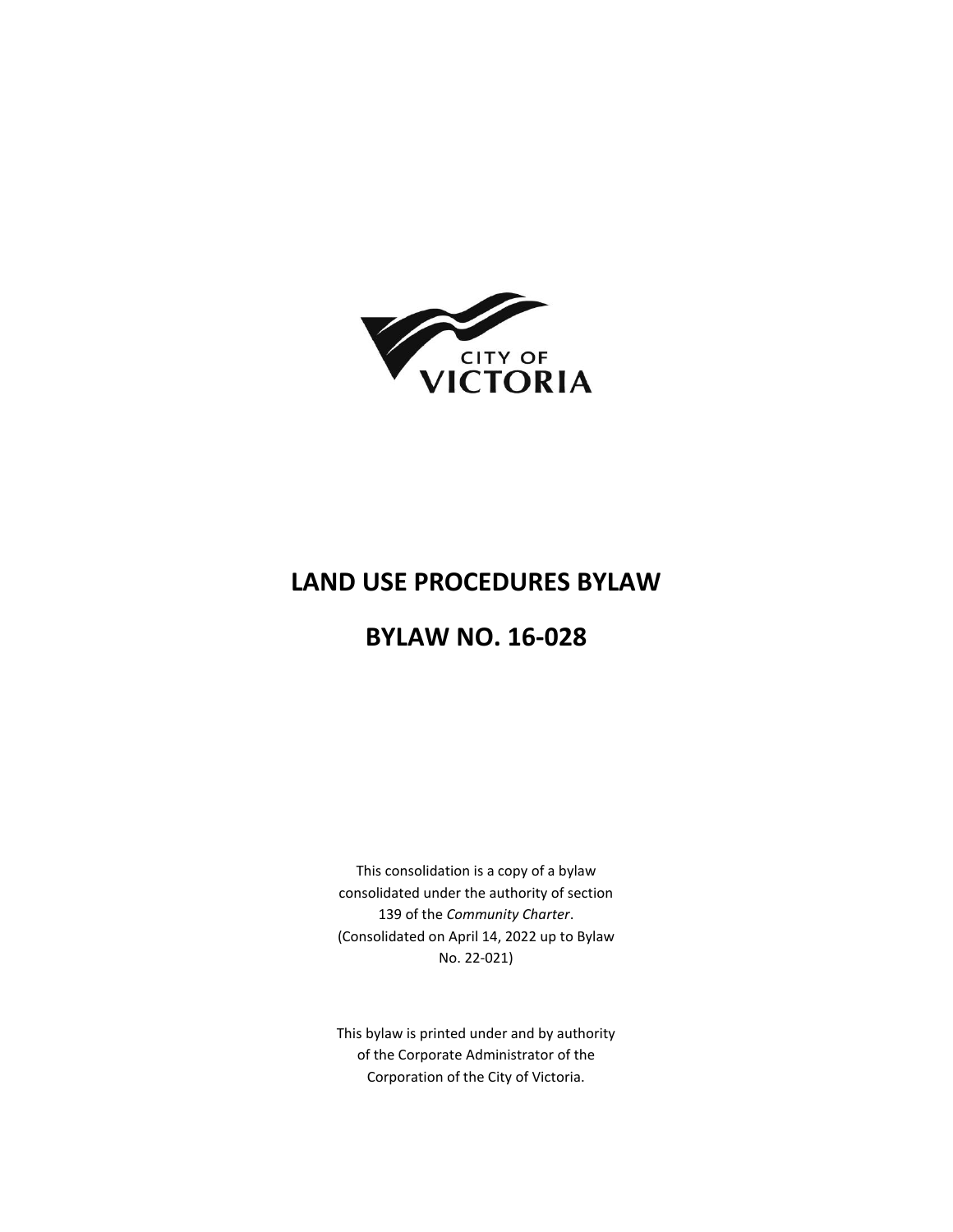CITY OF
VICTORIA

# LAND USE PROCEDURES BYLAW

# BYLAW NO. 16-028

This consolidation is a copy of a bylaw consolidated under the authority of section 139 of the *Community Charter*. (Consolidated on April 14, 2022 up to Bylaw No. 22-021)

This bylaw is printed under and by authority of the Corporate Administrator of the Corporation of the City of Victoria.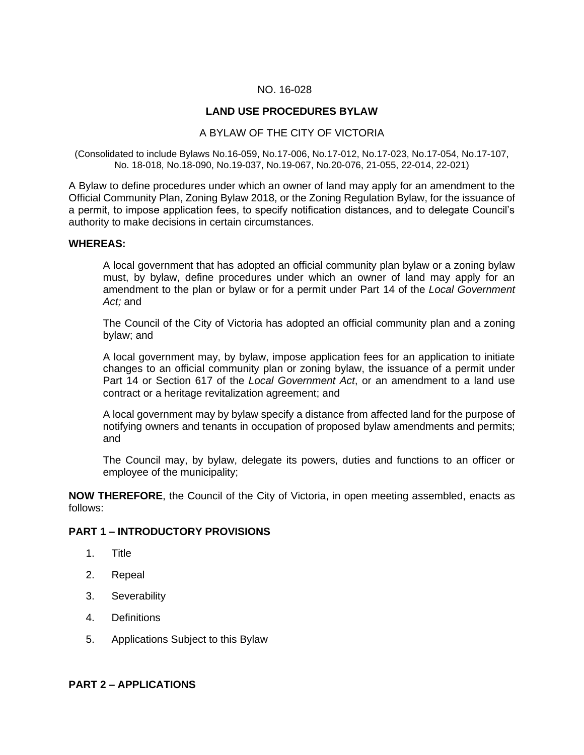NO. 16-028

**LAND USE PROCEDURES BYLAW**

A BYLAW OF THE CITY OF VICTORIA

(Consolidated to include Bylaws No.16-059, No.17-006, No.17-012, No.17-023, No.17-054, No.17-107, No. 18-018, No.18-090, No.19-037, No.19-067, No.20-076, 21-055, 22-014, 22-021)

A Bylaw to define procedures under which an owner of land may apply for an amendment to the Official Community Plan, Zoning Bylaw 2018, or the Zoning Regulation Bylaw, for the issuance of a permit, to impose application fees, to specify notification distances, and to delegate Council's authority to make decisions in certain circumstances.

**WHEREAS:**

A local government that has adopted an official community plan bylaw or a zoning bylaw must, by bylaw, define procedures under which an owner of land may apply for an amendment to the plan or bylaw or for a permit under Part 14 of the *Local Government Act;* and

The Council of the City of Victoria has adopted an official community plan and a zoning bylaw; and

A local government may, by bylaw, impose application fees for an application to initiate changes to an official community plan or zoning bylaw, the issuance of a permit under Part 14 or Section 617 of the *Local Government Act*, or an amendment to a land use contract or a heritage revitalization agreement; and

A local government may by bylaw specify a distance from affected land for the purpose of notifying owners and tenants in occupation of proposed bylaw amendments and permits; and

The Council may, by bylaw, delegate its powers, duties and functions to an officer or employee of the municipality;

**NOW THEREFORE**, the Council of the City of Victoria, in open meeting assembled, enacts as follows:

**PART 1 – INTRODUCTORY PROVISIONS**

1. Title
2. Repeal
3. Severability
4. Definitions
5. Applications Subject to this Bylaw

**PART 2 – APPLICATIONS**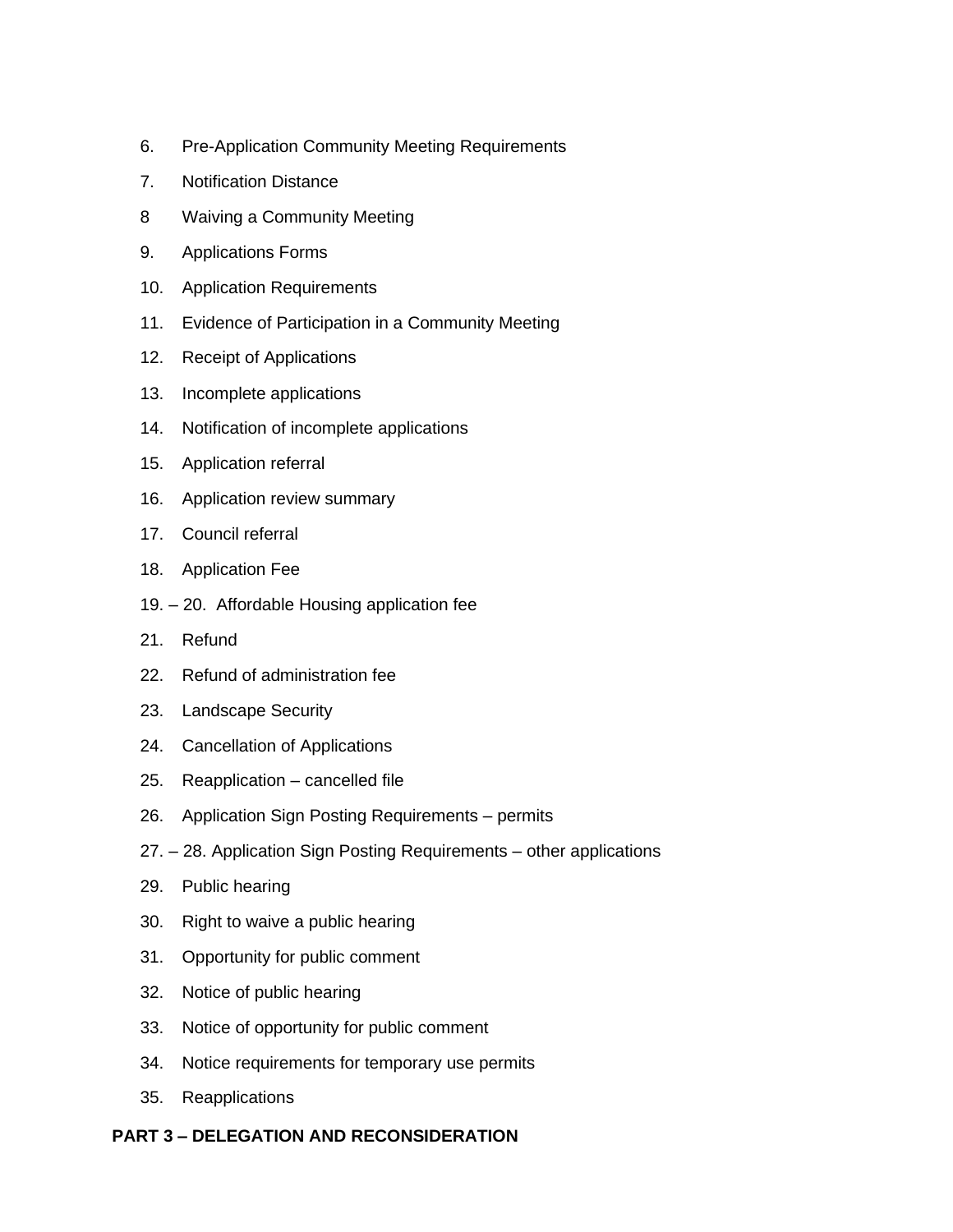6. Pre-Application Community Meeting Requirements

7. Notification Distance

8 Waiving a Community Meeting

9. Applications Forms

10. Application Requirements

11. Evidence of Participation in a Community Meeting

12. Receipt of Applications

13. Incomplete applications

14. Notification of incomplete applications

15. Application referral

16. Application review summary

17. Council referral

18. Application Fee

19. – 20. Affordable Housing application fee

21. Refund

22. Refund of administration fee

23. Landscape Security

24. Cancellation of Applications

25. Reapplication – cancelled file

26. Application Sign Posting Requirements – permits

27. – 28. Application Sign Posting Requirements – other applications

29. Public hearing

30. Right to waive a public hearing

31. Opportunity for public comment

32. Notice of public hearing

33. Notice of opportunity for public comment

34. Notice requirements for temporary use permits

35. Reapplications

**PART 3 – DELEGATION AND RECONSIDERATION**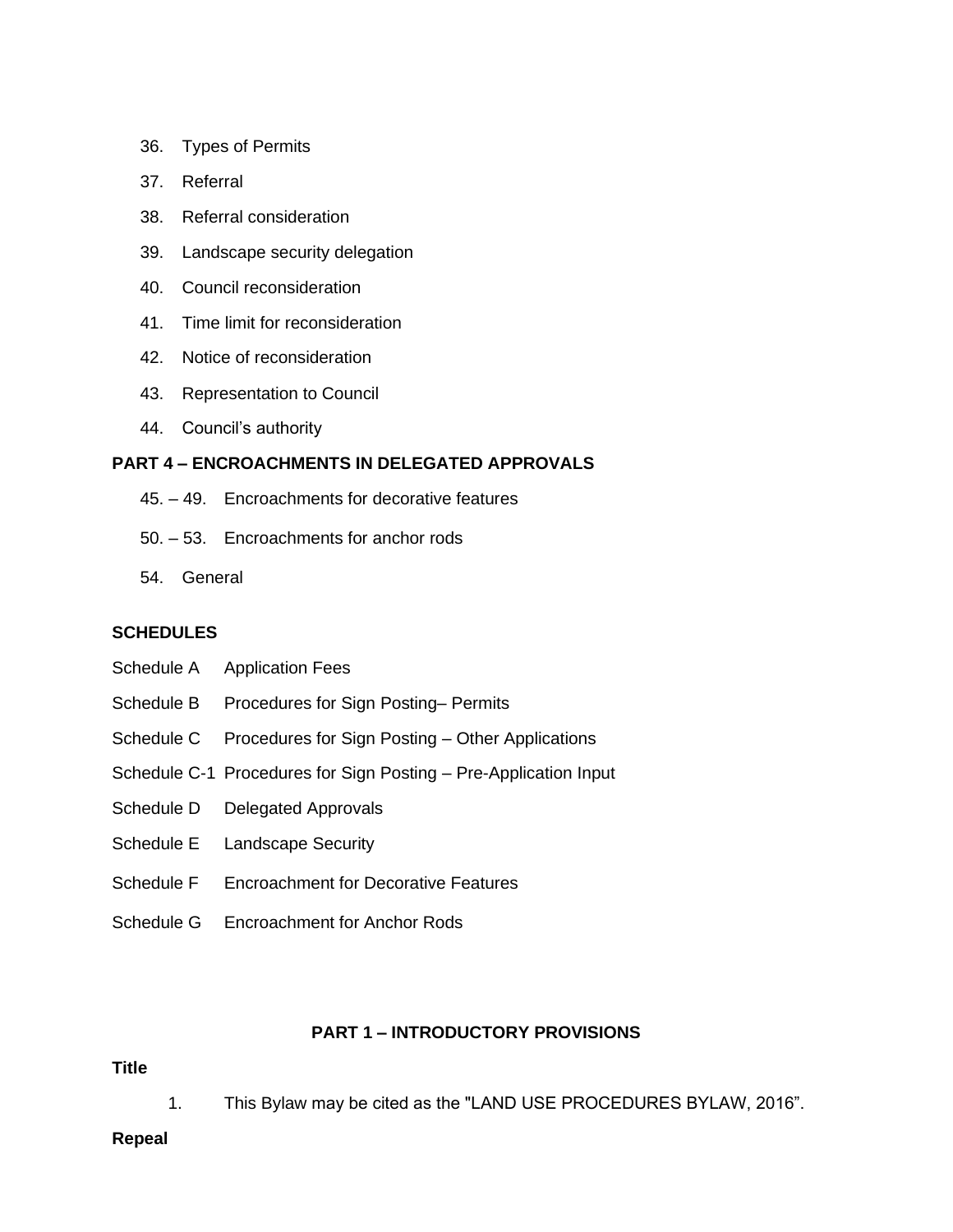36. Types of Permits

37. Referral

38. Referral consideration

39. Landscape security delegation

40. Council reconsideration

41. Time limit for reconsideration

42. Notice of reconsideration

43. Representation to Council

44. Council's authority

**PART 4 – ENCROACHMENTS IN DELEGATED APPROVALS**

45. – 49. Encroachments for decorative features

50. – 53. Encroachments for anchor rods

54. General

**SCHEDULES**

Schedule A Application Fees

Schedule B Procedures for Sign Posting– Permits

Schedule C Procedures for Sign Posting – Other Applications

Schedule C-1 Procedures for Sign Posting – Pre-Application Input

Schedule D Delegated Approvals

Schedule E Landscape Security

Schedule F Encroachment for Decorative Features

Schedule G Encroachment for Anchor Rods

## PART 1 – INTRODUCTORY PROVISIONS

**Title**

1. This Bylaw may be cited as the "LAND USE PROCEDURES BYLAW, 2016".

**Repeal**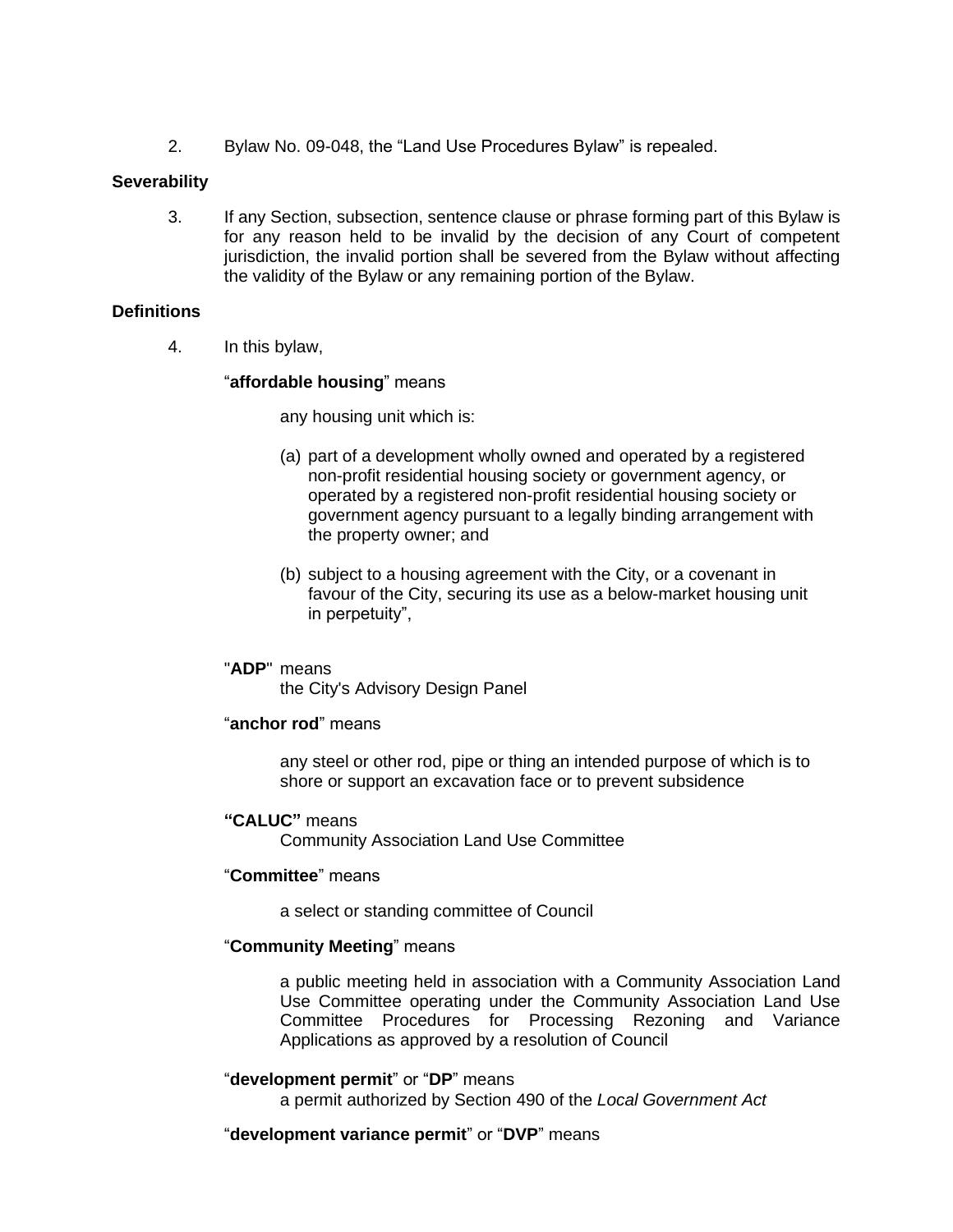2. Bylaw No. 09-048, the "Land Use Procedures Bylaw" is repealed.

**Severability**

3. If any Section, subsection, sentence clause or phrase forming part of this Bylaw is for any reason held to be invalid by the decision of any Court of competent jurisdiction, the invalid portion shall be severed from the Bylaw without affecting the validity of the Bylaw or any remaining portion of the Bylaw.

**Definitions**

4. In this bylaw,

"**affordable housing**" means

any housing unit which is:

(a) part of a development wholly owned and operated by a registered non-profit residential housing society or government agency, or operated by a registered non-profit residential housing society or government agency pursuant to a legally binding arrangement with the property owner; and

(b) subject to a housing agreement with the City, or a covenant in favour of the City, securing its use as a below-market housing unit in perpetuity",

"**ADP**" means
the City's Advisory Design Panel

"**anchor rod**" means

any steel or other rod, pipe or thing an intended purpose of which is to shore or support an excavation face or to prevent subsidence

**"CALUC"** means
Community Association Land Use Committee

"**Committee**" means

a select or standing committee of Council

"**Community Meeting**" means

a public meeting held in association with a Community Association Land Use Committee operating under the Community Association Land Use Committee Procedures for Processing Rezoning and Variance Applications as approved by a resolution of Council

"**development permit**" or "**DP**" means
a permit authorized by Section 490 of the *Local Government Act*

"**development variance permit**" or "**DVP**" means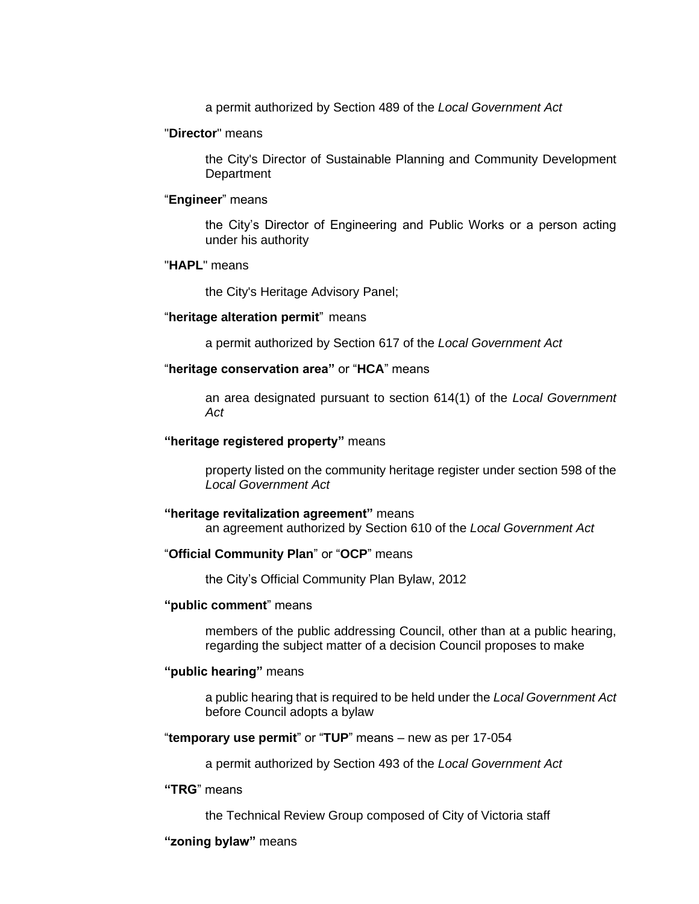a permit authorized by Section 489 of the *Local Government Act*

"**Director**" means

the City's Director of Sustainable Planning and Community Development Department

"**Engineer**" means

the City's Director of Engineering and Public Works or a person acting under his authority

"**HAPL**" means

the City's Heritage Advisory Panel;

"**heritage alteration permit**" means

a permit authorized by Section 617 of the *Local Government Act*

"**heritage conservation area"** or "**HCA**" means

an area designated pursuant to section 614(1) of the *Local Government Act*

**"heritage registered property"** means

property listed on the community heritage register under section 598 of the *Local Government Act*

**"heritage revitalization agreement"** means
an agreement authorized by Section 610 of the *Local Government Act*

"**Official Community Plan**" or "**OCP**" means

the City's Official Community Plan Bylaw, 2012

**"public comment**" means

members of the public addressing Council, other than at a public hearing, regarding the subject matter of a decision Council proposes to make

**"public hearing"** means

a public hearing that is required to be held under the *Local Government Act* before Council adopts a bylaw

"**temporary use permit**" or "**TUP**" means – new as per 17-054

a permit authorized by Section 493 of the *Local Government Act*

**"TRG**" means

the Technical Review Group composed of City of Victoria staff

**"zoning bylaw"** means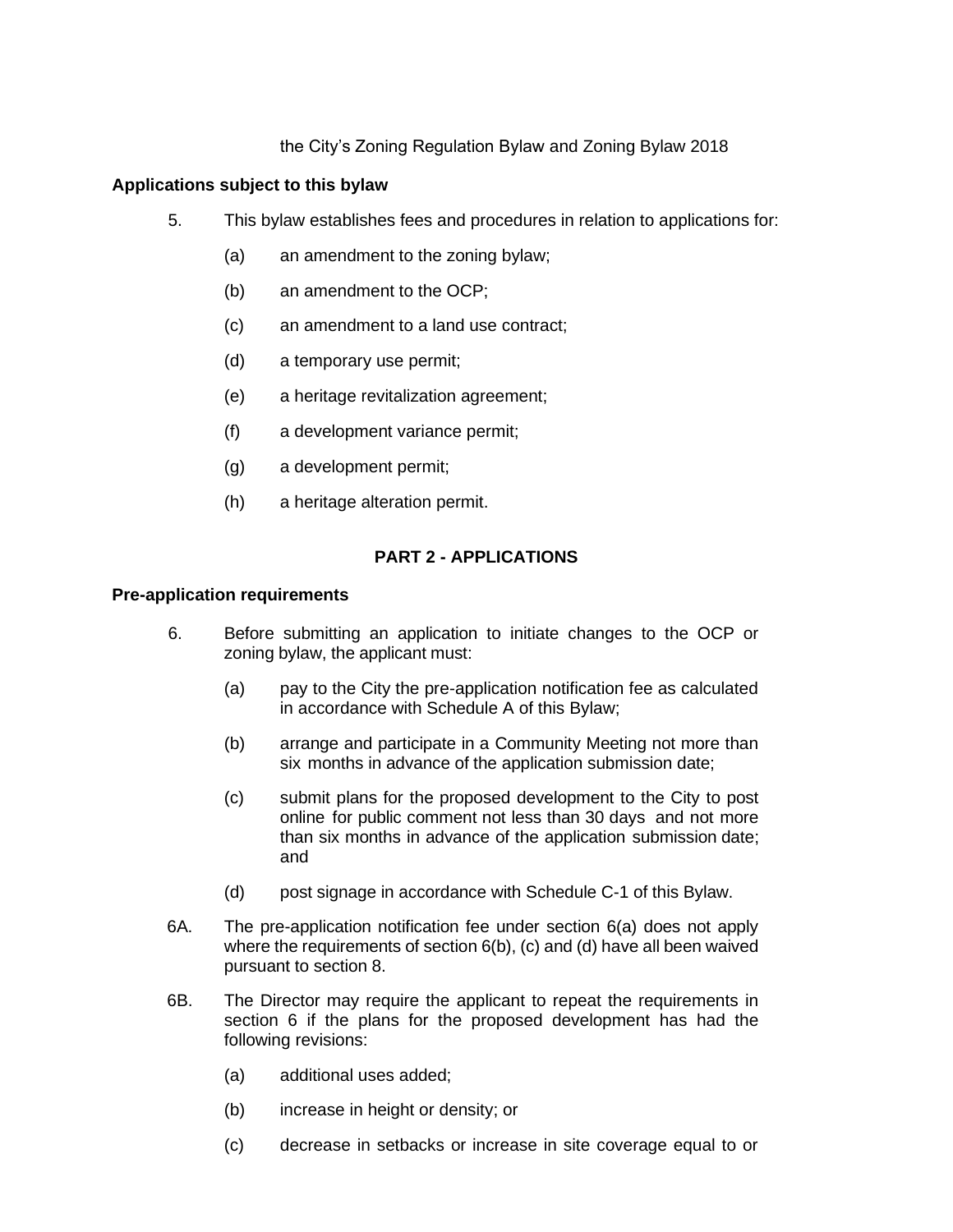the City's Zoning Regulation Bylaw and Zoning Bylaw 2018

**Applications subject to this bylaw**

5. This bylaw establishes fees and procedures in relation to applications for:

   (a) an amendment to the zoning bylaw;

   (b) an amendment to the OCP;

   (c) an amendment to a land use contract;

   (d) a temporary use permit;

   (e) a heritage revitalization agreement;

   (f) a development variance permit;

   (g) a development permit;

   (h) a heritage alteration permit.

## PART 2 - APPLICATIONS

**Pre-application requirements**

6. Before submitting an application to initiate changes to the OCP or zoning bylaw, the applicant must:

   (a) pay to the City the pre-application notification fee as calculated in accordance with Schedule A of this Bylaw;

   (b) arrange and participate in a Community Meeting not more than six months in advance of the application submission date;

   (c) submit plans for the proposed development to the City to post online for public comment not less than 30 days and not more than six months in advance of the application submission date; and

   (d) post signage in accordance with Schedule C-1 of this Bylaw.

6A. The pre-application notification fee under section 6(a) does not apply where the requirements of section 6(b), (c) and (d) have all been waived pursuant to section 8.

6B. The Director may require the applicant to repeat the requirements in section 6 if the plans for the proposed development has had the following revisions:

   (a) additional uses added;

   (b) increase in height or density; or

   (c) decrease in setbacks or increase in site coverage equal to or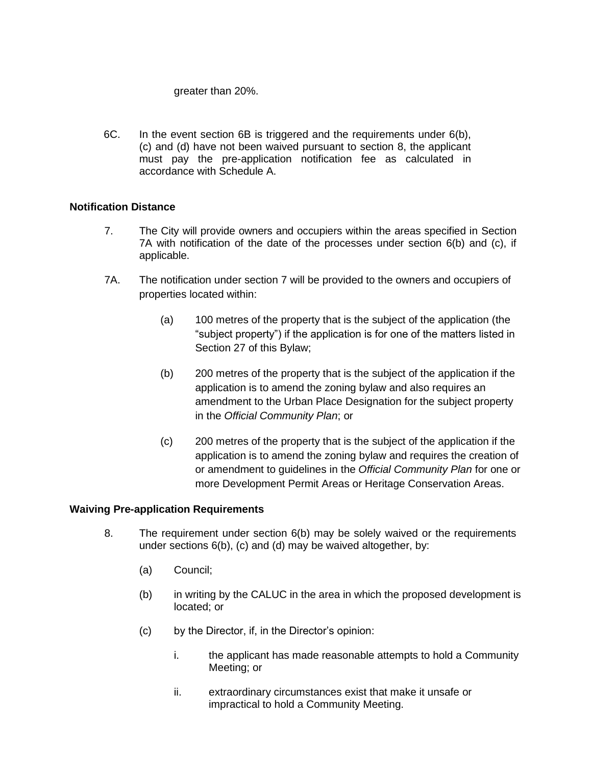greater than 20%.

6C. In the event section 6B is triggered and the requirements under 6(b), (c) and (d) have not been waived pursuant to section 8, the applicant must pay the pre-application notification fee as calculated in accordance with Schedule A.

**Notification Distance**

7. The City will provide owners and occupiers within the areas specified in Section 7A with notification of the date of the processes under section 6(b) and (c), if applicable.

7A. The notification under section 7 will be provided to the owners and occupiers of properties located within:

(a) 100 metres of the property that is the subject of the application (the "subject property") if the application is for one of the matters listed in Section 27 of this Bylaw;

(b) 200 metres of the property that is the subject of the application if the application is to amend the zoning bylaw and also requires an amendment to the Urban Place Designation for the subject property in the *Official Community Plan*; or

(c) 200 metres of the property that is the subject of the application if the application is to amend the zoning bylaw and requires the creation of or amendment to guidelines in the *Official Community Plan* for one or more Development Permit Areas or Heritage Conservation Areas.

**Waiving Pre-application Requirements**

8. The requirement under section 6(b) may be solely waived or the requirements under sections 6(b), (c) and (d) may be waived altogether, by:

(a) Council;

(b) in writing by the CALUC in the area in which the proposed development is located; or

(c) by the Director, if, in the Director's opinion:

i. the applicant has made reasonable attempts to hold a Community Meeting; or

ii. extraordinary circumstances exist that make it unsafe or impractical to hold a Community Meeting.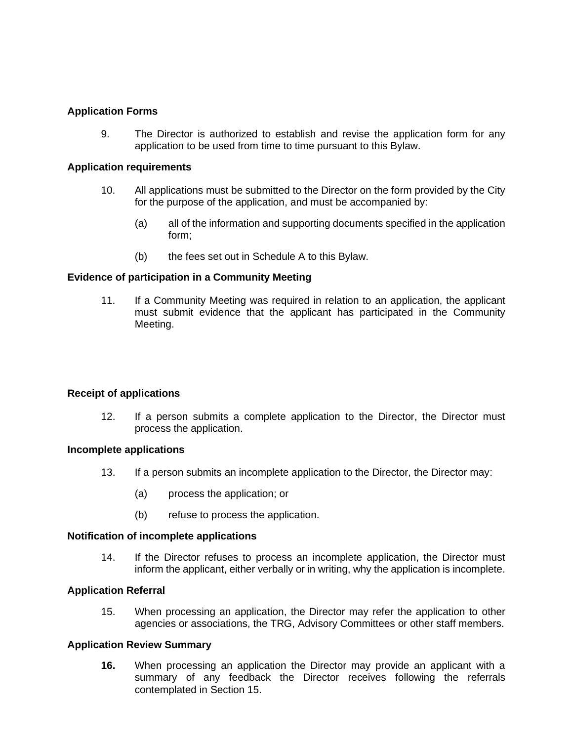**Application Forms**

9. The Director is authorized to establish and revise the application form for any application to be used from time to time pursuant to this Bylaw.

**Application requirements**

10. All applications must be submitted to the Director on the form provided by the City for the purpose of the application, and must be accompanied by:

    (a) all of the information and supporting documents specified in the application form;

    (b) the fees set out in Schedule A to this Bylaw.

**Evidence of participation in a Community Meeting**

11. If a Community Meeting was required in relation to an application, the applicant must submit evidence that the applicant has participated in the Community Meeting.

**Receipt of applications**

12. If a person submits a complete application to the Director, the Director must process the application.

**Incomplete applications**

13. If a person submits an incomplete application to the Director, the Director may:

    (a) process the application; or

    (b) refuse to process the application.

**Notification of incomplete applications**

14. If the Director refuses to process an incomplete application, the Director must inform the applicant, either verbally or in writing, why the application is incomplete.

**Application Referral**

15. When processing an application, the Director may refer the application to other agencies or associations, the TRG, Advisory Committees or other staff members.

**Application Review Summary**

**16.** When processing an application the Director may provide an applicant with a summary of any feedback the Director receives following the referrals contemplated in Section 15.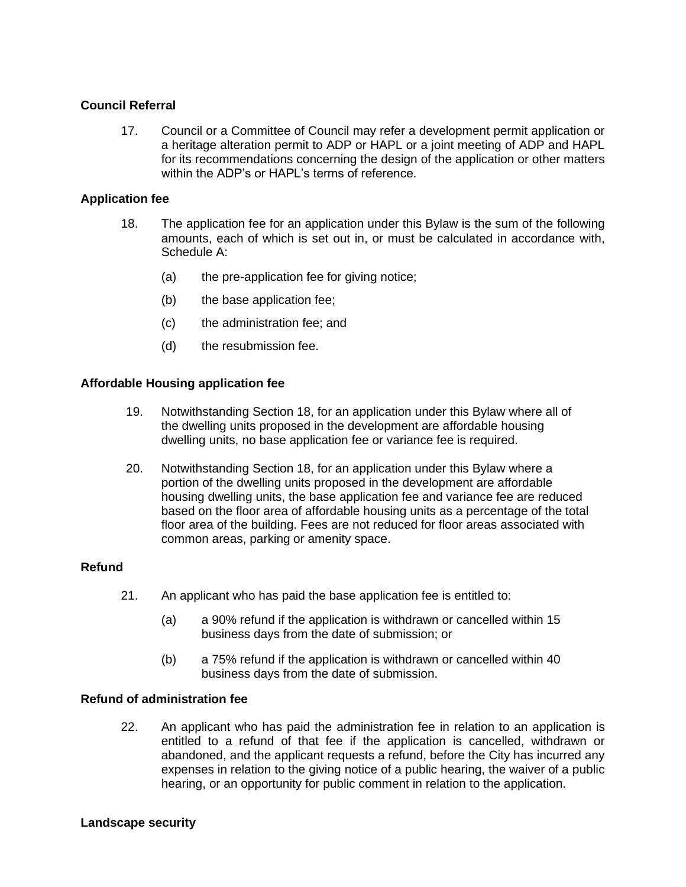**Council Referral**

17. Council or a Committee of Council may refer a development permit application or a heritage alteration permit to ADP or HAPL or a joint meeting of ADP and HAPL for its recommendations concerning the design of the application or other matters within the ADP's or HAPL's terms of reference.

**Application fee**

18. The application fee for an application under this Bylaw is the sum of the following amounts, each of which is set out in, or must be calculated in accordance with, Schedule A:

    (a) the pre-application fee for giving notice;

    (b) the base application fee;

    (c) the administration fee; and

    (d) the resubmission fee.

**Affordable Housing application fee**

19. Notwithstanding Section 18, for an application under this Bylaw where all of the dwelling units proposed in the development are affordable housing dwelling units, no base application fee or variance fee is required.

20. Notwithstanding Section 18, for an application under this Bylaw where a portion of the dwelling units proposed in the development are affordable housing dwelling units, the base application fee and variance fee are reduced based on the floor area of affordable housing units as a percentage of the total floor area of the building. Fees are not reduced for floor areas associated with common areas, parking or amenity space.

**Refund**

21. An applicant who has paid the base application fee is entitled to:

    (a) a 90% refund if the application is withdrawn or cancelled within 15 business days from the date of submission; or

    (b) a 75% refund if the application is withdrawn or cancelled within 40 business days from the date of submission.

**Refund of administration fee**

22. An applicant who has paid the administration fee in relation to an application is entitled to a refund of that fee if the application is cancelled, withdrawn or abandoned, and the applicant requests a refund, before the City has incurred any expenses in relation to the giving notice of a public hearing, the waiver of a public hearing, or an opportunity for public comment in relation to the application.

**Landscape security**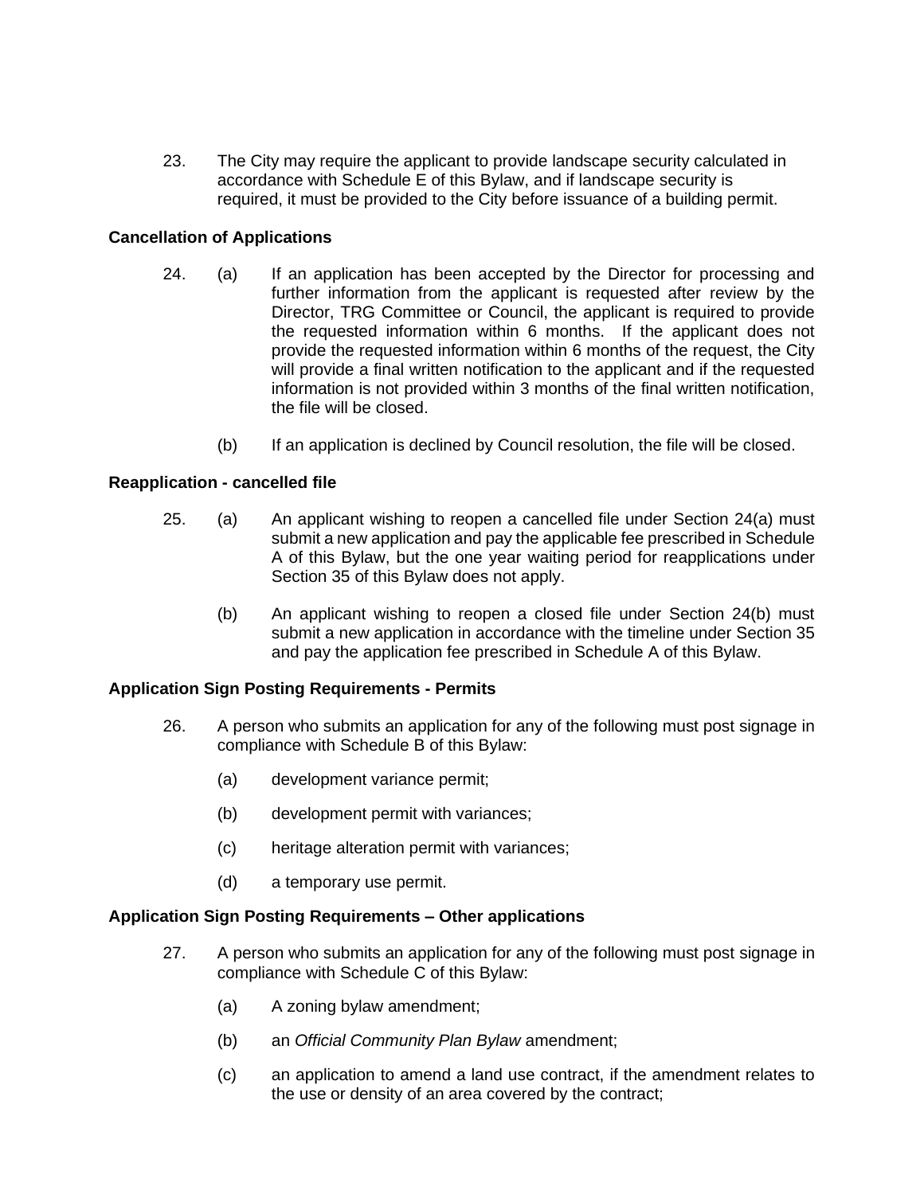23. The City may require the applicant to provide landscape security calculated in accordance with Schedule E of this Bylaw, and if landscape security is required, it must be provided to the City before issuance of a building permit.

**Cancellation of Applications**

24. (a) If an application has been accepted by the Director for processing and further information from the applicant is requested after review by the Director, TRG Committee or Council, the applicant is required to provide the requested information within 6 months. If the applicant does not provide the requested information within 6 months of the request, the City will provide a final written notification to the applicant and if the requested information is not provided within 3 months of the final written notification, the file will be closed.

    (b) If an application is declined by Council resolution, the file will be closed.

**Reapplication - cancelled file**

25. (a) An applicant wishing to reopen a cancelled file under Section 24(a) must submit a new application and pay the applicable fee prescribed in Schedule A of this Bylaw, but the one year waiting period for reapplications under Section 35 of this Bylaw does not apply.

    (b) An applicant wishing to reopen a closed file under Section 24(b) must submit a new application in accordance with the timeline under Section 35 and pay the application fee prescribed in Schedule A of this Bylaw.

**Application Sign Posting Requirements - Permits**

26. A person who submits an application for any of the following must post signage in compliance with Schedule B of this Bylaw:

    (a) development variance permit;

    (b) development permit with variances;

    (c) heritage alteration permit with variances;

    (d) a temporary use permit.

**Application Sign Posting Requirements – Other applications**

27. A person who submits an application for any of the following must post signage in compliance with Schedule C of this Bylaw:

    (a) A zoning bylaw amendment;

    (b) an *Official Community Plan Bylaw* amendment;

    (c) an application to amend a land use contract, if the amendment relates to the use or density of an area covered by the contract;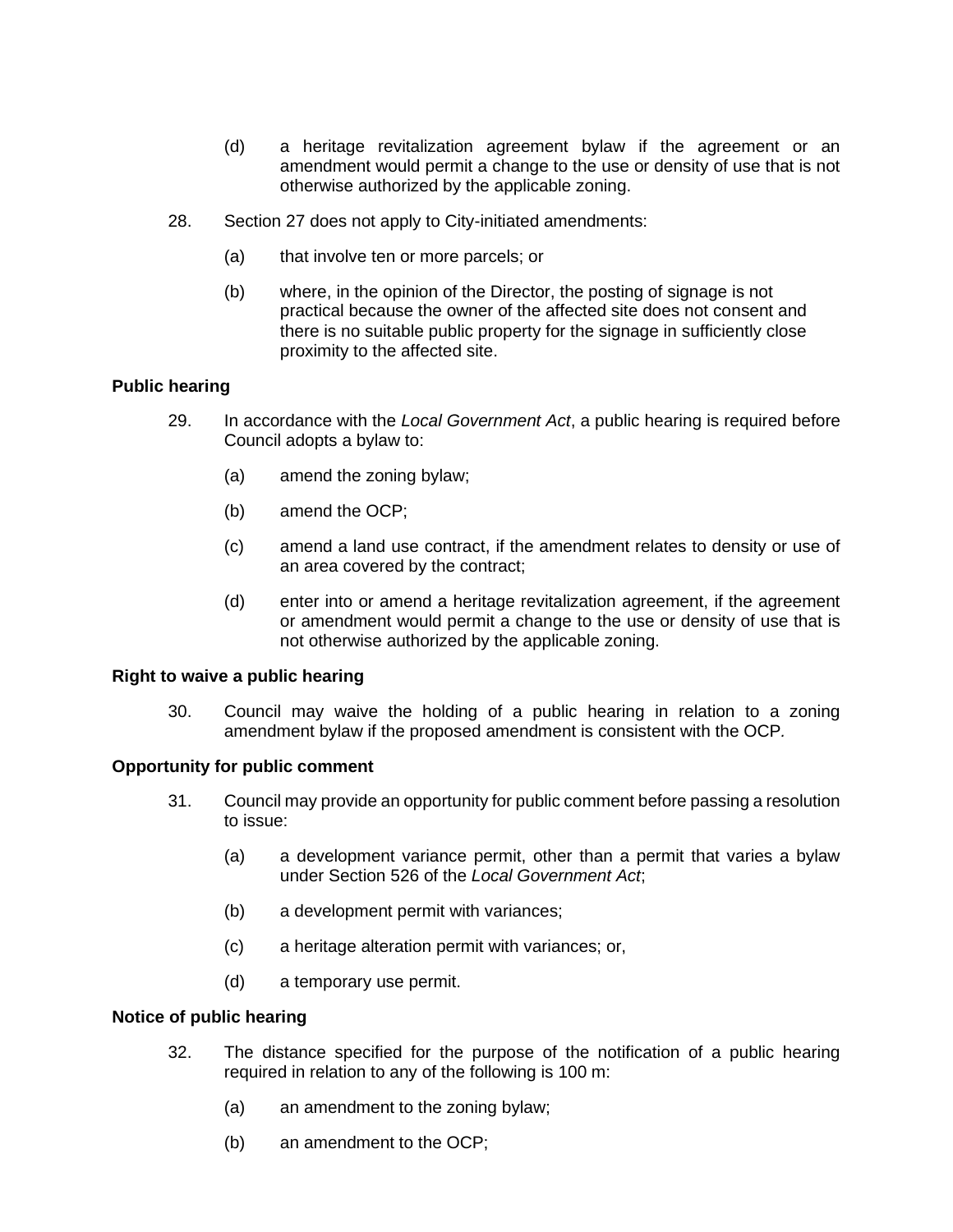(d) a heritage revitalization agreement bylaw if the agreement or an amendment would permit a change to the use or density of use that is not otherwise authorized by the applicable zoning.

28. Section 27 does not apply to City-initiated amendments:

(a) that involve ten or more parcels; or

(b) where, in the opinion of the Director, the posting of signage is not practical because the owner of the affected site does not consent and there is no suitable public property for the signage in sufficiently close proximity to the affected site.

**Public hearing**

29. In accordance with the *Local Government Act*, a public hearing is required before Council adopts a bylaw to:

(a) amend the zoning bylaw;

(b) amend the OCP;

(c) amend a land use contract, if the amendment relates to density or use of an area covered by the contract;

(d) enter into or amend a heritage revitalization agreement, if the agreement or amendment would permit a change to the use or density of use that is not otherwise authorized by the applicable zoning.

**Right to waive a public hearing**

30. Council may waive the holding of a public hearing in relation to a zoning amendment bylaw if the proposed amendment is consistent with the OCP.

**Opportunity for public comment**

31. Council may provide an opportunity for public comment before passing a resolution to issue:

(a) a development variance permit, other than a permit that varies a bylaw under Section 526 of the *Local Government Act*;

(b) a development permit with variances;

(c) a heritage alteration permit with variances; or,

(d) a temporary use permit.

**Notice of public hearing**

32. The distance specified for the purpose of the notification of a public hearing required in relation to any of the following is 100 m:

(a) an amendment to the zoning bylaw;

(b) an amendment to the OCP;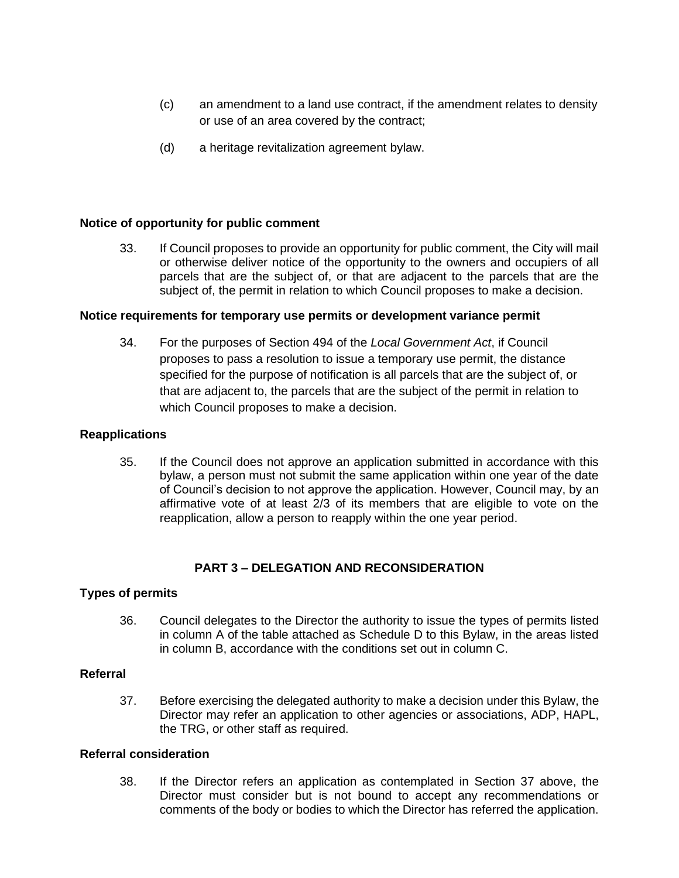(c) an amendment to a land use contract, if the amendment relates to density or use of an area covered by the contract;

(d) a heritage revitalization agreement bylaw.

**Notice of opportunity for public comment**

33. If Council proposes to provide an opportunity for public comment, the City will mail or otherwise deliver notice of the opportunity to the owners and occupiers of all parcels that are the subject of, or that are adjacent to the parcels that are the subject of, the permit in relation to which Council proposes to make a decision.

**Notice requirements for temporary use permits or development variance permit**

34. For the purposes of Section 494 of the *Local Government Act*, if Council proposes to pass a resolution to issue a temporary use permit, the distance specified for the purpose of notification is all parcels that are the subject of, or that are adjacent to, the parcels that are the subject of the permit in relation to which Council proposes to make a decision.

**Reapplications**

35. If the Council does not approve an application submitted in accordance with this bylaw, a person must not submit the same application within one year of the date of Council's decision to not approve the application. However, Council may, by an affirmative vote of at least 2/3 of its members that are eligible to vote on the reapplication, allow a person to reapply within the one year period.

## PART 3 – DELEGATION AND RECONSIDERATION

**Types of permits**

36. Council delegates to the Director the authority to issue the types of permits listed in column A of the table attached as Schedule D to this Bylaw, in the areas listed in column B, accordance with the conditions set out in column C.

**Referral**

37. Before exercising the delegated authority to make a decision under this Bylaw, the Director may refer an application to other agencies or associations, ADP, HAPL, the TRG, or other staff as required.

**Referral consideration**

38. If the Director refers an application as contemplated in Section 37 above, the Director must consider but is not bound to accept any recommendations or comments of the body or bodies to which the Director has referred the application.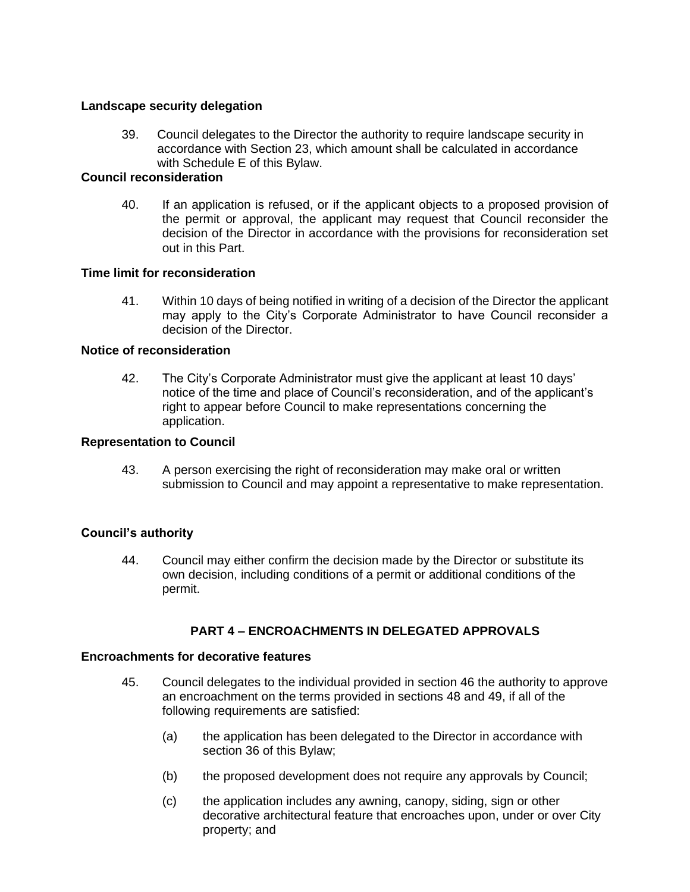**Landscape security delegation**

39. Council delegates to the Director the authority to require landscape security in accordance with Section 23, which amount shall be calculated in accordance with Schedule E of this Bylaw.

**Council reconsideration**

40. If an application is refused, or if the applicant objects to a proposed provision of the permit or approval, the applicant may request that Council reconsider the decision of the Director in accordance with the provisions for reconsideration set out in this Part.

**Time limit for reconsideration**

41. Within 10 days of being notified in writing of a decision of the Director the applicant may apply to the City's Corporate Administrator to have Council reconsider a decision of the Director.

**Notice of reconsideration**

42. The City's Corporate Administrator must give the applicant at least 10 days' notice of the time and place of Council's reconsideration, and of the applicant's right to appear before Council to make representations concerning the application.

**Representation to Council**

43. A person exercising the right of reconsideration may make oral or written submission to Council and may appoint a representative to make representation.

**Council's authority**

44. Council may either confirm the decision made by the Director or substitute its own decision, including conditions of a permit or additional conditions of the permit.

## PART 4 – ENCROACHMENTS IN DELEGATED APPROVALS

**Encroachments for decorative features**

45. Council delegates to the individual provided in section 46 the authority to approve an encroachment on the terms provided in sections 48 and 49, if all of the following requirements are satisfied:

    (a) the application has been delegated to the Director in accordance with section 36 of this Bylaw;

    (b) the proposed development does not require any approvals by Council;

    (c) the application includes any awning, canopy, siding, sign or other decorative architectural feature that encroaches upon, under or over City property; and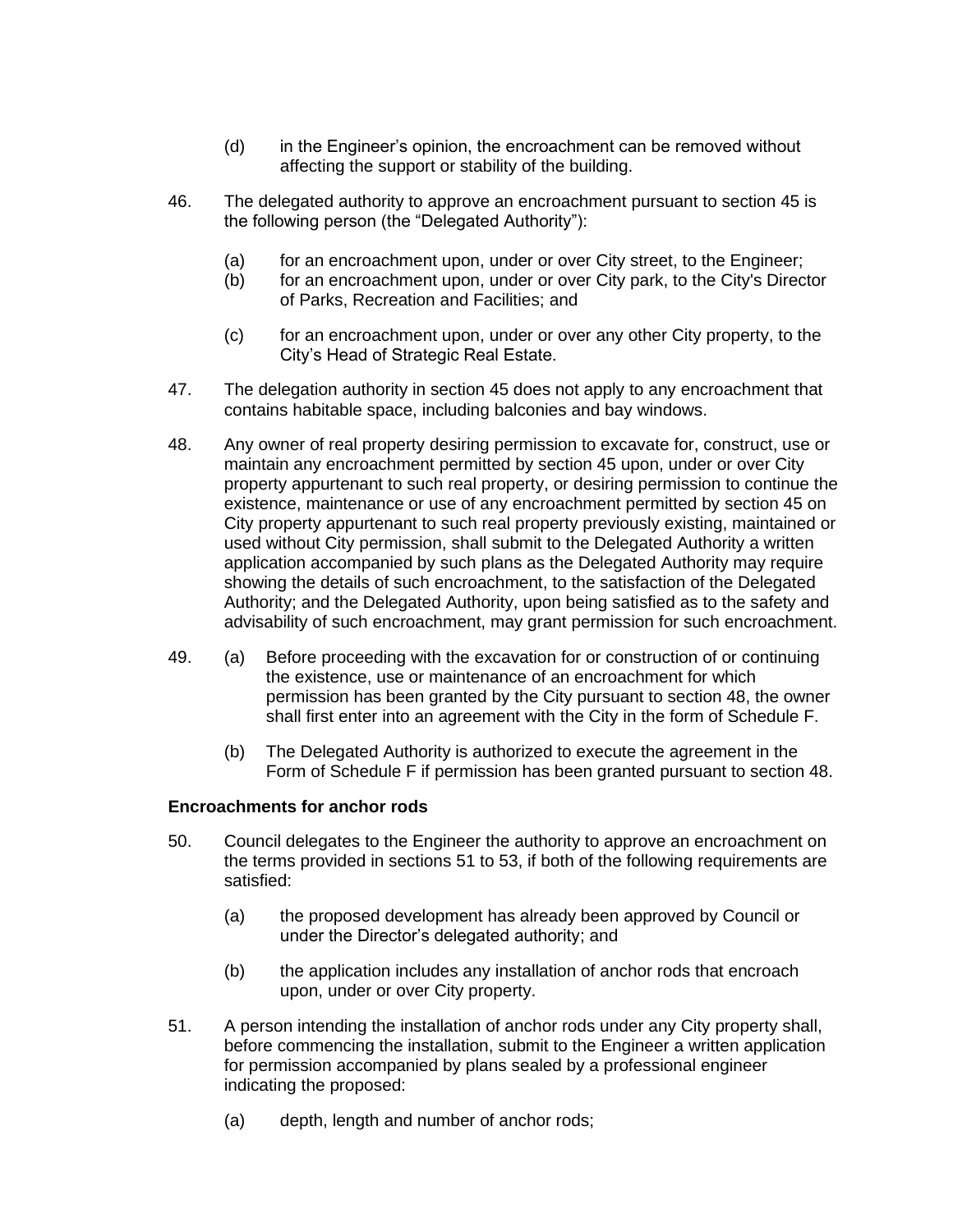(d) in the Engineer's opinion, the encroachment can be removed without affecting the support or stability of the building.

46. The delegated authority to approve an encroachment pursuant to section 45 is the following person (the "Delegated Authority"):

    (a) for an encroachment upon, under or over City street, to the Engineer;
    (b) for an encroachment upon, under or over City park, to the City's Director of Parks, Recreation and Facilities; and

    (c) for an encroachment upon, under or over any other City property, to the City's Head of Strategic Real Estate.

47. The delegation authority in section 45 does not apply to any encroachment that contains habitable space, including balconies and bay windows.

48. Any owner of real property desiring permission to excavate for, construct, use or maintain any encroachment permitted by section 45 upon, under or over City property appurtenant to such real property, or desiring permission to continue the existence, maintenance or use of any encroachment permitted by section 45 on City property appurtenant to such real property previously existing, maintained or used without City permission, shall submit to the Delegated Authority a written application accompanied by such plans as the Delegated Authority may require showing the details of such encroachment, to the satisfaction of the Delegated Authority; and the Delegated Authority, upon being satisfied as to the safety and advisability of such encroachment, may grant permission for such encroachment.

49. (a) Before proceeding with the excavation for or construction of or continuing the existence, use or maintenance of an encroachment for which permission has been granted by the City pursuant to section 48, the owner shall first enter into an agreement with the City in the form of Schedule F.

    (b) The Delegated Authority is authorized to execute the agreement in the Form of Schedule F if permission has been granted pursuant to section 48.

**Encroachments for anchor rods**

50. Council delegates to the Engineer the authority to approve an encroachment on the terms provided in sections 51 to 53, if both of the following requirements are satisfied:

    (a) the proposed development has already been approved by Council or under the Director's delegated authority; and

    (b) the application includes any installation of anchor rods that encroach upon, under or over City property.

51. A person intending the installation of anchor rods under any City property shall, before commencing the installation, submit to the Engineer a written application for permission accompanied by plans sealed by a professional engineer indicating the proposed:

    (a) depth, length and number of anchor rods;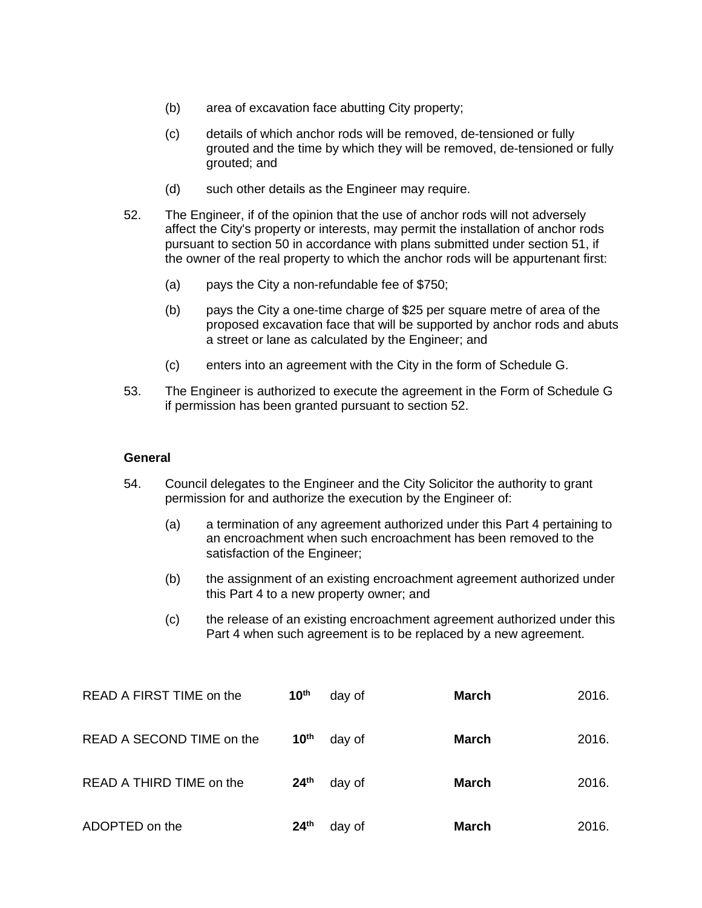(b) area of excavation face abutting City property;

(c) details of which anchor rods will be removed, de-tensioned or fully grouted and the time by which they will be removed, de-tensioned or fully grouted; and

(d) such other details as the Engineer may require.

52. The Engineer, if of the opinion that the use of anchor rods will not adversely affect the City's property or interests, may permit the installation of anchor rods pursuant to section 50 in accordance with plans submitted under section 51, if the owner of the real property to which the anchor rods will be appurtenant first:

(a) pays the City a non-refundable fee of $750;

(b) pays the City a one-time charge of $25 per square metre of area of the proposed excavation face that will be supported by anchor rods and abuts a street or lane as calculated by the Engineer; and

(c) enters into an agreement with the City in the form of Schedule G.

53. The Engineer is authorized to execute the agreement in the Form of Schedule G if permission has been granted pursuant to section 52.

**General**

54. Council delegates to the Engineer and the City Solicitor the authority to grant permission for and authorize the execution by the Engineer of:

(a) a termination of any agreement authorized under this Part 4 pertaining to an encroachment when such encroachment has been removed to the satisfaction of the Engineer;

(b) the assignment of an existing encroachment agreement authorized under this Part 4 to a new property owner; and

(c) the release of an existing encroachment agreement authorized under this Part 4 when such agreement is to be replaced by a new agreement.

| | | | | |
|---|---|---|---|---|
| READ A FIRST TIME on the | **10th** | day of | **March** | 2016. |
| READ A SECOND TIME on the | **10th** | day of | **March** | 2016. |
| READ A THIRD TIME on the | **24th** | day of | **March** | 2016. |
| ADOPTED on the | **24th** | day of | **March** | 2016. |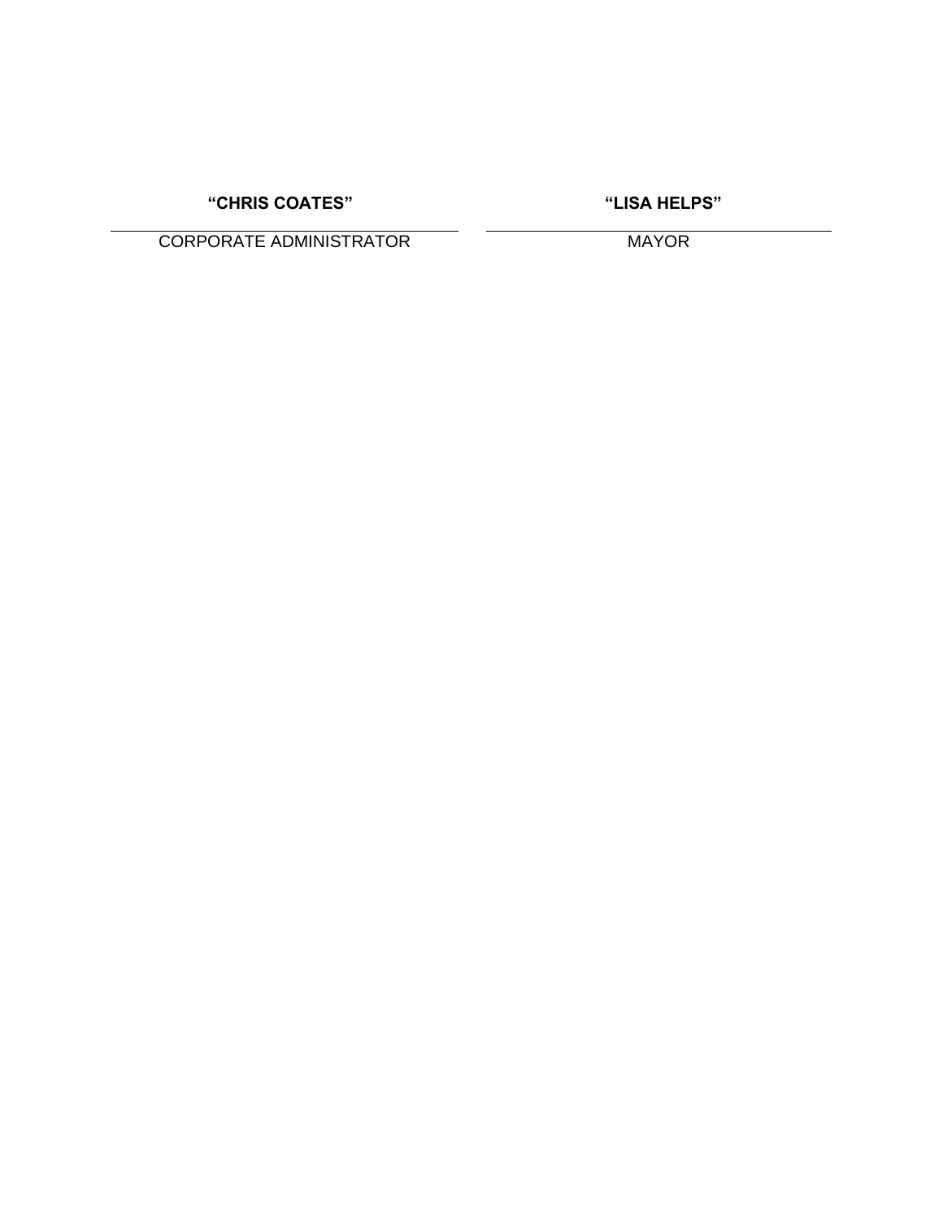| **“CHRIS COATES”** | **“LISA HELPS”** |
| --- | --- |
| CORPORATE ADMINISTRATOR | MAYOR |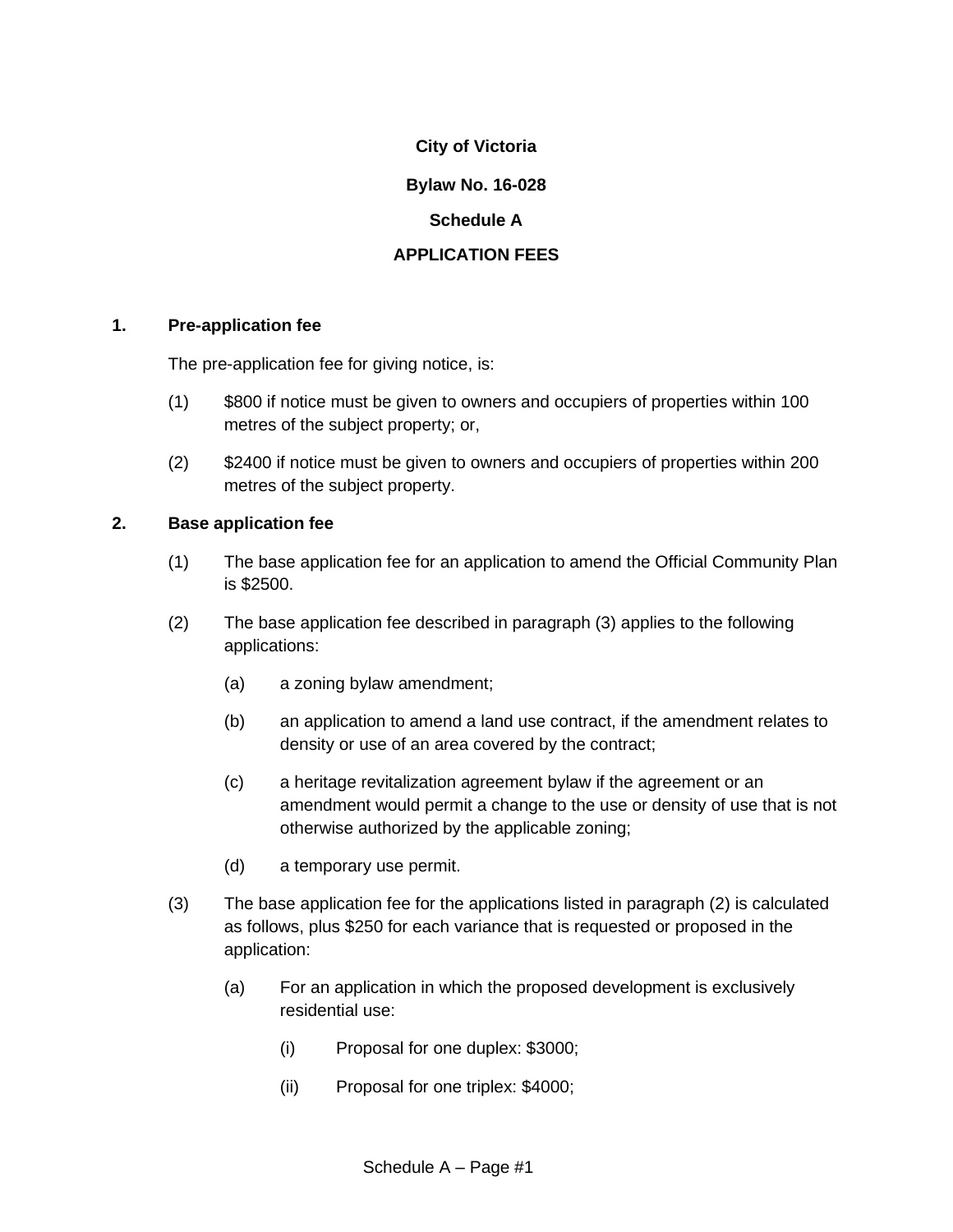**City of Victoria**

**Bylaw No. 16-028**

**Schedule A**

**APPLICATION FEES**

**1. Pre-application fee**

The pre-application fee for giving notice, is:

(1) $800 if notice must be given to owners and occupiers of properties within 100 metres of the subject property; or,

(2) $2400 if notice must be given to owners and occupiers of properties within 200 metres of the subject property.

**2. Base application fee**

(1) The base application fee for an application to amend the Official Community Plan is $2500.

(2) The base application fee described in paragraph (3) applies to the following applications:

- (a) a zoning bylaw amendment;
- (b) an application to amend a land use contract, if the amendment relates to density or use of an area covered by the contract;
- (c) a heritage revitalization agreement bylaw if the agreement or an amendment would permit a change to the use or density of use that is not otherwise authorized by the applicable zoning;
- (d) a temporary use permit.

(3) The base application fee for the applications listed in paragraph (2) is calculated as follows, plus $250 for each variance that is requested or proposed in the application:

- (a) For an application in which the proposed development is exclusively residential use:
  - (i) Proposal for one duplex: $3000;
  - (ii) Proposal for one triplex: $4000;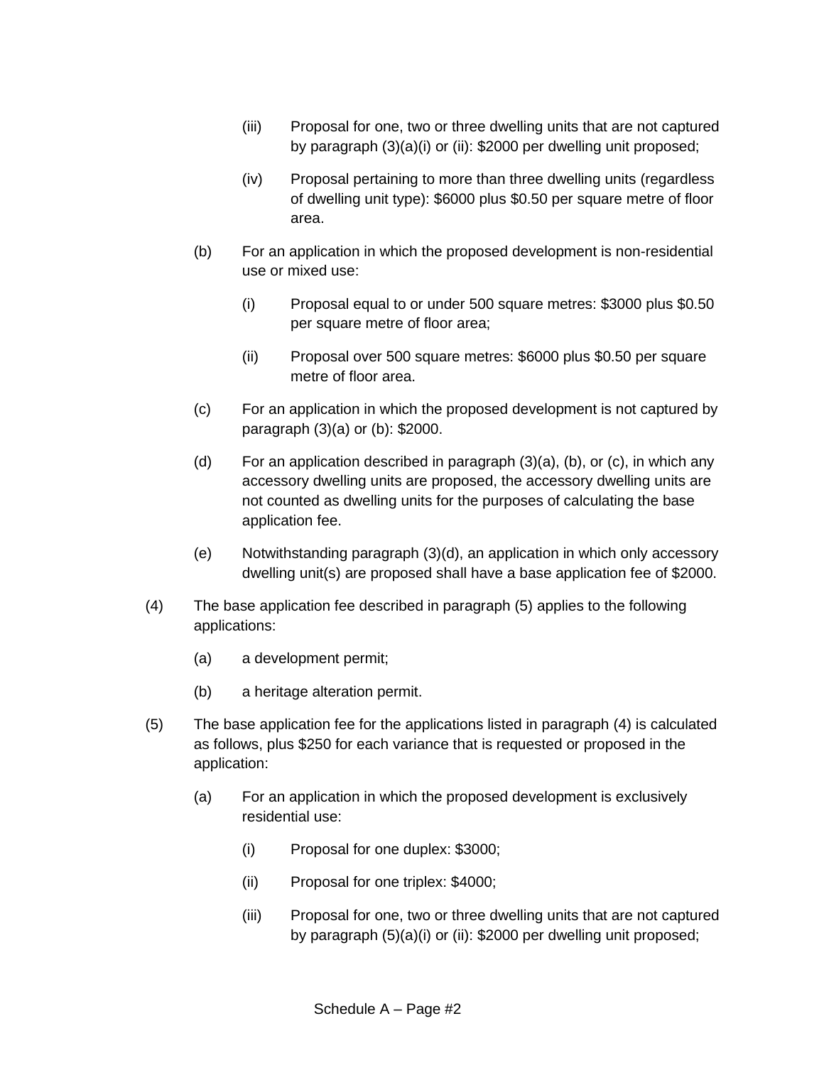(iii) Proposal for one, two or three dwelling units that are not captured by paragraph (3)(a)(i) or (ii): $2000 per dwelling unit proposed;

(iv) Proposal pertaining to more than three dwelling units (regardless of dwelling unit type): $6000 plus $0.50 per square metre of floor area.

(b) For an application in which the proposed development is non-residential use or mixed use:

(i) Proposal equal to or under 500 square metres: $3000 plus $0.50 per square metre of floor area;

(ii) Proposal over 500 square metres: $6000 plus $0.50 per square metre of floor area.

(c) For an application in which the proposed development is not captured by paragraph (3)(a) or (b): $2000.

(d) For an application described in paragraph (3)(a), (b), or (c), in which any accessory dwelling units are proposed, the accessory dwelling units are not counted as dwelling units for the purposes of calculating the base application fee.

(e) Notwithstanding paragraph (3)(d), an application in which only accessory dwelling unit(s) are proposed shall have a base application fee of $2000.

(4) The base application fee described in paragraph (5) applies to the following applications:

(a) a development permit;

(b) a heritage alteration permit.

(5) The base application fee for the applications listed in paragraph (4) is calculated as follows, plus $250 for each variance that is requested or proposed in the application:

(a) For an application in which the proposed development is exclusively residential use:

(i) Proposal for one duplex: $3000;

(ii) Proposal for one triplex: $4000;

(iii) Proposal for one, two or three dwelling units that are not captured by paragraph (5)(a)(i) or (ii): $2000 per dwelling unit proposed;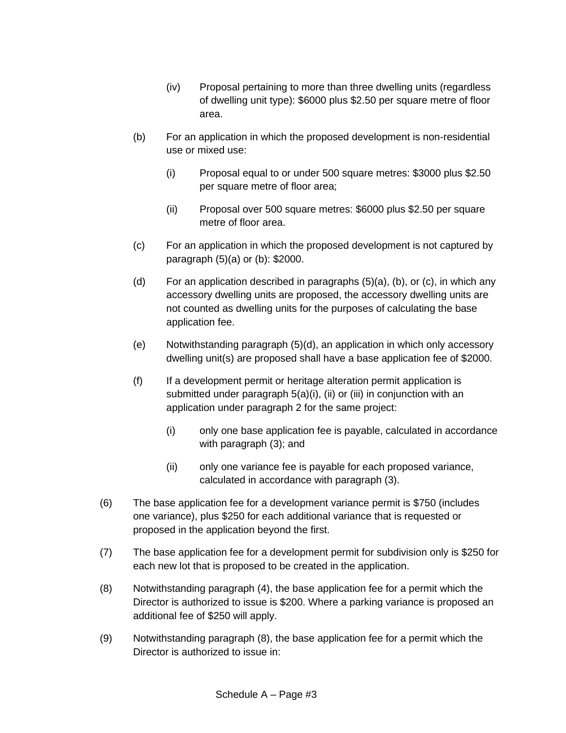(iv) Proposal pertaining to more than three dwelling units (regardless of dwelling unit type): $6000 plus $2.50 per square metre of floor area.

(b) For an application in which the proposed development is non-residential use or mixed use:

(i) Proposal equal to or under 500 square metres: $3000 plus $2.50 per square metre of floor area;

(ii) Proposal over 500 square metres: $6000 plus $2.50 per square metre of floor area.

(c) For an application in which the proposed development is not captured by paragraph (5)(a) or (b): $2000.

(d) For an application described in paragraphs (5)(a), (b), or (c), in which any accessory dwelling units are proposed, the accessory dwelling units are not counted as dwelling units for the purposes of calculating the base application fee.

(e) Notwithstanding paragraph (5)(d), an application in which only accessory dwelling unit(s) are proposed shall have a base application fee of $2000.

(f) If a development permit or heritage alteration permit application is submitted under paragraph 5(a)(i), (ii) or (iii) in conjunction with an application under paragraph 2 for the same project:

(i) only one base application fee is payable, calculated in accordance with paragraph (3); and

(ii) only one variance fee is payable for each proposed variance, calculated in accordance with paragraph (3).

(6) The base application fee for a development variance permit is $750 (includes one variance), plus $250 for each additional variance that is requested or proposed in the application beyond the first.

(7) The base application fee for a development permit for subdivision only is $250 for each new lot that is proposed to be created in the application.

(8) Notwithstanding paragraph (4), the base application fee for a permit which the Director is authorized to issue is $200. Where a parking variance is proposed an additional fee of $250 will apply.

(9) Notwithstanding paragraph (8), the base application fee for a permit which the Director is authorized to issue in: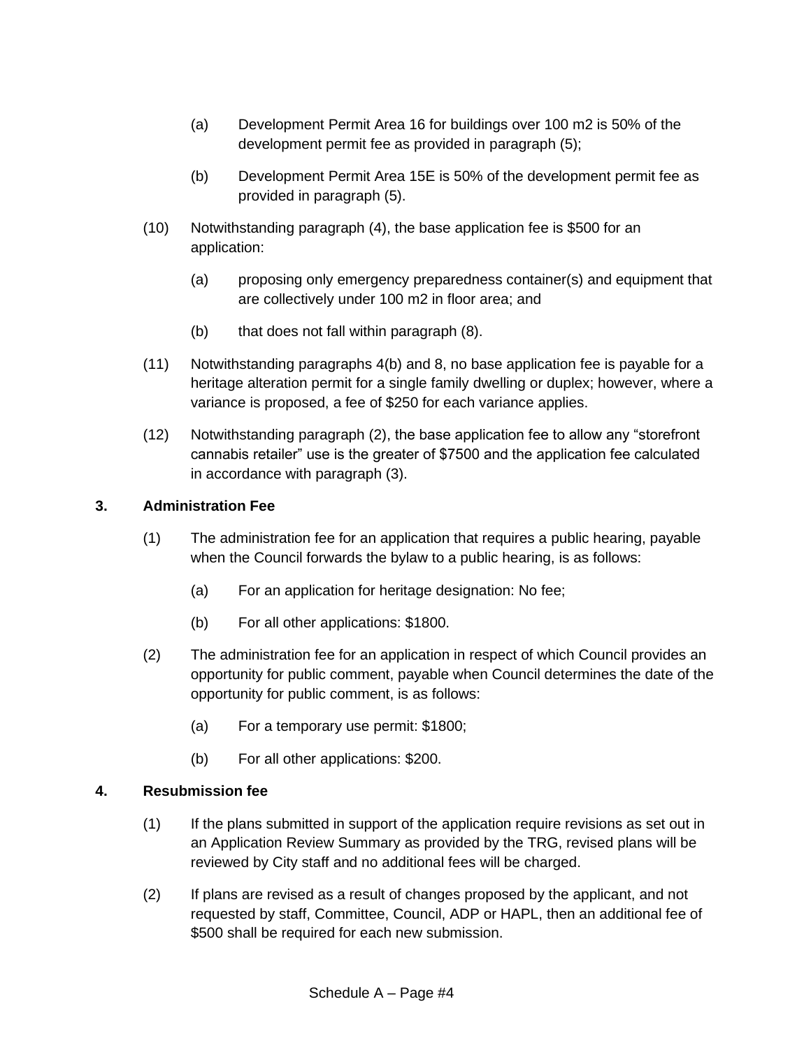(a) Development Permit Area 16 for buildings over 100 m2 is 50% of the development permit fee as provided in paragraph (5);

(b) Development Permit Area 15E is 50% of the development permit fee as provided in paragraph (5).

(10) Notwithstanding paragraph (4), the base application fee is $500 for an application:

(a) proposing only emergency preparedness container(s) and equipment that are collectively under 100 m2 in floor area; and

(b) that does not fall within paragraph (8).

(11) Notwithstanding paragraphs 4(b) and 8, no base application fee is payable for a heritage alteration permit for a single family dwelling or duplex; however, where a variance is proposed, a fee of $250 for each variance applies.

(12) Notwithstanding paragraph (2), the base application fee to allow any "storefront cannabis retailer" use is the greater of $7500 and the application fee calculated in accordance with paragraph (3).

**3. Administration Fee**

(1) The administration fee for an application that requires a public hearing, payable when the Council forwards the bylaw to a public hearing, is as follows:

(a) For an application for heritage designation: No fee;

(b) For all other applications: $1800.

(2) The administration fee for an application in respect of which Council provides an opportunity for public comment, payable when Council determines the date of the opportunity for public comment, is as follows:

(a) For a temporary use permit: $1800;

(b) For all other applications: $200.

**4. Resubmission fee**

(1) If the plans submitted in support of the application require revisions as set out in an Application Review Summary as provided by the TRG, revised plans will be reviewed by City staff and no additional fees will be charged.

(2) If plans are revised as a result of changes proposed by the applicant, and not requested by staff, Committee, Council, ADP or HAPL, then an additional fee of $500 shall be required for each new submission.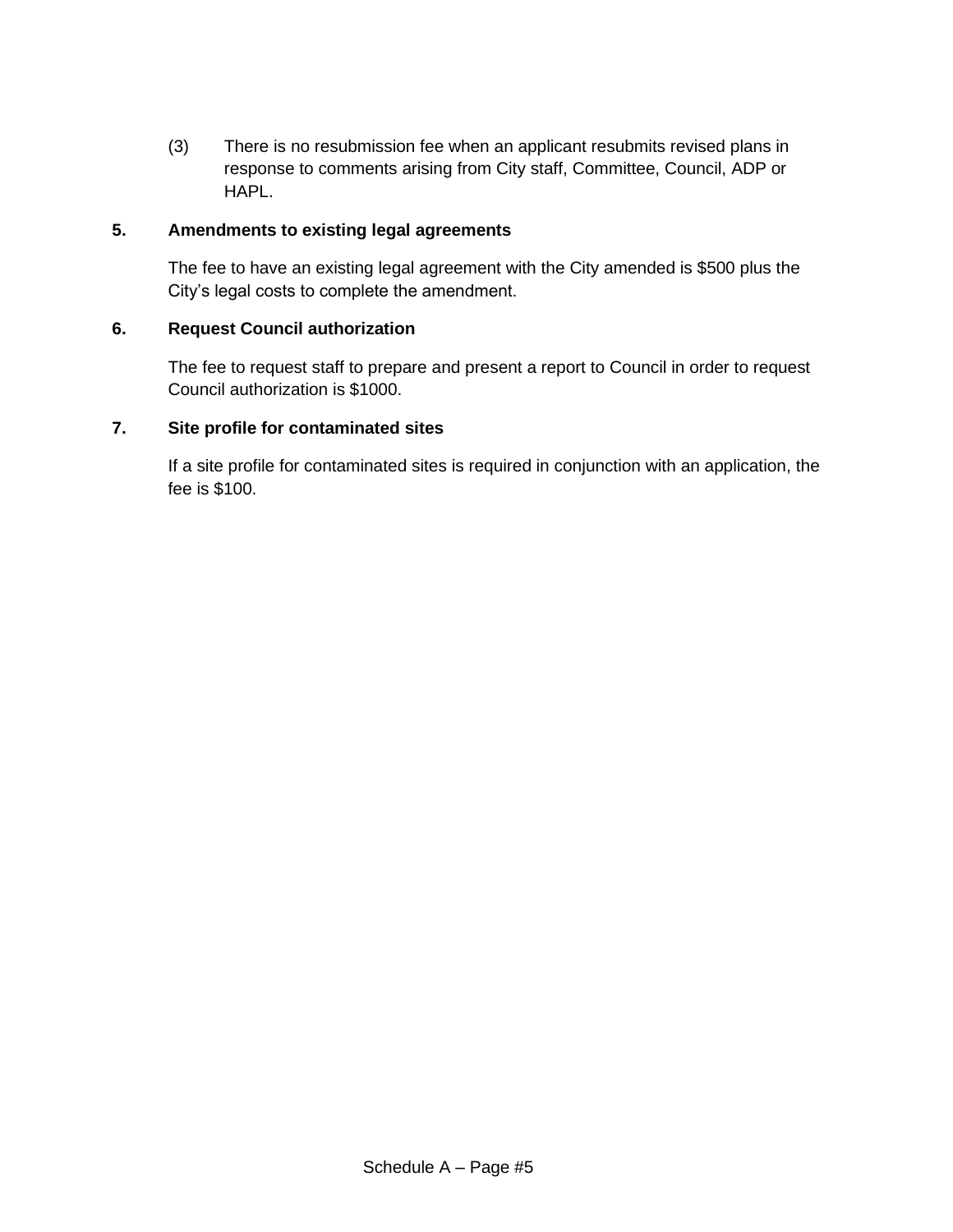(3) There is no resubmission fee when an applicant resubmits revised plans in response to comments arising from City staff, Committee, Council, ADP or HAPL.

**5. Amendments to existing legal agreements**

The fee to have an existing legal agreement with the City amended is $500 plus the City's legal costs to complete the amendment.

**6. Request Council authorization**

The fee to request staff to prepare and present a report to Council in order to request Council authorization is $1000.

**7. Site profile for contaminated sites**

If a site profile for contaminated sites is required in conjunction with an application, the fee is $100.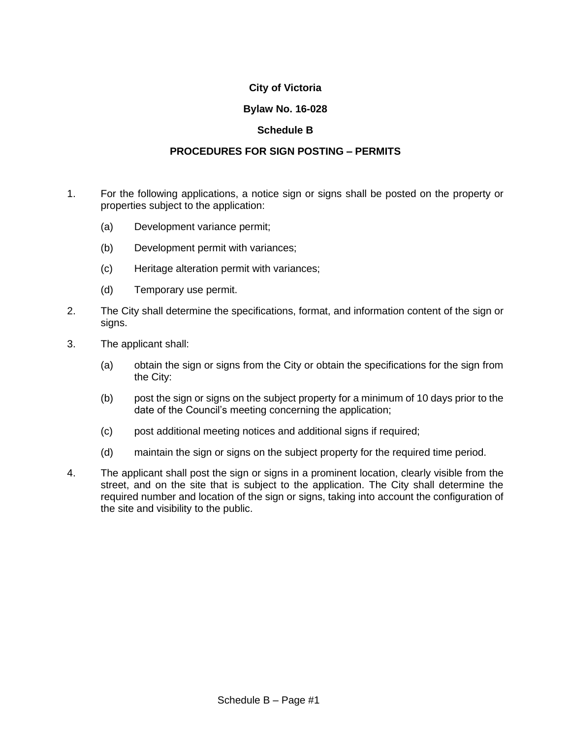**City of Victoria**

**Bylaw No. 16-028**

**Schedule B**

**PROCEDURES FOR SIGN POSTING – PERMITS**

1. For the following applications, a notice sign or signs shall be posted on the property or properties subject to the application:

    (a) Development variance permit;

    (b) Development permit with variances;

    (c) Heritage alteration permit with variances;

    (d) Temporary use permit.

2. The City shall determine the specifications, format, and information content of the sign or signs.

3. The applicant shall:

    (a) obtain the sign or signs from the City or obtain the specifications for the sign from the City:

    (b) post the sign or signs on the subject property for a minimum of 10 days prior to the date of the Council's meeting concerning the application;

    (c) post additional meeting notices and additional signs if required;

    (d) maintain the sign or signs on the subject property for the required time period.

4. The applicant shall post the sign or signs in a prominent location, clearly visible from the street, and on the site that is subject to the application. The City shall determine the required number and location of the sign or signs, taking into account the configuration of the site and visibility to the public.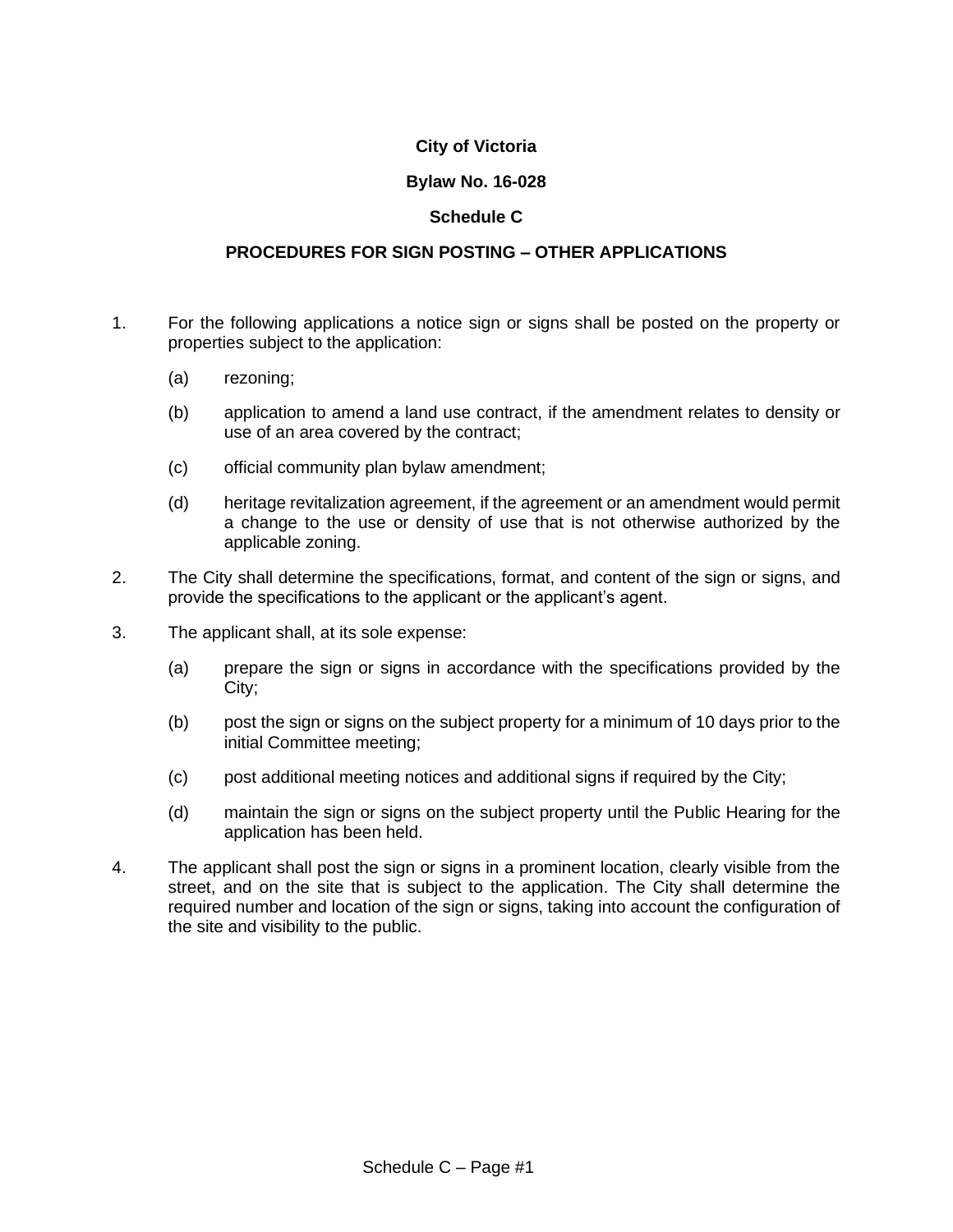**City of Victoria**

**Bylaw No. 16-028**

**Schedule C**

**PROCEDURES FOR SIGN POSTING – OTHER APPLICATIONS**

1. For the following applications a notice sign or signs shall be posted on the property or properties subject to the application:

   (a) rezoning;

   (b) application to amend a land use contract, if the amendment relates to density or use of an area covered by the contract;

   (c) official community plan bylaw amendment;

   (d) heritage revitalization agreement, if the agreement or an amendment would permit a change to the use or density of use that is not otherwise authorized by the applicable zoning.

2. The City shall determine the specifications, format, and content of the sign or signs, and provide the specifications to the applicant or the applicant's agent.

3. The applicant shall, at its sole expense:

   (a) prepare the sign or signs in accordance with the specifications provided by the City;

   (b) post the sign or signs on the subject property for a minimum of 10 days prior to the initial Committee meeting;

   (c) post additional meeting notices and additional signs if required by the City;

   (d) maintain the sign or signs on the subject property until the Public Hearing for the application has been held.

4. The applicant shall post the sign or signs in a prominent location, clearly visible from the street, and on the site that is subject to the application. The City shall determine the required number and location of the sign or signs, taking into account the configuration of the site and visibility to the public.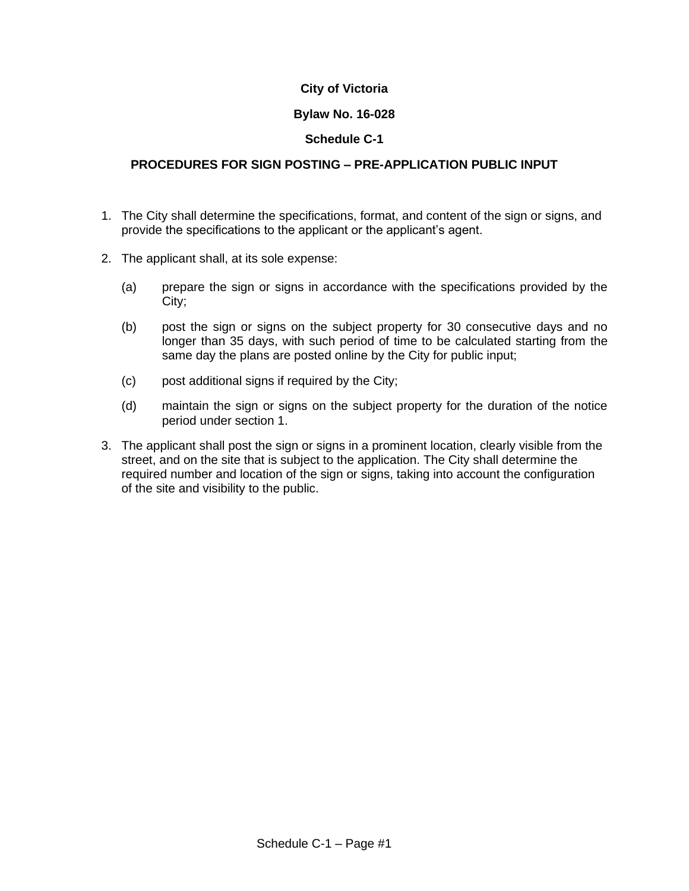**City of Victoria**

**Bylaw No. 16-028**

**Schedule C-1**

**PROCEDURES FOR SIGN POSTING – PRE-APPLICATION PUBLIC INPUT**

1. The City shall determine the specifications, format, and content of the sign or signs, and provide the specifications to the applicant or the applicant's agent.

2. The applicant shall, at its sole expense:

   (a) prepare the sign or signs in accordance with the specifications provided by the City;

   (b) post the sign or signs on the subject property for 30 consecutive days and no longer than 35 days, with such period of time to be calculated starting from the same day the plans are posted online by the City for public input;

   (c) post additional signs if required by the City;

   (d) maintain the sign or signs on the subject property for the duration of the notice period under section 1.

3. The applicant shall post the sign or signs in a prominent location, clearly visible from the street, and on the site that is subject to the application. The City shall determine the required number and location of the sign or signs, taking into account the configuration of the site and visibility to the public.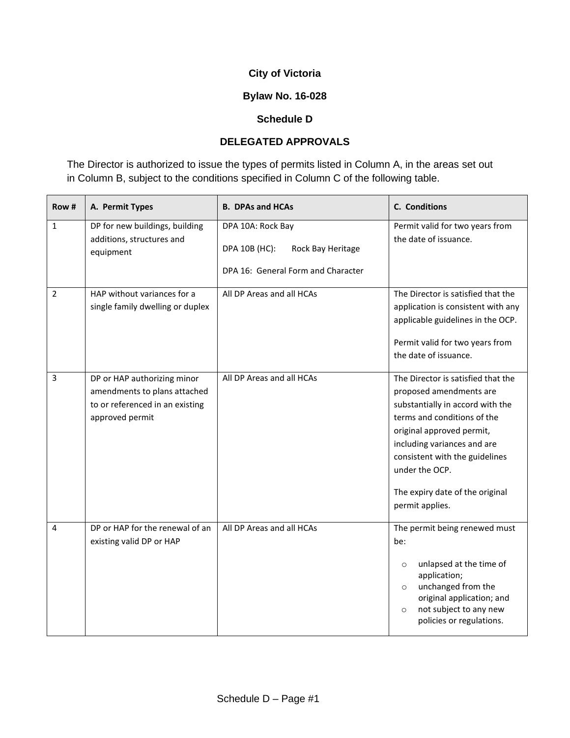**City of Victoria**

**Bylaw No. 16-028**

**Schedule D**

**DELEGATED APPROVALS**

The Director is authorized to issue the types of permits listed in Column A, in the areas set out in Column B, subject to the conditions specified in Column C of the following table.

| Row # | A. Permit Types | B. DPAs and HCAs | C. Conditions |
|---|---|---|---|
| 1 | DP for new buildings, building additions, structures and equipment | DPA 10A: Rock Bay<br><br>DPA 10B (HC): Rock Bay Heritage<br><br>DPA 16: General Form and Character | Permit valid for two years from the date of issuance. |
| 2 | HAP without variances for a single family dwelling or duplex | All DP Areas and all HCAs | The Director is satisfied that the application is consistent with any applicable guidelines in the OCP.<br><br>Permit valid for two years from the date of issuance. |
| 3 | DP or HAP authorizing minor amendments to plans attached to or referenced in an existing approved permit | All DP Areas and all HCAs | The Director is satisfied that the proposed amendments are substantially in accord with the terms and conditions of the original approved permit, including variances and are consistent with the guidelines under the OCP.<br><br>The expiry date of the original permit applies. |
| 4 | DP or HAP for the renewal of an existing valid DP or HAP | All DP Areas and all HCAs | The permit being renewed must be:<br>○ unlapsed at the time of application;<br>○ unchanged from the original application; and<br>○ not subject to any new policies or regulations. |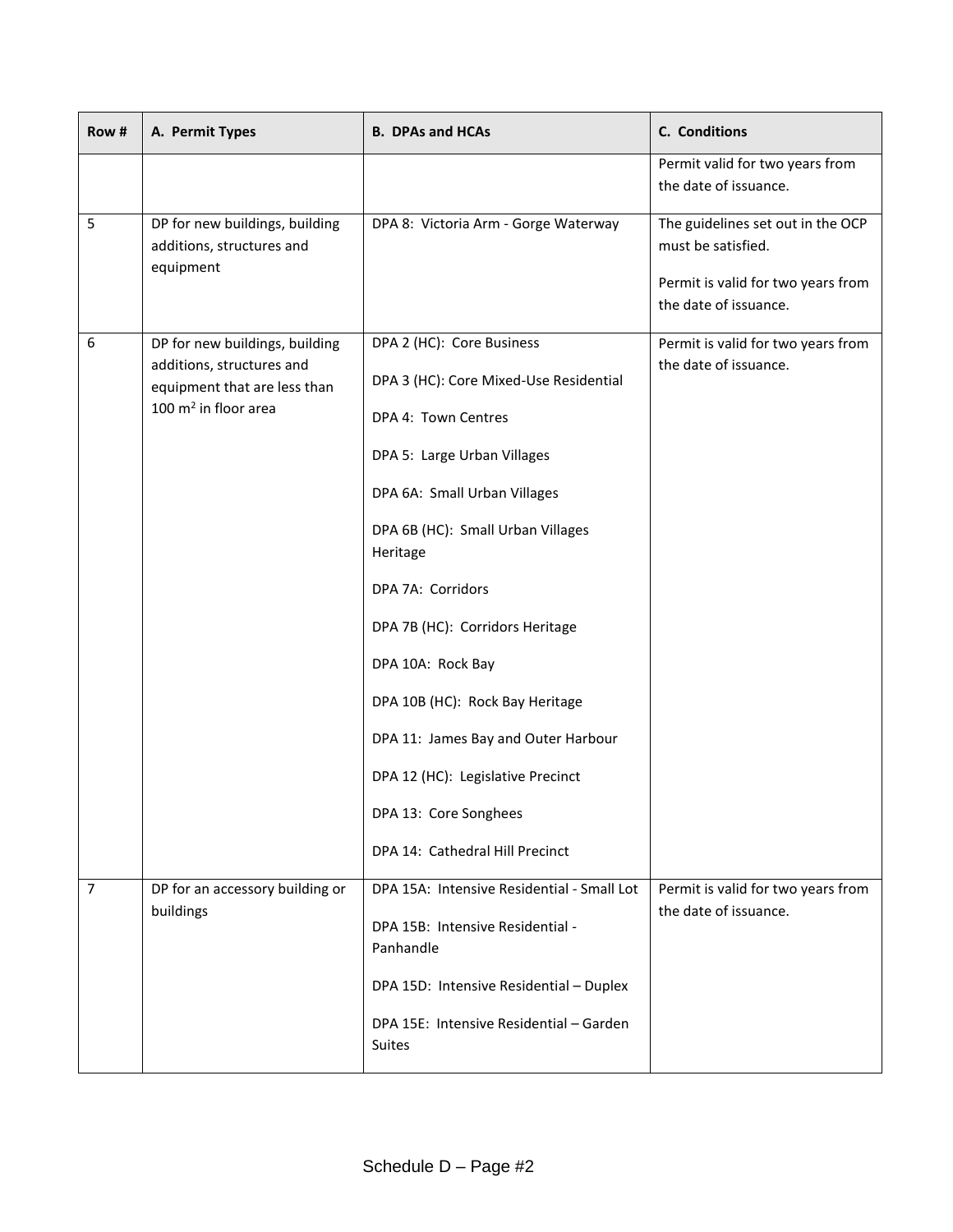| Row # | A. Permit Types | B. DPAs and HCAs | C. Conditions |
|---|---|---|---|
| | | | Permit valid for two years from the date of issuance. |
| 5 | DP for new buildings, building additions, structures and equipment | DPA 8: Victoria Arm - Gorge Waterway | The guidelines set out in the OCP must be satisfied.<br><br>Permit is valid for two years from the date of issuance. |
| 6 | DP for new buildings, building additions, structures and equipment that are less than 100 $m^2$ in floor area | DPA 2 (HC): Core Business<br><br>DPA 3 (HC): Core Mixed-Use Residential<br><br>DPA 4: Town Centres<br><br>DPA 5: Large Urban Villages<br><br>DPA 6A: Small Urban Villages<br><br>DPA 6B (HC): Small Urban Villages Heritage<br><br>DPA 7A: Corridors<br><br>DPA 7B (HC): Corridors Heritage<br><br>DPA 10A: Rock Bay<br><br>DPA 10B (HC): Rock Bay Heritage<br><br>DPA 11: James Bay and Outer Harbour<br><br>DPA 12 (HC): Legislative Precinct<br><br>DPA 13: Core Songhees<br><br>DPA 14: Cathedral Hill Precinct | Permit is valid for two years from the date of issuance. |
| 7 | DP for an accessory building or buildings | DPA 15A: Intensive Residential - Small Lot<br><br>DPA 15B: Intensive Residential - Panhandle<br><br>DPA 15D: Intensive Residential – Duplex<br><br>DPA 15E: Intensive Residential – Garden Suites | Permit is valid for two years from the date of issuance. |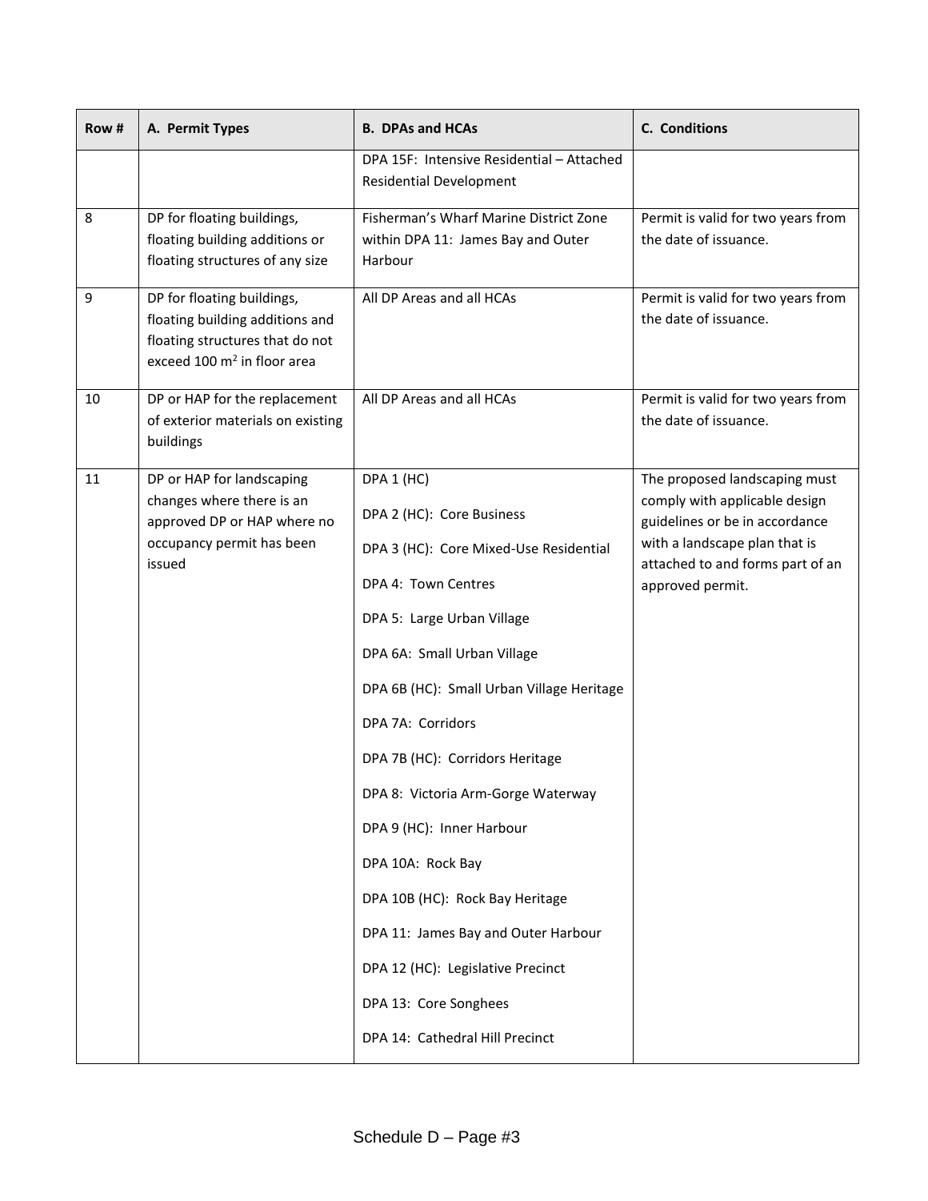| Row # | A. Permit Types | B. DPAs and HCAs | C. Conditions |
|---|---|---|---|
| | | DPA 15F: Intensive Residential – Attached Residential Development | |
| 8 | DP for floating buildings, floating building additions or floating structures of any size | Fisherman's Wharf Marine District Zone within DPA 11: James Bay and Outer Harbour | Permit is valid for two years from the date of issuance. |
| 9 | DP for floating buildings, floating building additions and floating structures that do not exceed 100 $m^2$ in floor area | All DP Areas and all HCAs | Permit is valid for two years from the date of issuance. |
| 10 | DP or HAP for the replacement of exterior materials on existing buildings | All DP Areas and all HCAs | Permit is valid for two years from the date of issuance. |
| 11 | DP or HAP for landscaping changes where there is an approved DP or HAP where no occupancy permit has been issued | DPA 1 (HC)<br>DPA 2 (HC): Core Business<br>DPA 3 (HC): Core Mixed-Use Residential<br>DPA 4: Town Centres<br>DPA 5: Large Urban Village<br>DPA 6A: Small Urban Village<br>DPA 6B (HC): Small Urban Village Heritage<br>DPA 7A: Corridors<br>DPA 7B (HC): Corridors Heritage<br>DPA 8: Victoria Arm-Gorge Waterway<br>DPA 9 (HC): Inner Harbour<br>DPA 10A: Rock Bay<br>DPA 10B (HC): Rock Bay Heritage<br>DPA 11: James Bay and Outer Harbour<br>DPA 12 (HC): Legislative Precinct<br>DPA 13: Core Songhees<br>DPA 14: Cathedral Hill Precinct | The proposed landscaping must comply with applicable design guidelines or be in accordance with a landscape plan that is attached to and forms part of an approved permit. |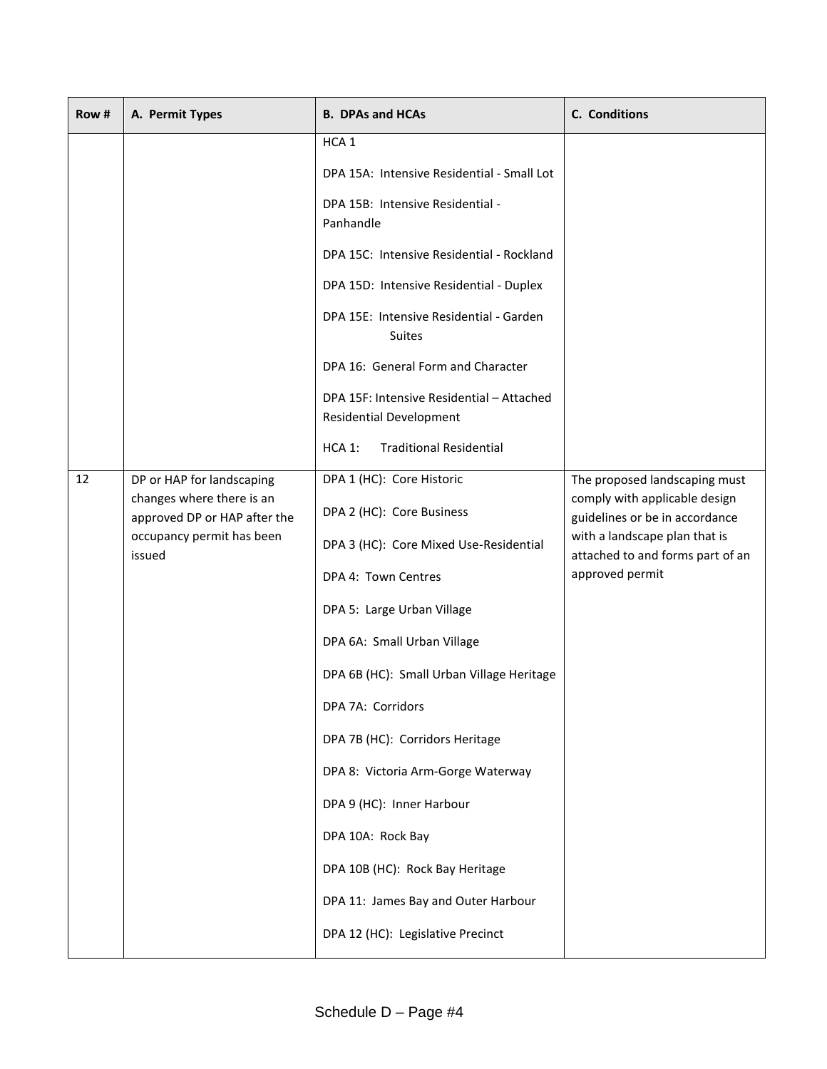| Row # | A. Permit Types | B. DPAs and HCAs | C. Conditions |
|---|---|---|---|
| | | HCA 1<br><br>DPA 15A: Intensive Residential - Small Lot<br><br>DPA 15B: Intensive Residential - Panhandle<br><br>DPA 15C: Intensive Residential - Rockland<br><br>DPA 15D: Intensive Residential - Duplex<br><br>DPA 15E: Intensive Residential - Garden Suites<br><br>DPA 16: General Form and Character<br><br>DPA 15F: Intensive Residential – Attached Residential Development<br><br>HCA 1: Traditional Residential | |
| 12 | DP or HAP for landscaping changes where there is an approved DP or HAP after the occupancy permit has been issued | DPA 1 (HC): Core Historic<br><br>DPA 2 (HC): Core Business<br><br>DPA 3 (HC): Core Mixed Use-Residential<br><br>DPA 4: Town Centres<br><br>DPA 5: Large Urban Village<br><br>DPA 6A: Small Urban Village<br><br>DPA 6B (HC): Small Urban Village Heritage<br><br>DPA 7A: Corridors<br><br>DPA 7B (HC): Corridors Heritage<br><br>DPA 8: Victoria Arm-Gorge Waterway<br><br>DPA 9 (HC): Inner Harbour<br><br>DPA 10A: Rock Bay<br><br>DPA 10B (HC): Rock Bay Heritage<br><br>DPA 11: James Bay and Outer Harbour<br><br>DPA 12 (HC): Legislative Precinct | The proposed landscaping must comply with applicable design guidelines or be in accordance with a landscape plan that is attached to and forms part of an approved permit |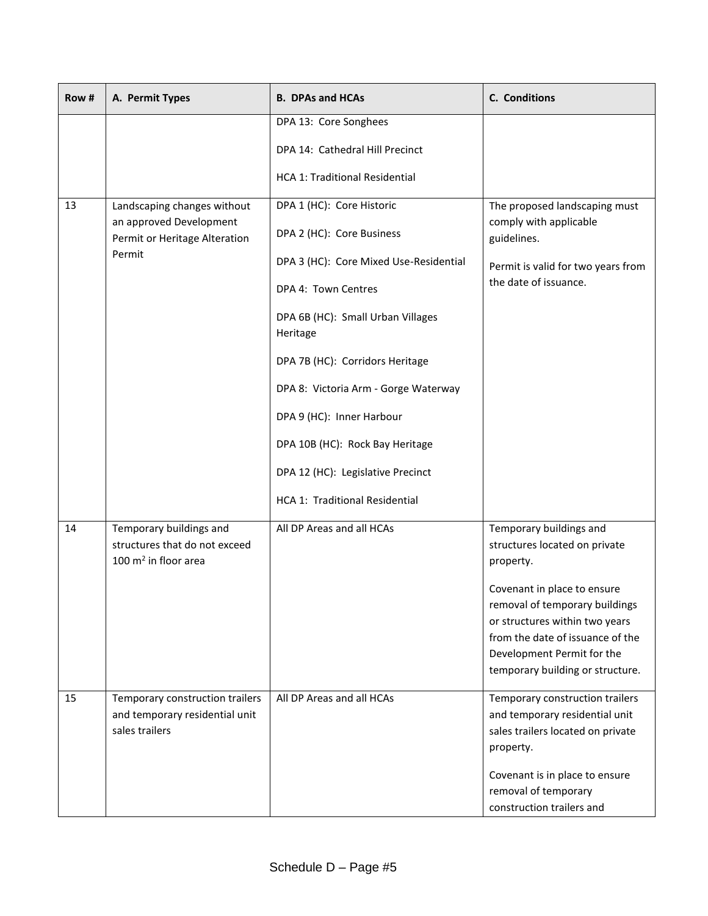| Row # | A. Permit Types | B. DPAs and HCAs | C. Conditions |
|---|---|---|---|
| | | DPA 13: Core Songhees<br><br>DPA 14: Cathedral Hill Precinct<br><br>HCA 1: Traditional Residential | |
| 13 | Landscaping changes without an approved Development Permit or Heritage Alteration Permit | DPA 1 (HC): Core Historic<br><br>DPA 2 (HC): Core Business<br><br>DPA 3 (HC): Core Mixed Use-Residential<br><br>DPA 4: Town Centres<br><br>DPA 6B (HC): Small Urban Villages Heritage<br><br>DPA 7B (HC): Corridors Heritage<br><br>DPA 8: Victoria Arm - Gorge Waterway<br><br>DPA 9 (HC): Inner Harbour<br><br>DPA 10B (HC): Rock Bay Heritage<br><br>DPA 12 (HC): Legislative Precinct<br><br>HCA 1: Traditional Residential | The proposed landscaping must comply with applicable guidelines.<br><br>Permit is valid for two years from the date of issuance. |
| 14 | Temporary buildings and structures that do not exceed 100 $m^2$ in floor area | All DP Areas and all HCAs | Temporary buildings and structures located on private property.<br><br>Covenant in place to ensure removal of temporary buildings or structures within two years from the date of issuance of the Development Permit for the temporary building or structure. |
| 15 | Temporary construction trailers and temporary residential unit sales trailers | All DP Areas and all HCAs | Temporary construction trailers and temporary residential unit sales trailers located on private property.<br><br>Covenant is in place to ensure removal of temporary construction trailers and |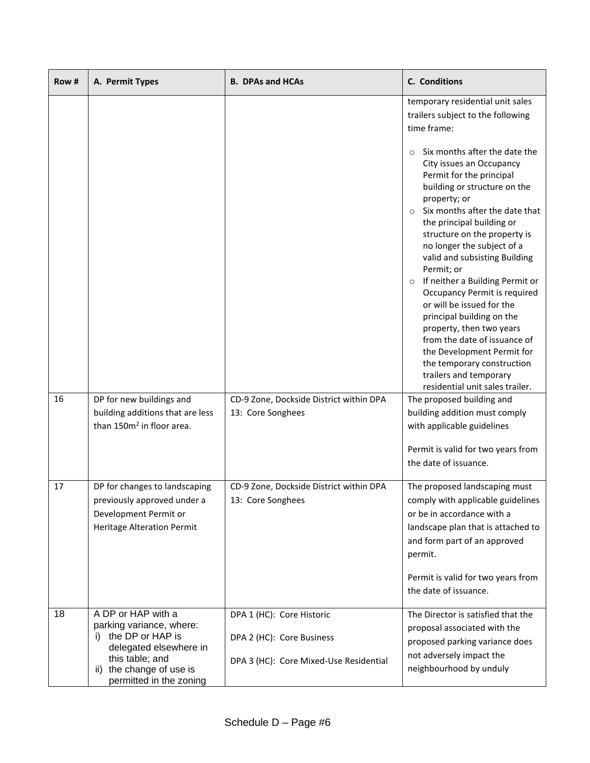| Row # | A. Permit Types | B. DPAs and HCAs | C. Conditions |
|---|---|---|---|
| | | | temporary residential unit sales trailers subject to the following time frame:<br><br>○ Six months after the date the City issues an Occupancy Permit for the principal building or structure on the property; or<br>○ Six months after the date that the principal building or structure on the property is no longer the subject of a valid and subsisting Building Permit; or<br>○ If neither a Building Permit or Occupancy Permit is required or will be issued for the principal building on the property, then two years from the date of issuance of the Development Permit for the temporary construction trailers and temporary residential unit sales trailer. |
| 16 | DP for new buildings and building additions that are less than 150m² in floor area. | CD-9 Zone, Dockside District within DPA 13: Core Songhees | The proposed building and building addition must comply with applicable guidelines<br><br>Permit is valid for two years from the date of issuance. |
| 17 | DP for changes to landscaping previously approved under a Development Permit or Heritage Alteration Permit | CD-9 Zone, Dockside District within DPA 13: Core Songhees | The proposed landscaping must comply with applicable guidelines or be in accordance with a landscape plan that is attached to and form part of an approved permit.<br><br>Permit is valid for two years from the date of issuance. |
| 18 | A DP or HAP with a parking variance, where:<br>i) the DP or HAP is delegated elsewhere in this table; and<br>ii) the change of use is permitted in the zoning | DPA 1 (HC): Core Historic<br><br>DPA 2 (HC): Core Business<br><br>DPA 3 (HC): Core Mixed-Use Residential | The Director is satisfied that the proposal associated with the proposed parking variance does not adversely impact the neighbourhood by unduly |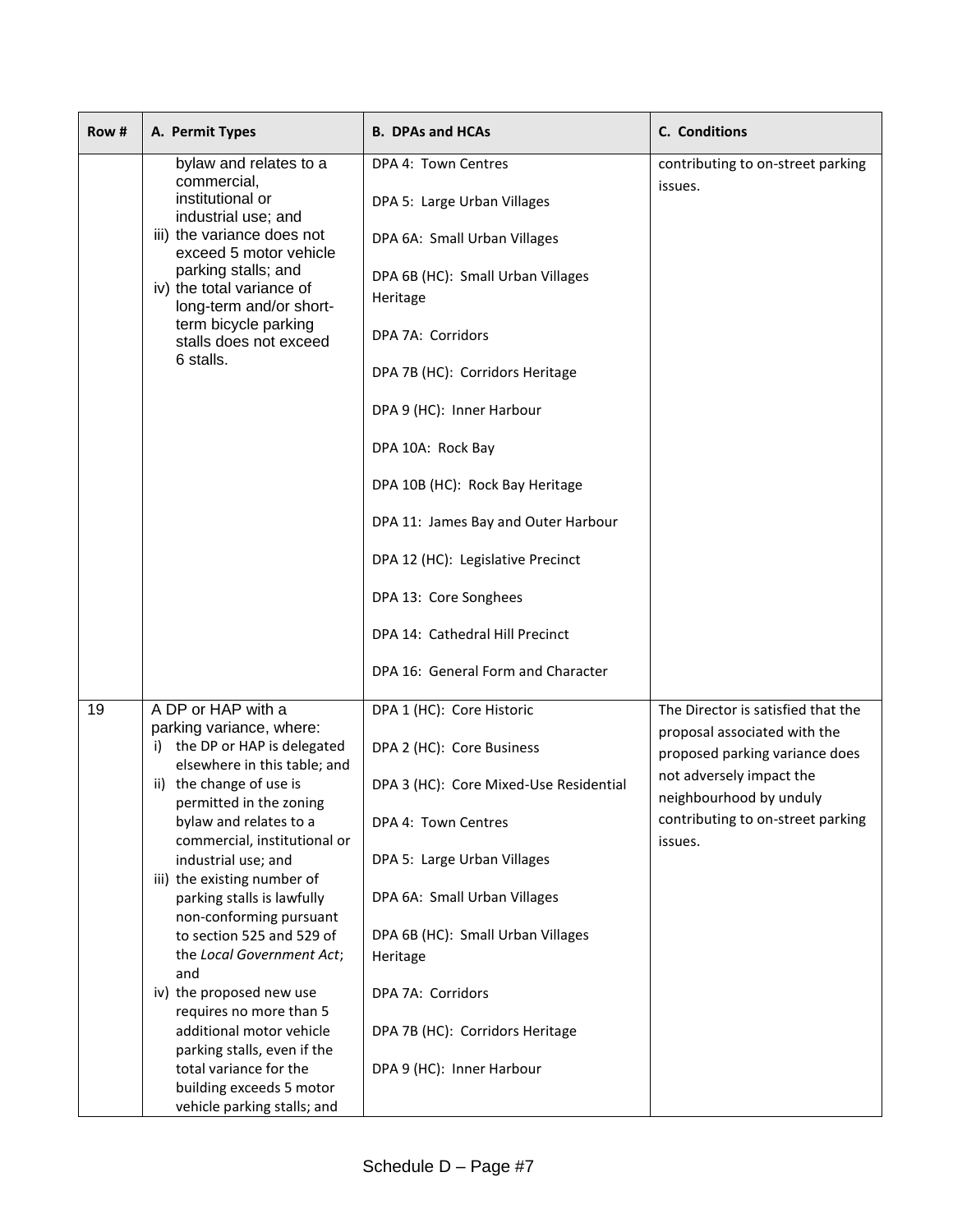| Row # | A. Permit Types | B. DPAs and HCAs | C. Conditions |
|---|---|---|---|
| | bylaw and relates to a commercial, institutional or industrial use; and<br>iii) the variance does not exceed 5 motor vehicle parking stalls; and<br>iv) the total variance of long-term and/or short-term bicycle parking stalls does not exceed 6 stalls. | DPA 4: Town Centres<br><br>DPA 5: Large Urban Villages<br><br>DPA 6A: Small Urban Villages<br><br>DPA 6B (HC): Small Urban Villages Heritage<br><br>DPA 7A: Corridors<br><br>DPA 7B (HC): Corridors Heritage<br><br>DPA 9 (HC): Inner Harbour<br><br>DPA 10A: Rock Bay<br><br>DPA 10B (HC): Rock Bay Heritage<br><br>DPA 11: James Bay and Outer Harbour<br><br>DPA 12 (HC): Legislative Precinct<br><br>DPA 13: Core Songhees<br><br>DPA 14: Cathedral Hill Precinct<br><br>DPA 16: General Form and Character | contributing to on-street parking issues. |
| 19 | A DP or HAP with a parking variance, where:<br>i) the DP or HAP is delegated elsewhere in this table; and<br>ii) the change of use is permitted in the zoning bylaw and relates to a commercial, institutional or industrial use; and<br>iii) the existing number of parking stalls is lawfully non-conforming pursuant to section 525 and 529 of the *Local Government Act*; and<br>iv) the proposed new use requires no more than 5 additional motor vehicle parking stalls, even if the total variance for the building exceeds 5 motor vehicle parking stalls; and | DPA 1 (HC): Core Historic<br><br>DPA 2 (HC): Core Business<br><br>DPA 3 (HC): Core Mixed-Use Residential<br><br>DPA 4: Town Centres<br><br>DPA 5: Large Urban Villages<br><br>DPA 6A: Small Urban Villages<br><br>DPA 6B (HC): Small Urban Villages Heritage<br><br>DPA 7A: Corridors<br><br>DPA 7B (HC): Corridors Heritage<br><br>DPA 9 (HC): Inner Harbour | The Director is satisfied that the proposal associated with the proposed parking variance does not adversely impact the neighbourhood by unduly contributing to on-street parking issues. |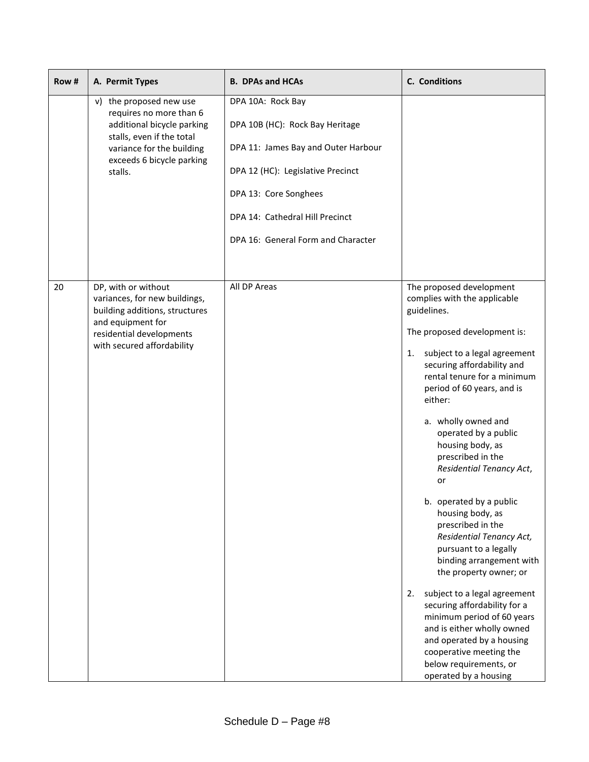| Row # | A. Permit Types | B. DPAs and HCAs | C. Conditions |
|---|---|---|---|
| | v) the proposed new use requires no more than 6 additional bicycle parking stalls, even if the total variance for the building exceeds 6 bicycle parking stalls. | DPA 10A: Rock Bay<br><br>DPA 10B (HC): Rock Bay Heritage<br><br>DPA 11: James Bay and Outer Harbour<br><br>DPA 12 (HC): Legislative Precinct<br><br>DPA 13: Core Songhees<br><br>DPA 14: Cathedral Hill Precinct<br><br>DPA 16: General Form and Character | |
| 20 | DP, with or without variances, for new buildings, building additions, structures and equipment for residential developments with secured affordability | All DP Areas | The proposed development complies with the applicable guidelines.<br><br>The proposed development is:<br><br>1. subject to a legal agreement securing affordability and rental tenure for a minimum period of 60 years, and is either:<br><br>a. wholly owned and operated by a public housing body, as prescribed in the *Residential Tenancy Act*, or<br><br>b. operated by a public housing body, as prescribed in the *Residential Tenancy Act,* pursuant to a legally binding arrangement with the property owner; or<br><br>2. subject to a legal agreement securing affordability for a minimum period of 60 years and is either wholly owned and operated by a housing cooperative meeting the below requirements, or operated by a housing |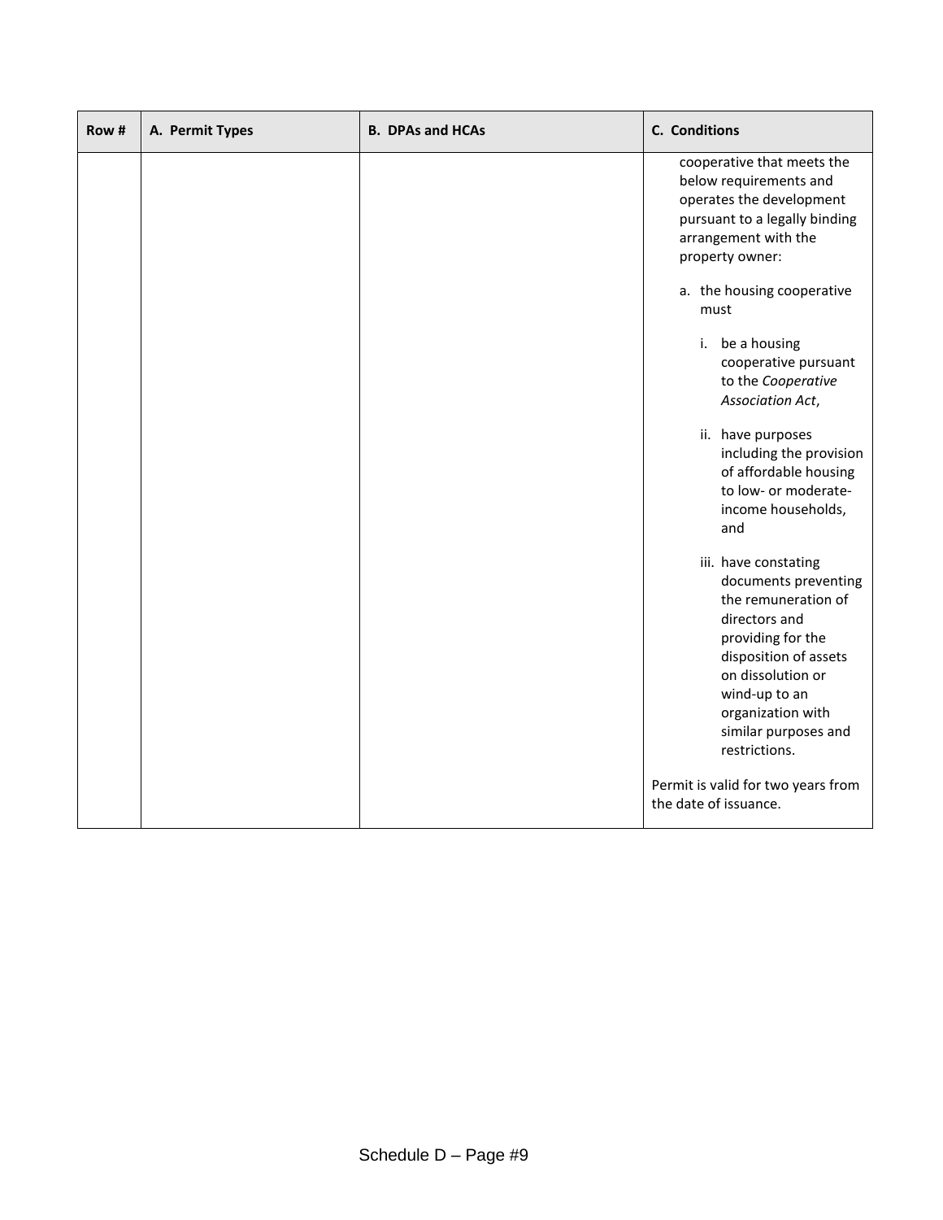| Row # | A. Permit Types | B. DPAs and HCAs | C. Conditions |
|---|---|---|---|
| | | | cooperative that meets the below requirements and operates the development pursuant to a legally binding arrangement with the property owner:<br><br>a. the housing cooperative must<br><br>i. be a housing cooperative pursuant to the *Cooperative Association Act*,<br><br>ii. have purposes including the provision of affordable housing to low- or moderate-income households, and<br><br>iii. have constating documents preventing the remuneration of directors and providing for the disposition of assets on dissolution or wind-up to an organization with similar purposes and restrictions.<br><br>Permit is valid for two years from the date of issuance. |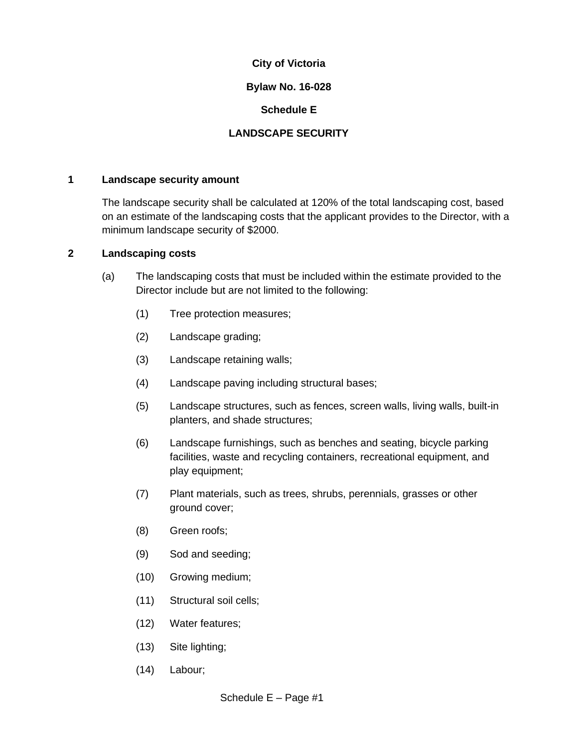**City of Victoria**

**Bylaw No. 16-028**

**Schedule E**

**LANDSCAPE SECURITY**

## 1 Landscape security amount

The landscape security shall be calculated at 120% of the total landscaping cost, based on an estimate of the landscaping costs that the applicant provides to the Director, with a minimum landscape security of $2000.

## 2 Landscaping costs

(a) The landscaping costs that must be included within the estimate provided to the Director include but are not limited to the following:

(1) Tree protection measures;

(2) Landscape grading;

(3) Landscape retaining walls;

(4) Landscape paving including structural bases;

(5) Landscape structures, such as fences, screen walls, living walls, built-in planters, and shade structures;

(6) Landscape furnishings, such as benches and seating, bicycle parking facilities, waste and recycling containers, recreational equipment, and play equipment;

(7) Plant materials, such as trees, shrubs, perennials, grasses or other ground cover;

(8) Green roofs;

(9) Sod and seeding;

(10) Growing medium;

(11) Structural soil cells;

(12) Water features;

(13) Site lighting;

(14) Labour;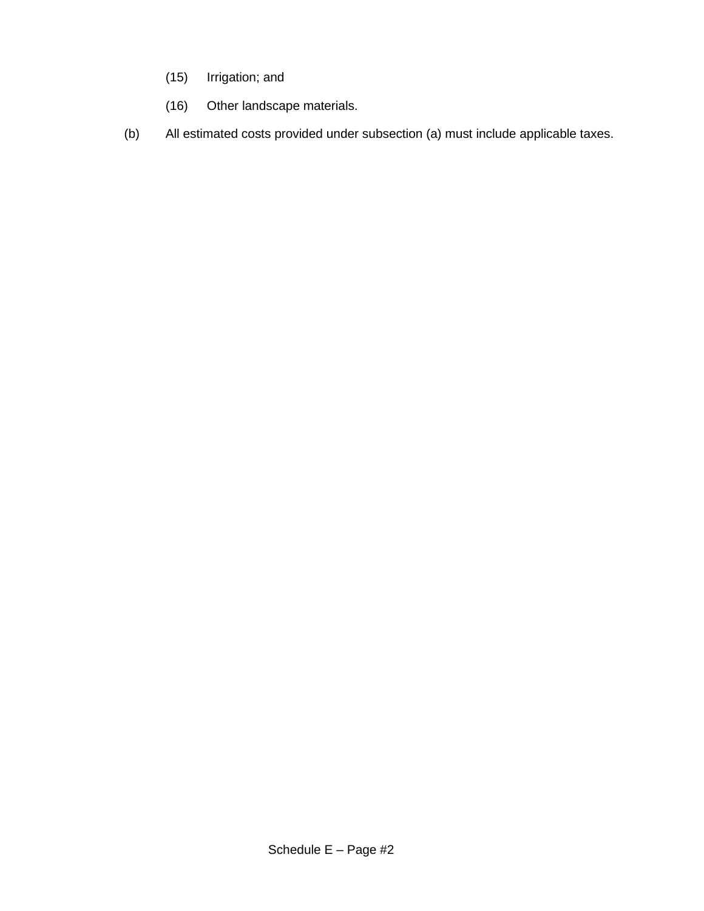(15) Irrigation; and

(16) Other landscape materials.

(b) All estimated costs provided under subsection (a) must include applicable taxes.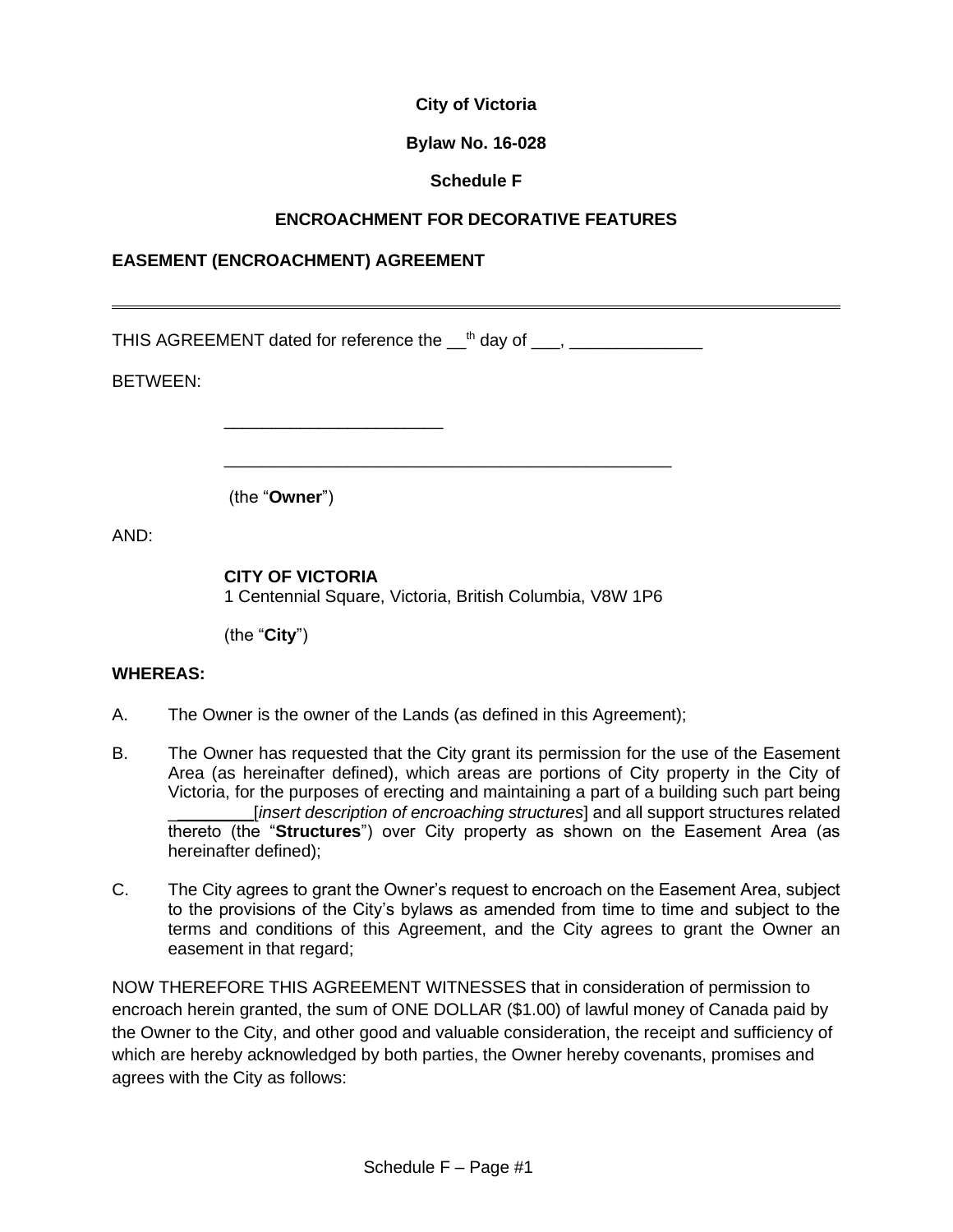**City of Victoria**

**Bylaw No. 16-028**

**Schedule F**

**ENCROACHMENT FOR DECORATIVE FEATURES**

**EASEMENT (ENCROACHMENT) AGREEMENT**

---

THIS AGREEMENT dated for reference the __th day of ___, ______________

BETWEEN:

_______________________

_______________________________________________

(the "**Owner**")

AND:

**CITY OF VICTORIA**
1 Centennial Square, Victoria, British Columbia, V8W 1P6

(the "**City**")

**WHEREAS:**

A. The Owner is the owner of the Lands (as defined in this Agreement);

B. The Owner has requested that the City grant its permission for the use of the Easement Area (as hereinafter defined), which areas are portions of City property in the City of Victoria, for the purposes of erecting and maintaining a part of a building such part being _________[*insert description of encroaching structures*] and all support structures related thereto (the "**Structures**") over City property as shown on the Easement Area (as hereinafter defined);

C. The City agrees to grant the Owner's request to encroach on the Easement Area, subject to the provisions of the City's bylaws as amended from time to time and subject to the terms and conditions of this Agreement, and the City agrees to grant the Owner an easement in that regard;

NOW THEREFORE THIS AGREEMENT WITNESSES that in consideration of permission to encroach herein granted, the sum of ONE DOLLAR ($1.00) of lawful money of Canada paid by the Owner to the City, and other good and valuable consideration, the receipt and sufficiency of which are hereby acknowledged by both parties, the Owner hereby covenants, promises and agrees with the City as follows: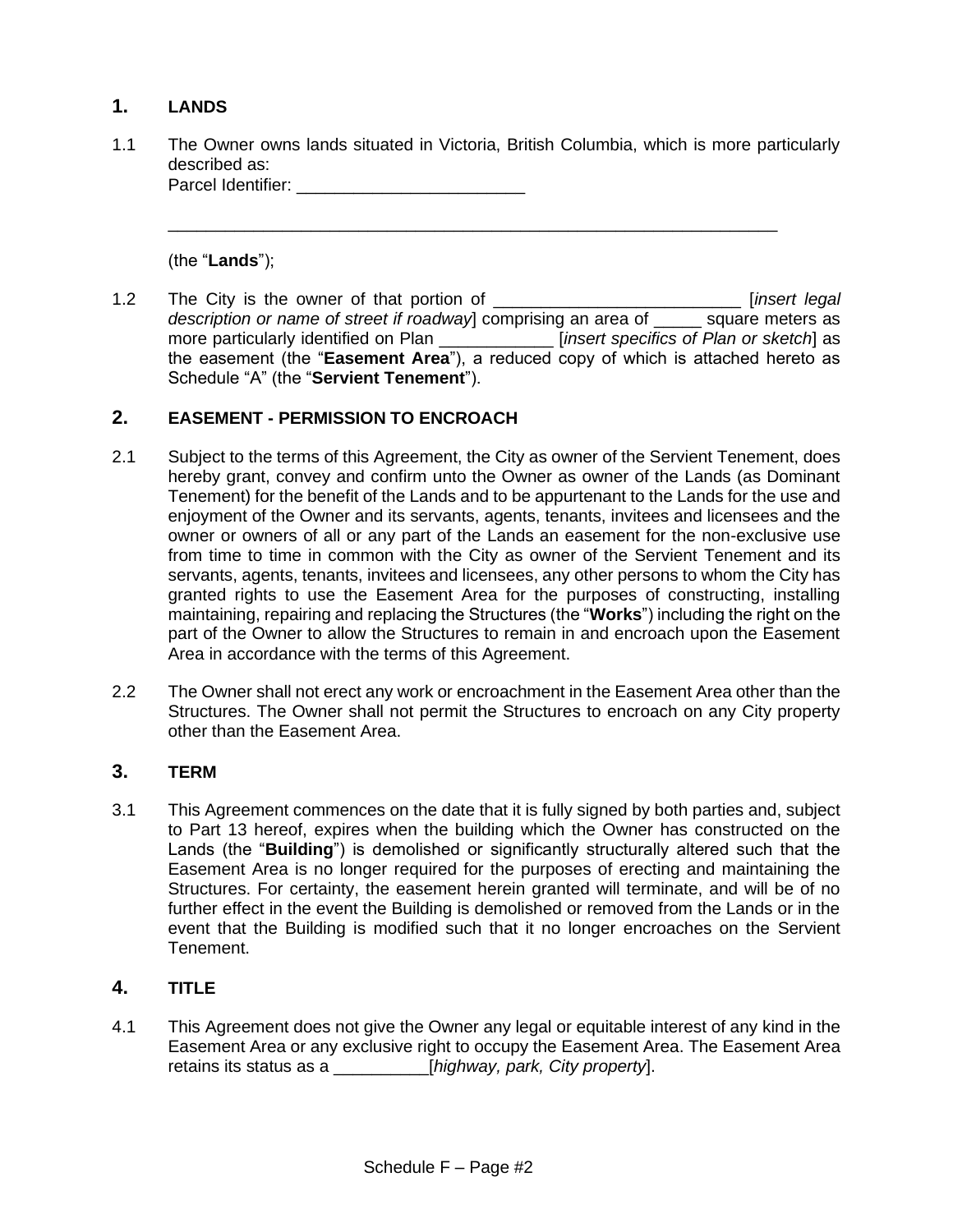## 1. LANDS

1.1 The Owner owns lands situated in Victoria, British Columbia, which is more particularly described as:
Parcel Identifier: ________________________

_________________________________________________________________

(the "**Lands**");

1.2 The City is the owner of that portion of __________________________ [*insert legal description or name of street if roadway*] comprising an area of _____ square meters as more particularly identified on Plan ____________ [*insert specifics of Plan or sketch*] as the easement (the "**Easement Area**"), a reduced copy of which is attached hereto as Schedule "A" (the "**Servient Tenement**").

## 2. EASEMENT - PERMISSION TO ENCROACH

2.1 Subject to the terms of this Agreement, the City as owner of the Servient Tenement, does hereby grant, convey and confirm unto the Owner as owner of the Lands (as Dominant Tenement) for the benefit of the Lands and to be appurtenant to the Lands for the use and enjoyment of the Owner and its servants, agents, tenants, invitees and licensees and the owner or owners of all or any part of the Lands an easement for the non-exclusive use from time to time in common with the City as owner of the Servient Tenement and its servants, agents, tenants, invitees and licensees, any other persons to whom the City has granted rights to use the Easement Area for the purposes of constructing, installing maintaining, repairing and replacing the Structures (the "**Works**") including the right on the part of the Owner to allow the Structures to remain in and encroach upon the Easement Area in accordance with the terms of this Agreement.

2.2 The Owner shall not erect any work or encroachment in the Easement Area other than the Structures. The Owner shall not permit the Structures to encroach on any City property other than the Easement Area.

## 3. TERM

3.1 This Agreement commences on the date that it is fully signed by both parties and, subject to Part 13 hereof, expires when the building which the Owner has constructed on the Lands (the "**Building**") is demolished or significantly structurally altered such that the Easement Area is no longer required for the purposes of erecting and maintaining the Structures. For certainty, the easement herein granted will terminate, and will be of no further effect in the event the Building is demolished or removed from the Lands or in the event that the Building is modified such that it no longer encroaches on the Servient Tenement.

## 4. TITLE

4.1 This Agreement does not give the Owner any legal or equitable interest of any kind in the Easement Area or any exclusive right to occupy the Easement Area. The Easement Area retains its status as a __________[*highway, park, City property*].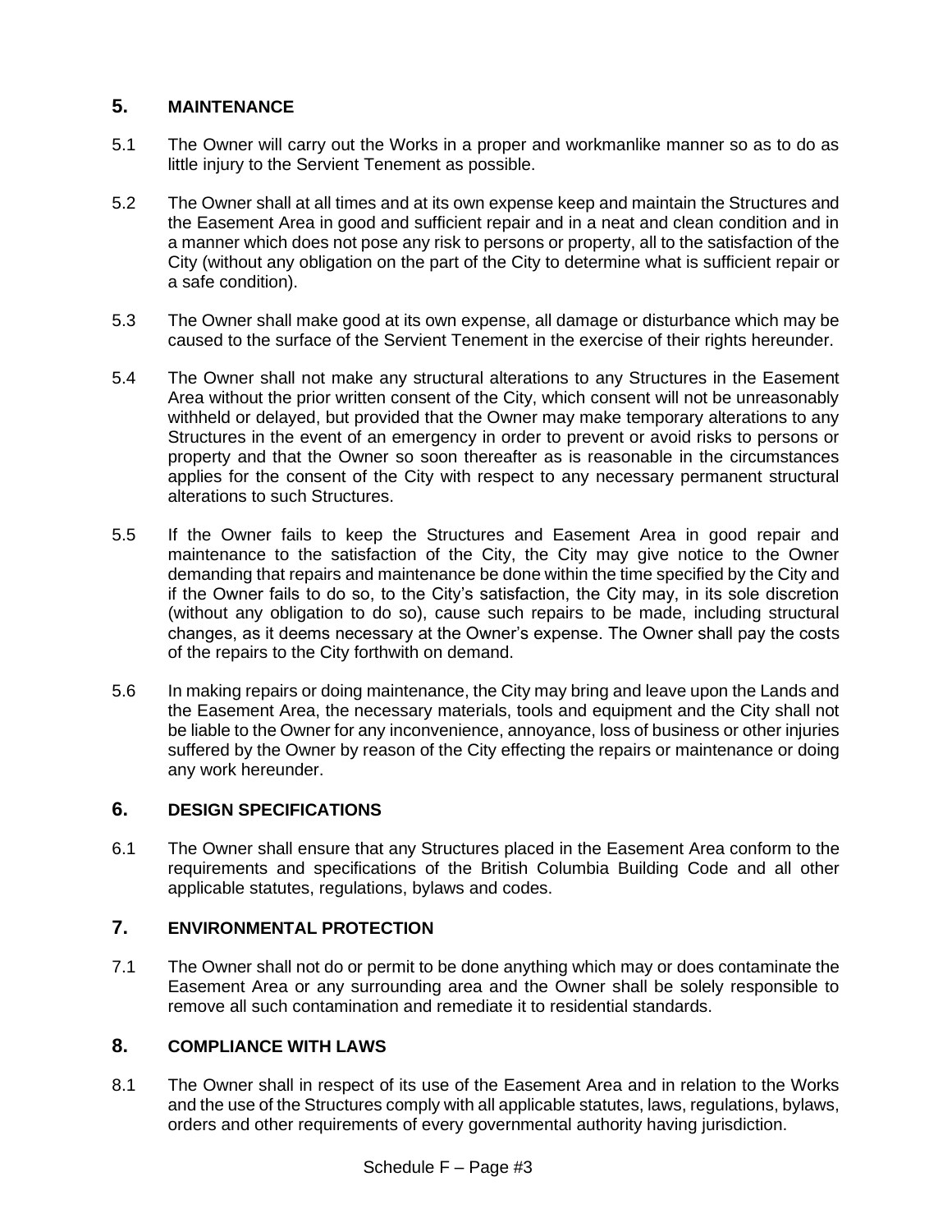## 5. MAINTENANCE

5.1 The Owner will carry out the Works in a proper and workmanlike manner so as to do as little injury to the Servient Tenement as possible.

5.2 The Owner shall at all times and at its own expense keep and maintain the Structures and the Easement Area in good and sufficient repair and in a neat and clean condition and in a manner which does not pose any risk to persons or property, all to the satisfaction of the City (without any obligation on the part of the City to determine what is sufficient repair or a safe condition).

5.3 The Owner shall make good at its own expense, all damage or disturbance which may be caused to the surface of the Servient Tenement in the exercise of their rights hereunder.

5.4 The Owner shall not make any structural alterations to any Structures in the Easement Area without the prior written consent of the City, which consent will not be unreasonably withheld or delayed, but provided that the Owner may make temporary alterations to any Structures in the event of an emergency in order to prevent or avoid risks to persons or property and that the Owner so soon thereafter as is reasonable in the circumstances applies for the consent of the City with respect to any necessary permanent structural alterations to such Structures.

5.5 If the Owner fails to keep the Structures and Easement Area in good repair and maintenance to the satisfaction of the City, the City may give notice to the Owner demanding that repairs and maintenance be done within the time specified by the City and if the Owner fails to do so, to the City's satisfaction, the City may, in its sole discretion (without any obligation to do so), cause such repairs to be made, including structural changes, as it deems necessary at the Owner's expense. The Owner shall pay the costs of the repairs to the City forthwith on demand.

5.6 In making repairs or doing maintenance, the City may bring and leave upon the Lands and the Easement Area, the necessary materials, tools and equipment and the City shall not be liable to the Owner for any inconvenience, annoyance, loss of business or other injuries suffered by the Owner by reason of the City effecting the repairs or maintenance or doing any work hereunder.

## 6. DESIGN SPECIFICATIONS

6.1 The Owner shall ensure that any Structures placed in the Easement Area conform to the requirements and specifications of the British Columbia Building Code and all other applicable statutes, regulations, bylaws and codes.

## 7. ENVIRONMENTAL PROTECTION

7.1 The Owner shall not do or permit to be done anything which may or does contaminate the Easement Area or any surrounding area and the Owner shall be solely responsible to remove all such contamination and remediate it to residential standards.

## 8. COMPLIANCE WITH LAWS

8.1 The Owner shall in respect of its use of the Easement Area and in relation to the Works and the use of the Structures comply with all applicable statutes, laws, regulations, bylaws, orders and other requirements of every governmental authority having jurisdiction.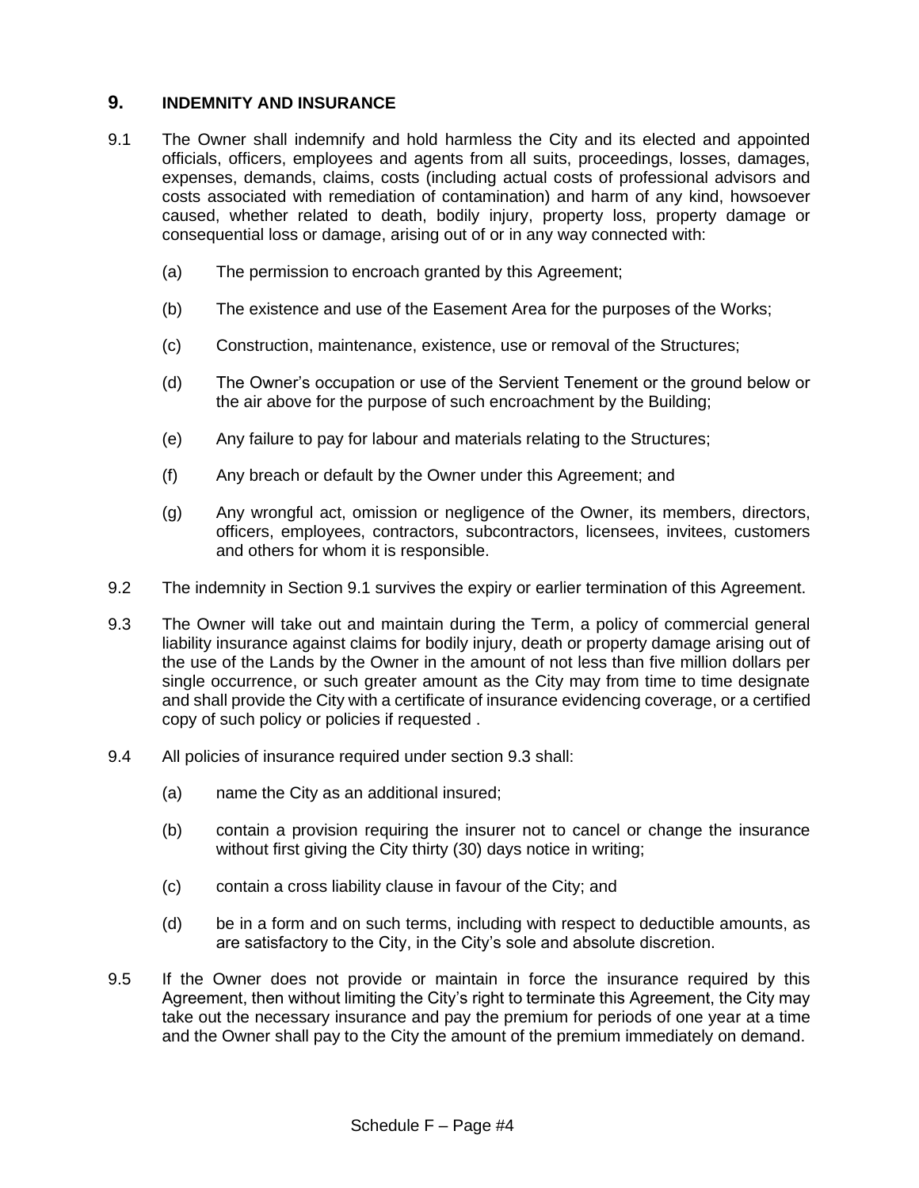## 9. INDEMNITY AND INSURANCE

9.1 The Owner shall indemnify and hold harmless the City and its elected and appointed officials, officers, employees and agents from all suits, proceedings, losses, damages, expenses, demands, claims, costs (including actual costs of professional advisors and costs associated with remediation of contamination) and harm of any kind, howsoever caused, whether related to death, bodily injury, property loss, property damage or consequential loss or damage, arising out of or in any way connected with:

(a) The permission to encroach granted by this Agreement;

(b) The existence and use of the Easement Area for the purposes of the Works;

(c) Construction, maintenance, existence, use or removal of the Structures;

(d) The Owner's occupation or use of the Servient Tenement or the ground below or the air above for the purpose of such encroachment by the Building;

(e) Any failure to pay for labour and materials relating to the Structures;

(f) Any breach or default by the Owner under this Agreement; and

(g) Any wrongful act, omission or negligence of the Owner, its members, directors, officers, employees, contractors, subcontractors, licensees, invitees, customers and others for whom it is responsible.

9.2 The indemnity in Section 9.1 survives the expiry or earlier termination of this Agreement.

9.3 The Owner will take out and maintain during the Term, a policy of commercial general liability insurance against claims for bodily injury, death or property damage arising out of the use of the Lands by the Owner in the amount of not less than five million dollars per single occurrence, or such greater amount as the City may from time to time designate and shall provide the City with a certificate of insurance evidencing coverage, or a certified copy of such policy or policies if requested .

9.4 All policies of insurance required under section 9.3 shall:

(a) name the City as an additional insured;

(b) contain a provision requiring the insurer not to cancel or change the insurance without first giving the City thirty (30) days notice in writing;

(c) contain a cross liability clause in favour of the City; and

(d) be in a form and on such terms, including with respect to deductible amounts, as are satisfactory to the City, in the City's sole and absolute discretion.

9.5 If the Owner does not provide or maintain in force the insurance required by this Agreement, then without limiting the City's right to terminate this Agreement, the City may take out the necessary insurance and pay the premium for periods of one year at a time and the Owner shall pay to the City the amount of the premium immediately on demand.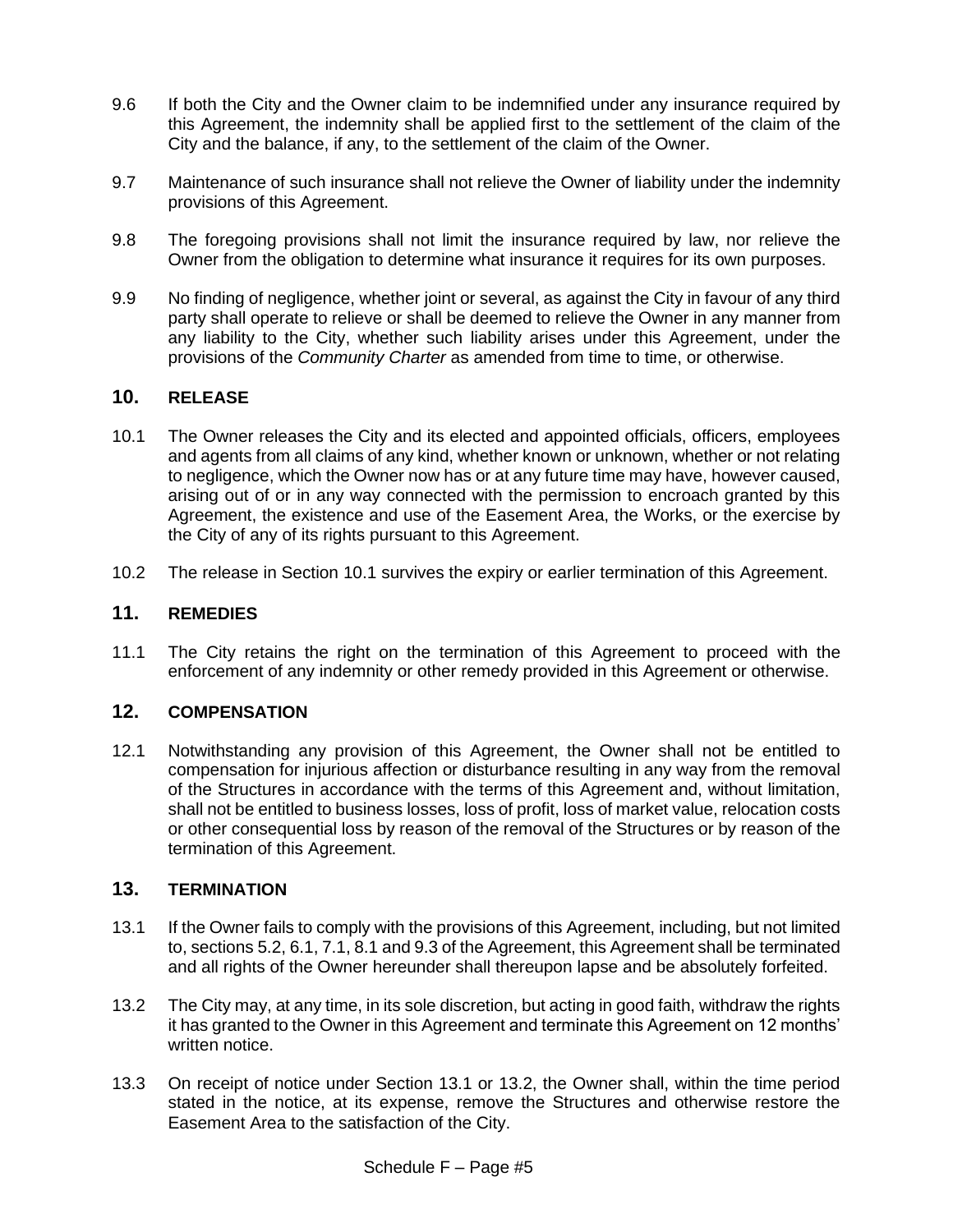9.6 If both the City and the Owner claim to be indemnified under any insurance required by this Agreement, the indemnity shall be applied first to the settlement of the claim of the City and the balance, if any, to the settlement of the claim of the Owner.

9.7 Maintenance of such insurance shall not relieve the Owner of liability under the indemnity provisions of this Agreement.

9.8 The foregoing provisions shall not limit the insurance required by law, nor relieve the Owner from the obligation to determine what insurance it requires for its own purposes.

9.9 No finding of negligence, whether joint or several, as against the City in favour of any third party shall operate to relieve or shall be deemed to relieve the Owner in any manner from any liability to the City, whether such liability arises under this Agreement, under the provisions of the *Community Charter* as amended from time to time, or otherwise.

## 10. RELEASE

10.1 The Owner releases the City and its elected and appointed officials, officers, employees and agents from all claims of any kind, whether known or unknown, whether or not relating to negligence, which the Owner now has or at any future time may have, however caused, arising out of or in any way connected with the permission to encroach granted by this Agreement, the existence and use of the Easement Area, the Works, or the exercise by the City of any of its rights pursuant to this Agreement.

10.2 The release in Section 10.1 survives the expiry or earlier termination of this Agreement.

## 11. REMEDIES

11.1 The City retains the right on the termination of this Agreement to proceed with the enforcement of any indemnity or other remedy provided in this Agreement or otherwise.

## 12. COMPENSATION

12.1 Notwithstanding any provision of this Agreement, the Owner shall not be entitled to compensation for injurious affection or disturbance resulting in any way from the removal of the Structures in accordance with the terms of this Agreement and, without limitation, shall not be entitled to business losses, loss of profit, loss of market value, relocation costs or other consequential loss by reason of the removal of the Structures or by reason of the termination of this Agreement.

## 13. TERMINATION

13.1 If the Owner fails to comply with the provisions of this Agreement, including, but not limited to, sections 5.2, 6.1, 7.1, 8.1 and 9.3 of the Agreement, this Agreement shall be terminated and all rights of the Owner hereunder shall thereupon lapse and be absolutely forfeited.

13.2 The City may, at any time, in its sole discretion, but acting in good faith, withdraw the rights it has granted to the Owner in this Agreement and terminate this Agreement on 12 months' written notice.

13.3 On receipt of notice under Section 13.1 or 13.2, the Owner shall, within the time period stated in the notice, at its expense, remove the Structures and otherwise restore the Easement Area to the satisfaction of the City.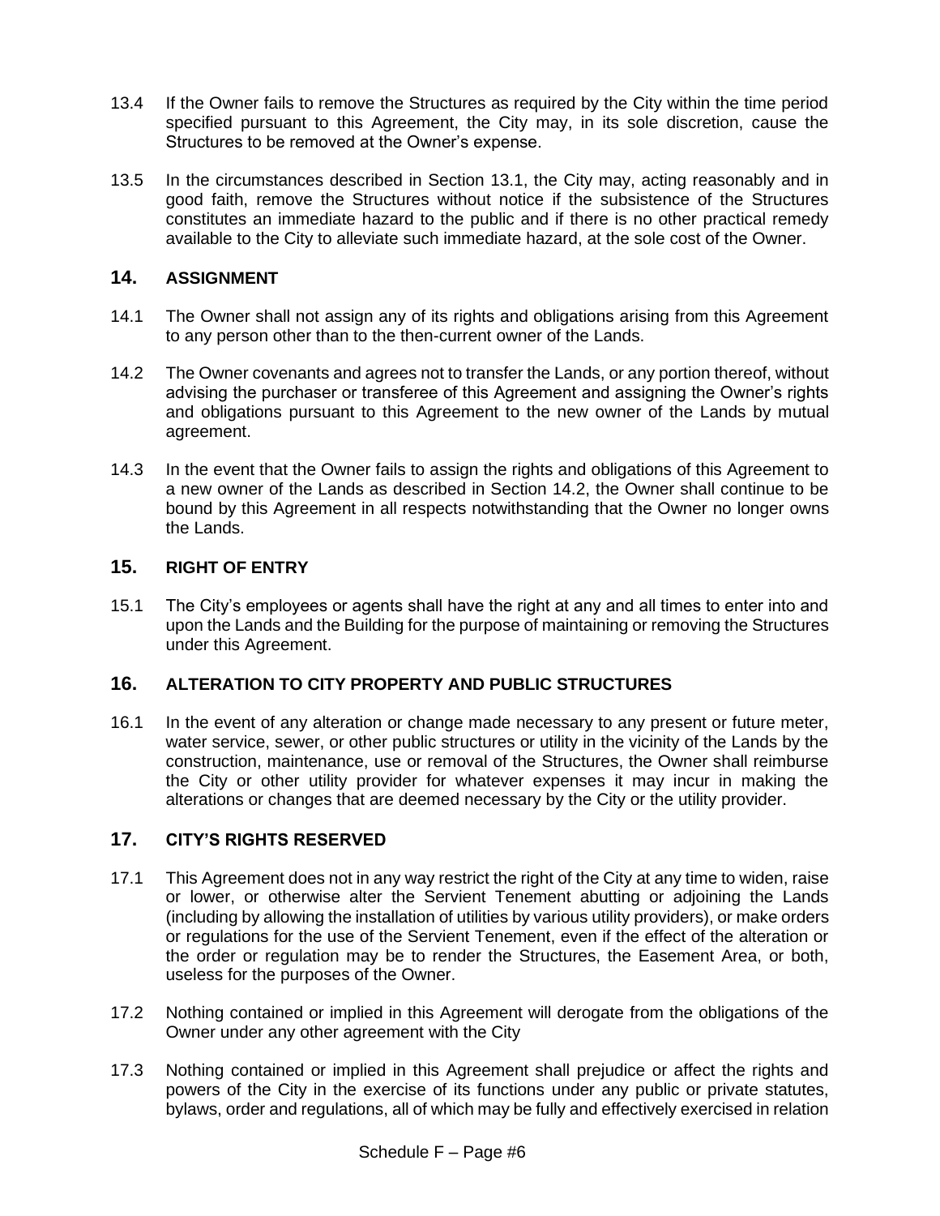13.4 If the Owner fails to remove the Structures as required by the City within the time period specified pursuant to this Agreement, the City may, in its sole discretion, cause the Structures to be removed at the Owner's expense.

13.5 In the circumstances described in Section 13.1, the City may, acting reasonably and in good faith, remove the Structures without notice if the subsistence of the Structures constitutes an immediate hazard to the public and if there is no other practical remedy available to the City to alleviate such immediate hazard, at the sole cost of the Owner.

## 14. ASSIGNMENT

14.1 The Owner shall not assign any of its rights and obligations arising from this Agreement to any person other than to the then-current owner of the Lands.

14.2 The Owner covenants and agrees not to transfer the Lands, or any portion thereof, without advising the purchaser or transferee of this Agreement and assigning the Owner's rights and obligations pursuant to this Agreement to the new owner of the Lands by mutual agreement.

14.3 In the event that the Owner fails to assign the rights and obligations of this Agreement to a new owner of the Lands as described in Section 14.2, the Owner shall continue to be bound by this Agreement in all respects notwithstanding that the Owner no longer owns the Lands.

## 15. RIGHT OF ENTRY

15.1 The City's employees or agents shall have the right at any and all times to enter into and upon the Lands and the Building for the purpose of maintaining or removing the Structures under this Agreement.

## 16. ALTERATION TO CITY PROPERTY AND PUBLIC STRUCTURES

16.1 In the event of any alteration or change made necessary to any present or future meter, water service, sewer, or other public structures or utility in the vicinity of the Lands by the construction, maintenance, use or removal of the Structures, the Owner shall reimburse the City or other utility provider for whatever expenses it may incur in making the alterations or changes that are deemed necessary by the City or the utility provider.

## 17. CITY'S RIGHTS RESERVED

17.1 This Agreement does not in any way restrict the right of the City at any time to widen, raise or lower, or otherwise alter the Servient Tenement abutting or adjoining the Lands (including by allowing the installation of utilities by various utility providers), or make orders or regulations for the use of the Servient Tenement, even if the effect of the alteration or the order or regulation may be to render the Structures, the Easement Area, or both, useless for the purposes of the Owner.

17.2 Nothing contained or implied in this Agreement will derogate from the obligations of the Owner under any other agreement with the City

17.3 Nothing contained or implied in this Agreement shall prejudice or affect the rights and powers of the City in the exercise of its functions under any public or private statutes, bylaws, order and regulations, all of which may be fully and effectively exercised in relation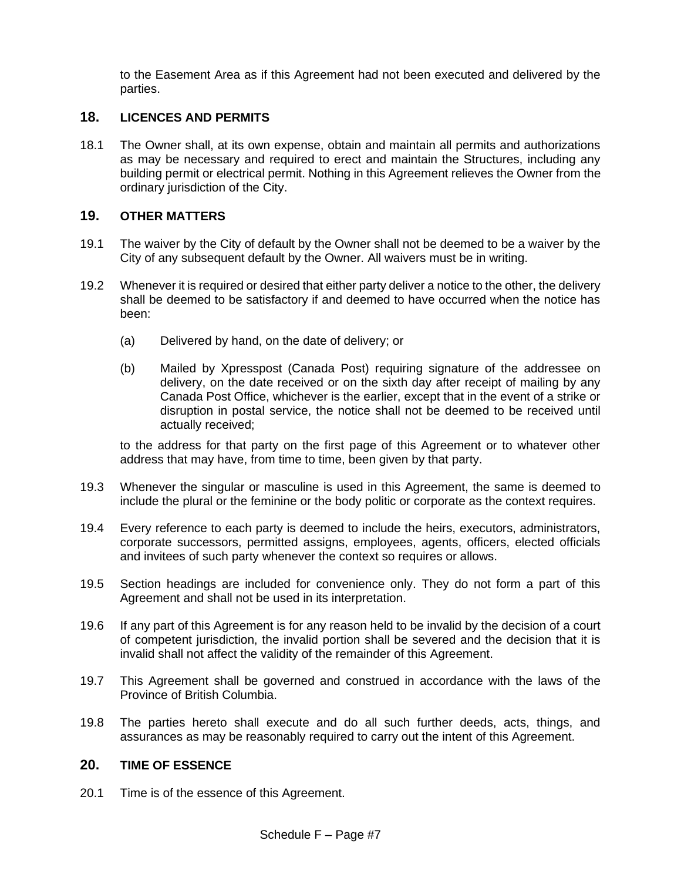to the Easement Area as if this Agreement had not been executed and delivered by the parties.

## 18. LICENCES AND PERMITS

18.1 The Owner shall, at its own expense, obtain and maintain all permits and authorizations as may be necessary and required to erect and maintain the Structures, including any building permit or electrical permit. Nothing in this Agreement relieves the Owner from the ordinary jurisdiction of the City.

## 19. OTHER MATTERS

19.1 The waiver by the City of default by the Owner shall not be deemed to be a waiver by the City of any subsequent default by the Owner. All waivers must be in writing.

19.2 Whenever it is required or desired that either party deliver a notice to the other, the delivery shall be deemed to be satisfactory if and deemed to have occurred when the notice has been:

(a) Delivered by hand, on the date of delivery; or

(b) Mailed by Xpresspost (Canada Post) requiring signature of the addressee on delivery, on the date received or on the sixth day after receipt of mailing by any Canada Post Office, whichever is the earlier, except that in the event of a strike or disruption in postal service, the notice shall not be deemed to be received until actually received;

to the address for that party on the first page of this Agreement or to whatever other address that may have, from time to time, been given by that party.

19.3 Whenever the singular or masculine is used in this Agreement, the same is deemed to include the plural or the feminine or the body politic or corporate as the context requires.

19.4 Every reference to each party is deemed to include the heirs, executors, administrators, corporate successors, permitted assigns, employees, agents, officers, elected officials and invitees of such party whenever the context so requires or allows.

19.5 Section headings are included for convenience only. They do not form a part of this Agreement and shall not be used in its interpretation.

19.6 If any part of this Agreement is for any reason held to be invalid by the decision of a court of competent jurisdiction, the invalid portion shall be severed and the decision that it is invalid shall not affect the validity of the remainder of this Agreement.

19.7 This Agreement shall be governed and construed in accordance with the laws of the Province of British Columbia.

19.8 The parties hereto shall execute and do all such further deeds, acts, things, and assurances as may be reasonably required to carry out the intent of this Agreement.

## 20. TIME OF ESSENCE

20.1 Time is of the essence of this Agreement.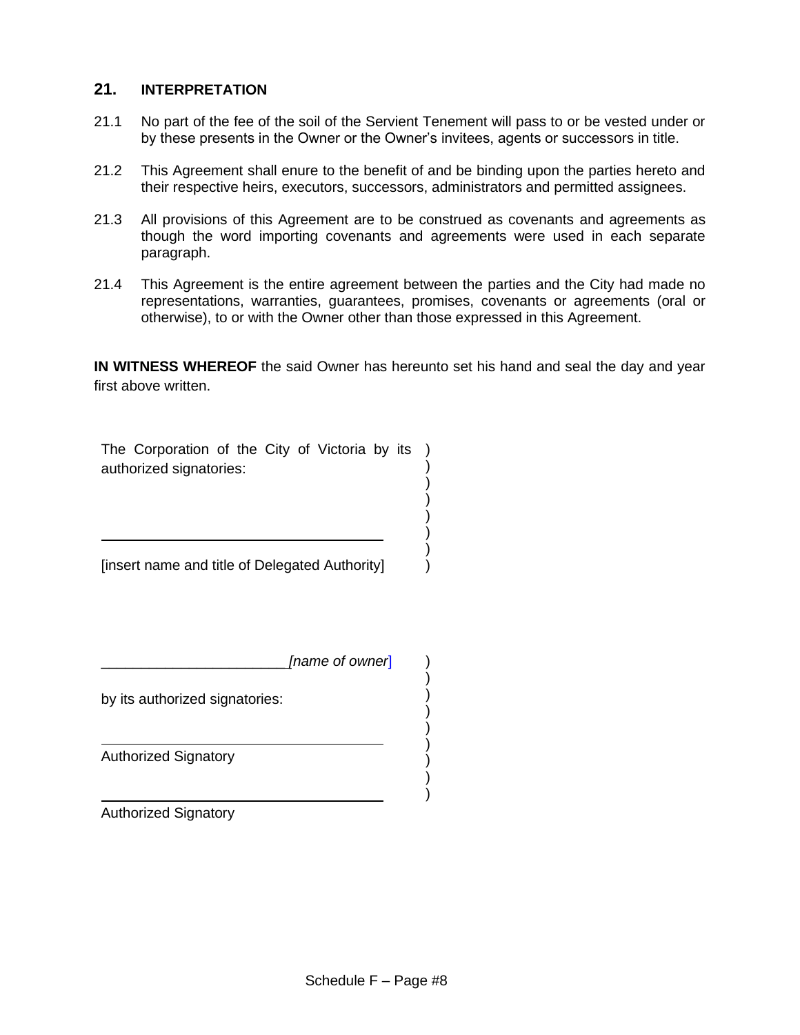## 21. INTERPRETATION

21.1 No part of the fee of the soil of the Servient Tenement will pass to or be vested under or by these presents in the Owner or the Owner's invitees, agents or successors in title.

21.2 This Agreement shall enure to the benefit of and be binding upon the parties hereto and their respective heirs, executors, successors, administrators and permitted assignees.

21.3 All provisions of this Agreement are to be construed as covenants and agreements as though the word importing covenants and agreements were used in each separate paragraph.

21.4 This Agreement is the entire agreement between the parties and the City had made no representations, warranties, guarantees, promises, covenants or agreements (oral or otherwise), to or with the Owner other than those expressed in this Agreement.

**IN WITNESS WHEREOF** the said Owner has hereunto set his hand and seal the day and year first above written.

The Corporation of the City of Victoria by its authorized signatories: )

______________________________

[insert name and title of Delegated Authority] )

_______________________*[name of owner]* )

by its authorized signatories: )

______________________________

Authorized Signatory )

______________________________

Authorized Signatory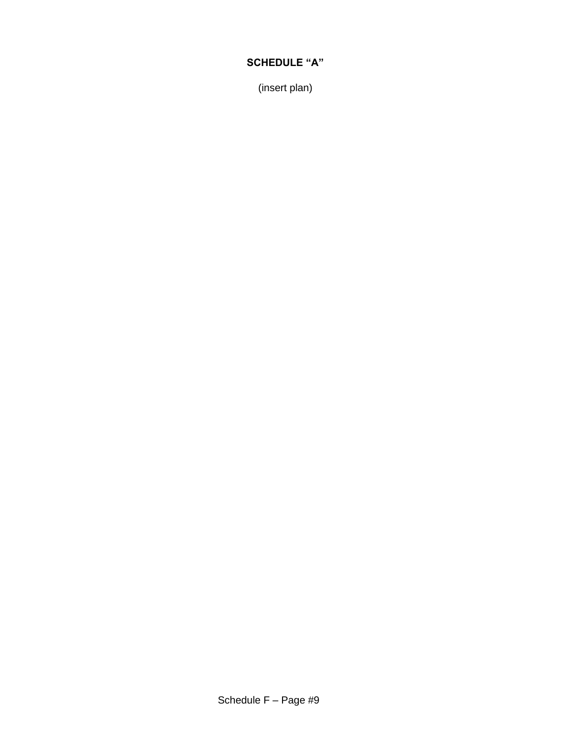**SCHEDULE “A”**

(insert plan)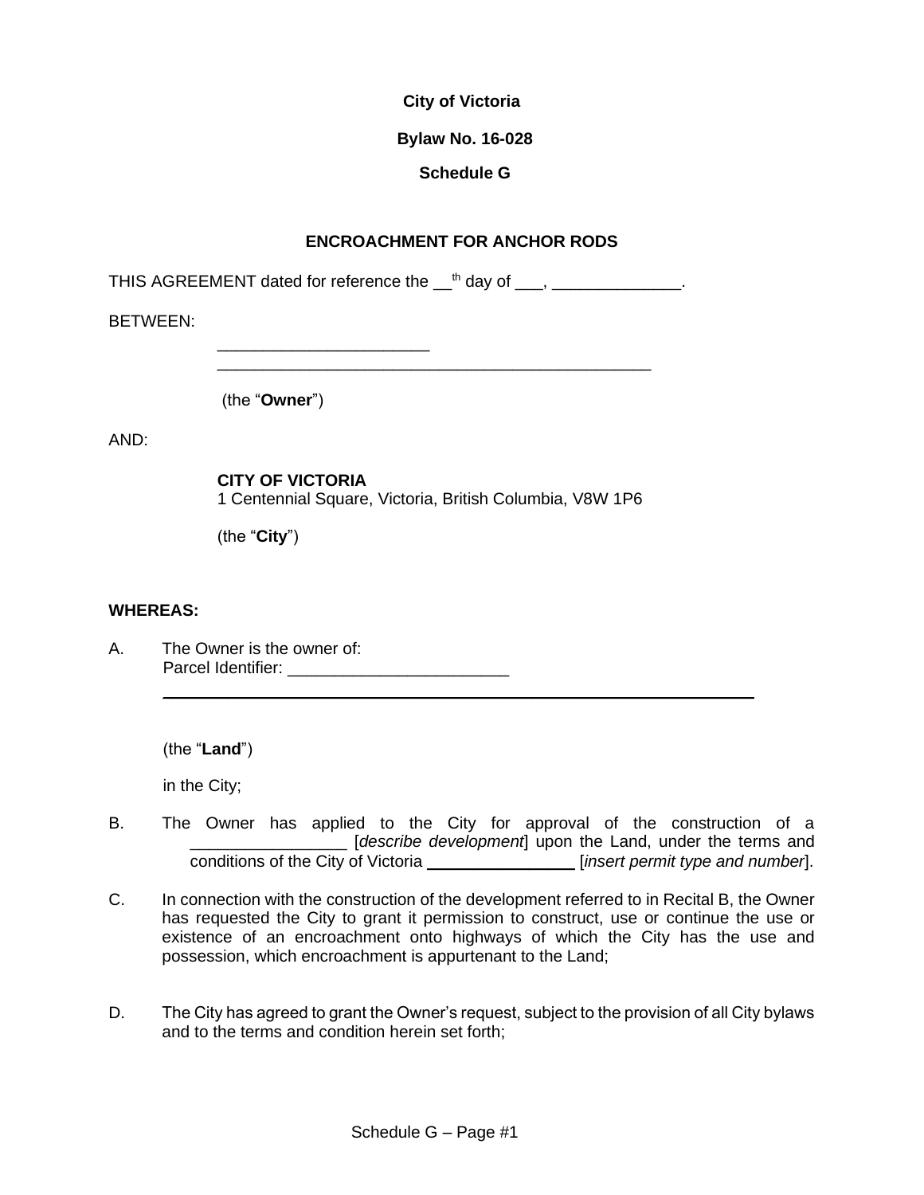**City of Victoria**

**Bylaw No. 16-028**

**Schedule G**

**ENCROACHMENT FOR ANCHOR RODS**

THIS AGREEMENT dated for reference the __th day of ___, ______________.

BETWEEN:

_______________________
_______________________________________________

(the "**Owner**")

AND:

**CITY OF VICTORIA**
1 Centennial Square, Victoria, British Columbia, V8W 1P6

(the "**City**")

**WHEREAS:**

A. The Owner is the owner of:
Parcel Identifier: ________________________
_________________________________________________________________

(the "**Land**")

in the City;

B. The Owner has applied to the City for approval of the construction of a _________________ [*describe development*] upon the Land, under the terms and conditions of the City of Victoria _________________ [*insert permit type and number*].

C. In connection with the construction of the development referred to in Recital B, the Owner has requested the City to grant it permission to construct, use or continue the use or existence of an encroachment onto highways of which the City has the use and possession, which encroachment is appurtenant to the Land;

D. The City has agreed to grant the Owner's request, subject to the provision of all City bylaws and to the terms and condition herein set forth;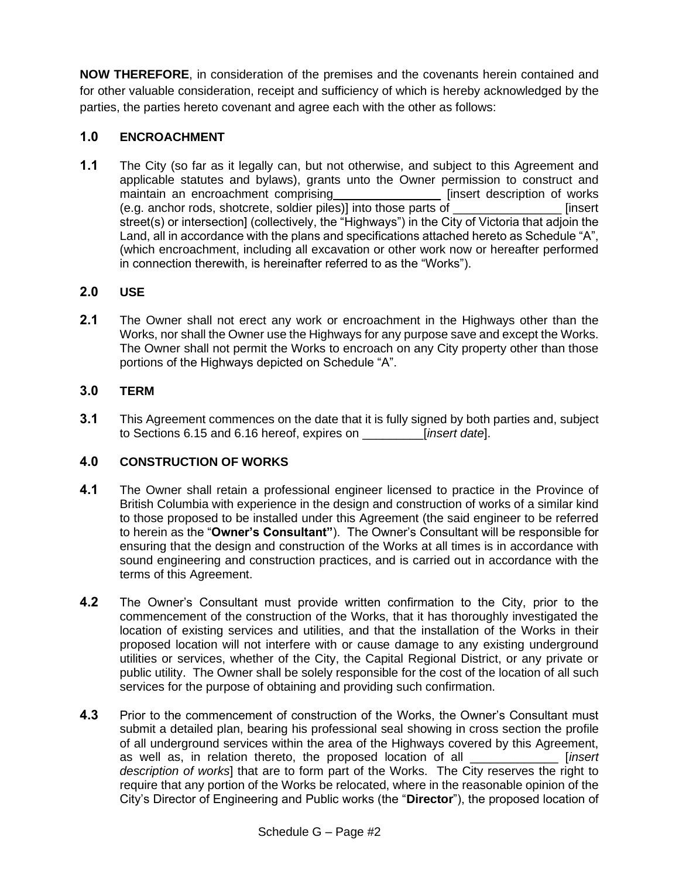**NOW THEREFORE**, in consideration of the premises and the covenants herein contained and for other valuable consideration, receipt and sufficiency of which is hereby acknowledged by the parties, the parties hereto covenant and agree each with the other as follows:

## 1.0 ENCROACHMENT

**1.1** The City (so far as it legally can, but not otherwise, and subject to this Agreement and applicable statutes and bylaws), grants unto the Owner permission to construct and maintain an encroachment comprising________________ [insert description of works (e.g. anchor rods, shotcrete, soldier piles)] into those parts of ________________ [insert street(s) or intersection] (collectively, the "Highways") in the City of Victoria that adjoin the Land, all in accordance with the plans and specifications attached hereto as Schedule "A", (which encroachment, including all excavation or other work now or hereafter performed in connection therewith, is hereinafter referred to as the "Works").

## 2.0 USE

**2.1** The Owner shall not erect any work or encroachment in the Highways other than the Works, nor shall the Owner use the Highways for any purpose save and except the Works. The Owner shall not permit the Works to encroach on any City property other than those portions of the Highways depicted on Schedule "A".

## 3.0 TERM

**3.1** This Agreement commences on the date that it is fully signed by both parties and, subject to Sections 6.15 and 6.16 hereof, expires on _________[*insert date*].

## 4.0 CONSTRUCTION OF WORKS

**4.1** The Owner shall retain a professional engineer licensed to practice in the Province of British Columbia with experience in the design and construction of works of a similar kind to those proposed to be installed under this Agreement (the said engineer to be referred to herein as the "**Owner's Consultant"**). The Owner's Consultant will be responsible for ensuring that the design and construction of the Works at all times is in accordance with sound engineering and construction practices, and is carried out in accordance with the terms of this Agreement.

**4.2** The Owner's Consultant must provide written confirmation to the City, prior to the commencement of the construction of the Works, that it has thoroughly investigated the location of existing services and utilities, and that the installation of the Works in their proposed location will not interfere with or cause damage to any existing underground utilities or services, whether of the City, the Capital Regional District, or any private or public utility. The Owner shall be solely responsible for the cost of the location of all such services for the purpose of obtaining and providing such confirmation.

**4.3** Prior to the commencement of construction of the Works, the Owner's Consultant must submit a detailed plan, bearing his professional seal showing in cross section the profile of all underground services within the area of the Highways covered by this Agreement, as well as, in relation thereto, the proposed location of all _____________ [*insert description of works*] that are to form part of the Works. The City reserves the right to require that any portion of the Works be relocated, where in the reasonable opinion of the City's Director of Engineering and Public works (the "**Director**"), the proposed location of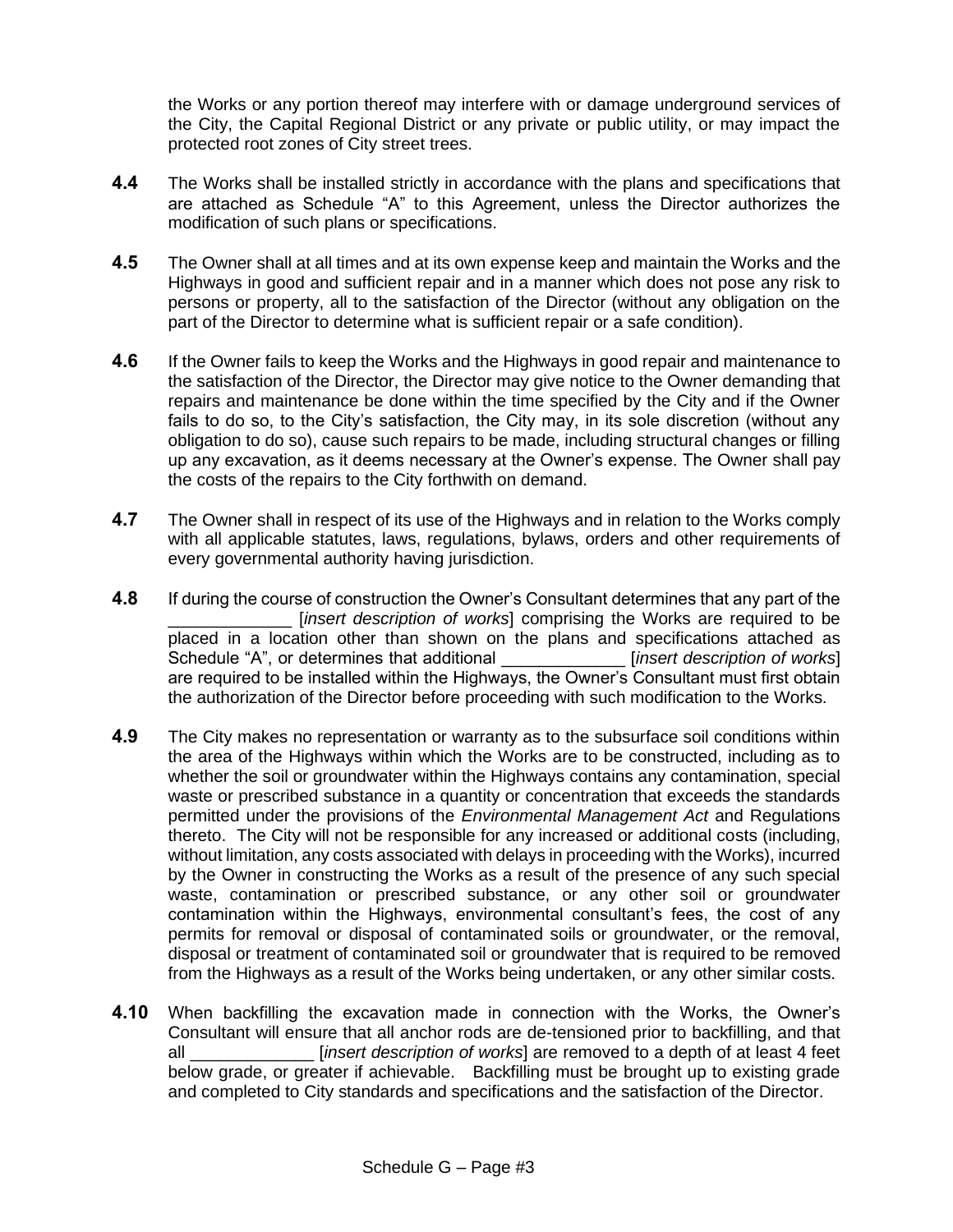the Works or any portion thereof may interfere with or damage underground services of the City, the Capital Regional District or any private or public utility, or may impact the protected root zones of City street trees.

**4.4** The Works shall be installed strictly in accordance with the plans and specifications that are attached as Schedule "A" to this Agreement, unless the Director authorizes the modification of such plans or specifications.

**4.5** The Owner shall at all times and at its own expense keep and maintain the Works and the Highways in good and sufficient repair and in a manner which does not pose any risk to persons or property, all to the satisfaction of the Director (without any obligation on the part of the Director to determine what is sufficient repair or a safe condition).

**4.6** If the Owner fails to keep the Works and the Highways in good repair and maintenance to the satisfaction of the Director, the Director may give notice to the Owner demanding that repairs and maintenance be done within the time specified by the City and if the Owner fails to do so, to the City's satisfaction, the City may, in its sole discretion (without any obligation to do so), cause such repairs to be made, including structural changes or filling up any excavation, as it deems necessary at the Owner's expense. The Owner shall pay the costs of the repairs to the City forthwith on demand.

**4.7** The Owner shall in respect of its use of the Highways and in relation to the Works comply with all applicable statutes, laws, regulations, bylaws, orders and other requirements of every governmental authority having jurisdiction.

**4.8** If during the course of construction the Owner's Consultant determines that any part of the _____________ [*insert description of works*] comprising the Works are required to be placed in a location other than shown on the plans and specifications attached as Schedule "A", or determines that additional _____________ [*insert description of works*] are required to be installed within the Highways, the Owner's Consultant must first obtain the authorization of the Director before proceeding with such modification to the Works.

**4.9** The City makes no representation or warranty as to the subsurface soil conditions within the area of the Highways within which the Works are to be constructed, including as to whether the soil or groundwater within the Highways contains any contamination, special waste or prescribed substance in a quantity or concentration that exceeds the standards permitted under the provisions of the *Environmental Management Act* and Regulations thereto. The City will not be responsible for any increased or additional costs (including, without limitation, any costs associated with delays in proceeding with the Works), incurred by the Owner in constructing the Works as a result of the presence of any such special waste, contamination or prescribed substance, or any other soil or groundwater contamination within the Highways, environmental consultant's fees, the cost of any permits for removal or disposal of contaminated soils or groundwater, or the removal, disposal or treatment of contaminated soil or groundwater that is required to be removed from the Highways as a result of the Works being undertaken, or any other similar costs.

**4.10** When backfilling the excavation made in connection with the Works, the Owner's Consultant will ensure that all anchor rods are de-tensioned prior to backfilling, and that all _____________ [*insert description of works*] are removed to a depth of at least 4 feet below grade, or greater if achievable. Backfilling must be brought up to existing grade and completed to City standards and specifications and the satisfaction of the Director.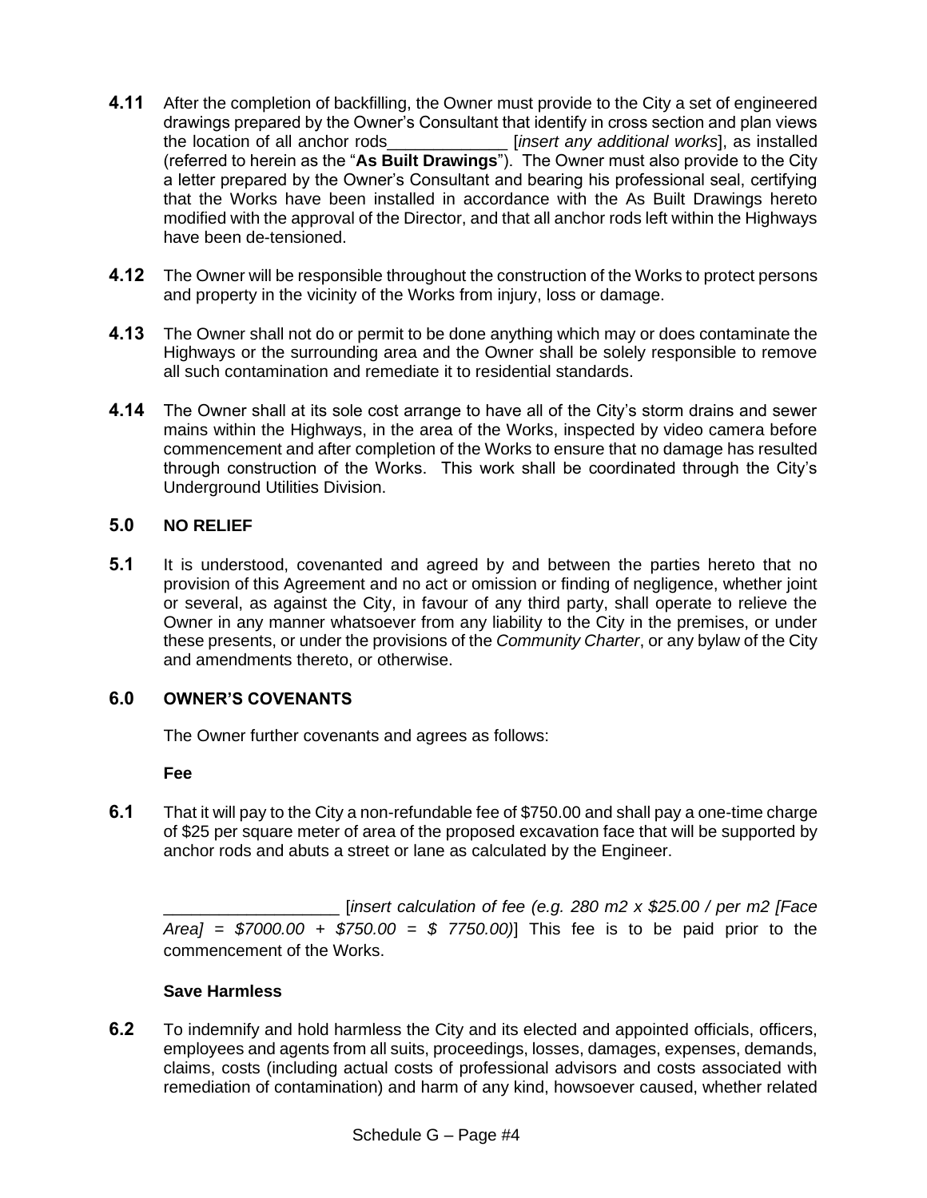**4.11** After the completion of backfilling, the Owner must provide to the City a set of engineered drawings prepared by the Owner's Consultant that identify in cross section and plan views the location of all anchor rods_____________ [*insert any additional works*], as installed (referred to herein as the "**As Built Drawings**"). The Owner must also provide to the City a letter prepared by the Owner's Consultant and bearing his professional seal, certifying that the Works have been installed in accordance with the As Built Drawings hereto modified with the approval of the Director, and that all anchor rods left within the Highways have been de-tensioned.

**4.12** The Owner will be responsible throughout the construction of the Works to protect persons and property in the vicinity of the Works from injury, loss or damage.

**4.13** The Owner shall not do or permit to be done anything which may or does contaminate the Highways or the surrounding area and the Owner shall be solely responsible to remove all such contamination and remediate it to residential standards.

**4.14** The Owner shall at its sole cost arrange to have all of the City's storm drains and sewer mains within the Highways, in the area of the Works, inspected by video camera before commencement and after completion of the Works to ensure that no damage has resulted through construction of the Works. This work shall be coordinated through the City's Underground Utilities Division.

## 5.0 NO RELIEF

**5.1** It is understood, covenanted and agreed by and between the parties hereto that no provision of this Agreement and no act or omission or finding of negligence, whether joint or several, as against the City, in favour of any third party, shall operate to relieve the Owner in any manner whatsoever from any liability to the City in the premises, or under these presents, or under the provisions of the *Community Charter*, or any bylaw of the City and amendments thereto, or otherwise.

## 6.0 OWNER'S COVENANTS

The Owner further covenants and agrees as follows:

**Fee**

**6.1** That it will pay to the City a non-refundable fee of $750.00 and shall pay a one-time charge of $25 per square meter of area of the proposed excavation face that will be supported by anchor rods and abuts a street or lane as calculated by the Engineer.

__________________ [*insert calculation of fee (e.g. 280 m2 x $25.00 / per m2 [Face Area] = $7000.00 + $750.00 = $ 7750.00)*] This fee is to be paid prior to the commencement of the Works.

**Save Harmless**

**6.2** To indemnify and hold harmless the City and its elected and appointed officials, officers, employees and agents from all suits, proceedings, losses, damages, expenses, demands, claims, costs (including actual costs of professional advisors and costs associated with remediation of contamination) and harm of any kind, howsoever caused, whether related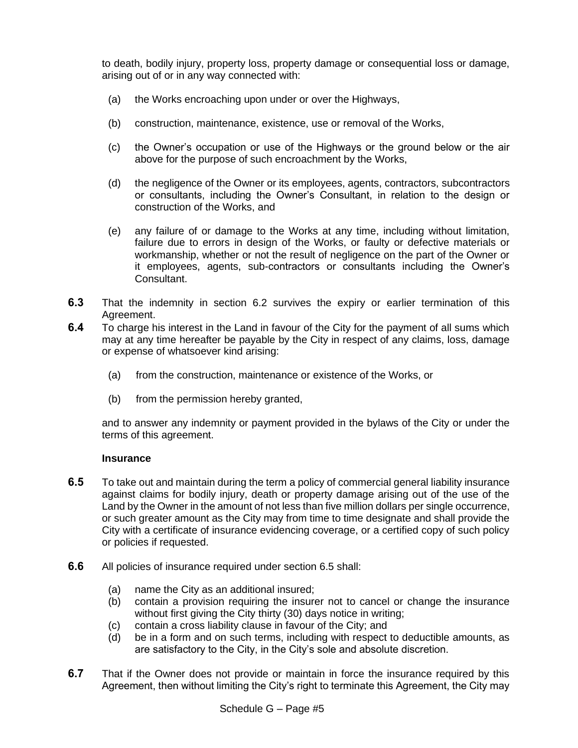to death, bodily injury, property loss, property damage or consequential loss or damage, arising out of or in any way connected with:

(a) the Works encroaching upon under or over the Highways,

(b) construction, maintenance, existence, use or removal of the Works,

(c) the Owner's occupation or use of the Highways or the ground below or the air above for the purpose of such encroachment by the Works,

(d) the negligence of the Owner or its employees, agents, contractors, subcontractors or consultants, including the Owner's Consultant, in relation to the design or construction of the Works, and

(e) any failure of or damage to the Works at any time, including without limitation, failure due to errors in design of the Works, or faulty or defective materials or workmanship, whether or not the result of negligence on the part of the Owner or it employees, agents, sub-contractors or consultants including the Owner's Consultant.

**6.3** That the indemnity in section 6.2 survives the expiry or earlier termination of this Agreement.

**6.4** To charge his interest in the Land in favour of the City for the payment of all sums which may at any time hereafter be payable by the City in respect of any claims, loss, damage or expense of whatsoever kind arising:

(a) from the construction, maintenance or existence of the Works, or

(b) from the permission hereby granted,

and to answer any indemnity or payment provided in the bylaws of the City or under the terms of this agreement.

**Insurance**

**6.5** To take out and maintain during the term a policy of commercial general liability insurance against claims for bodily injury, death or property damage arising out of the use of the Land by the Owner in the amount of not less than five million dollars per single occurrence, or such greater amount as the City may from time to time designate and shall provide the City with a certificate of insurance evidencing coverage, or a certified copy of such policy or policies if requested.

**6.6** All policies of insurance required under section 6.5 shall:

(a) name the City as an additional insured;
(b) contain a provision requiring the insurer not to cancel or change the insurance without first giving the City thirty (30) days notice in writing;
(c) contain a cross liability clause in favour of the City; and
(d) be in a form and on such terms, including with respect to deductible amounts, as are satisfactory to the City, in the City's sole and absolute discretion.

**6.7** That if the Owner does not provide or maintain in force the insurance required by this Agreement, then without limiting the City's right to terminate this Agreement, the City may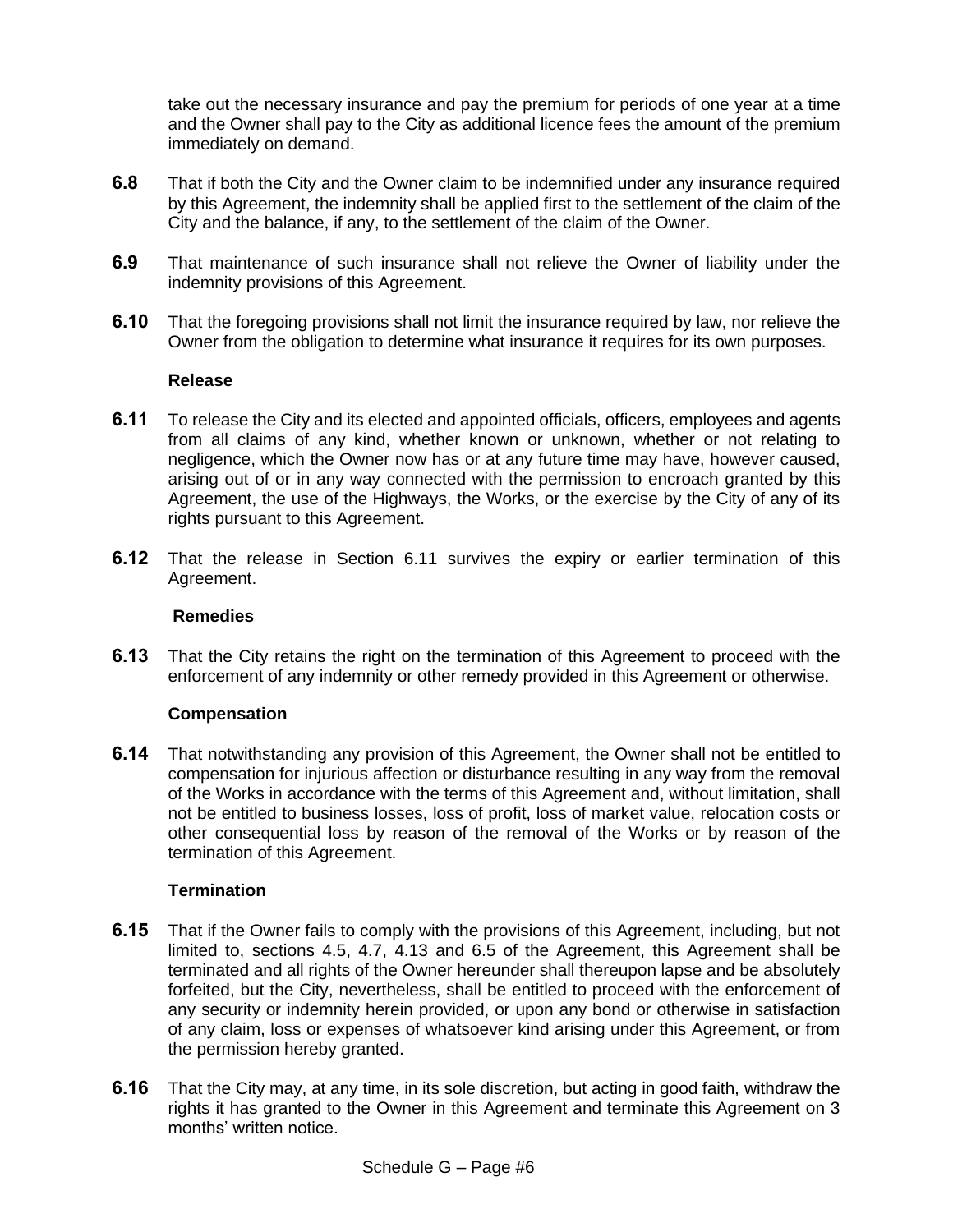take out the necessary insurance and pay the premium for periods of one year at a time and the Owner shall pay to the City as additional licence fees the amount of the premium immediately on demand.

**6.8** That if both the City and the Owner claim to be indemnified under any insurance required by this Agreement, the indemnity shall be applied first to the settlement of the claim of the City and the balance, if any, to the settlement of the claim of the Owner.

**6.9** That maintenance of such insurance shall not relieve the Owner of liability under the indemnity provisions of this Agreement.

**6.10** That the foregoing provisions shall not limit the insurance required by law, nor relieve the Owner from the obligation to determine what insurance it requires for its own purposes.

**Release**

**6.11** To release the City and its elected and appointed officials, officers, employees and agents from all claims of any kind, whether known or unknown, whether or not relating to negligence, which the Owner now has or at any future time may have, however caused, arising out of or in any way connected with the permission to encroach granted by this Agreement, the use of the Highways, the Works, or the exercise by the City of any of its rights pursuant to this Agreement.

**6.12** That the release in Section 6.11 survives the expiry or earlier termination of this Agreement.

**Remedies**

**6.13** That the City retains the right on the termination of this Agreement to proceed with the enforcement of any indemnity or other remedy provided in this Agreement or otherwise.

**Compensation**

**6.14** That notwithstanding any provision of this Agreement, the Owner shall not be entitled to compensation for injurious affection or disturbance resulting in any way from the removal of the Works in accordance with the terms of this Agreement and, without limitation, shall not be entitled to business losses, loss of profit, loss of market value, relocation costs or other consequential loss by reason of the removal of the Works or by reason of the termination of this Agreement.

**Termination**

**6.15** That if the Owner fails to comply with the provisions of this Agreement, including, but not limited to, sections 4.5, 4.7, 4.13 and 6.5 of the Agreement, this Agreement shall be terminated and all rights of the Owner hereunder shall thereupon lapse and be absolutely forfeited, but the City, nevertheless, shall be entitled to proceed with the enforcement of any security or indemnity herein provided, or upon any bond or otherwise in satisfaction of any claim, loss or expenses of whatsoever kind arising under this Agreement, or from the permission hereby granted.

**6.16** That the City may, at any time, in its sole discretion, but acting in good faith, withdraw the rights it has granted to the Owner in this Agreement and terminate this Agreement on 3 months' written notice.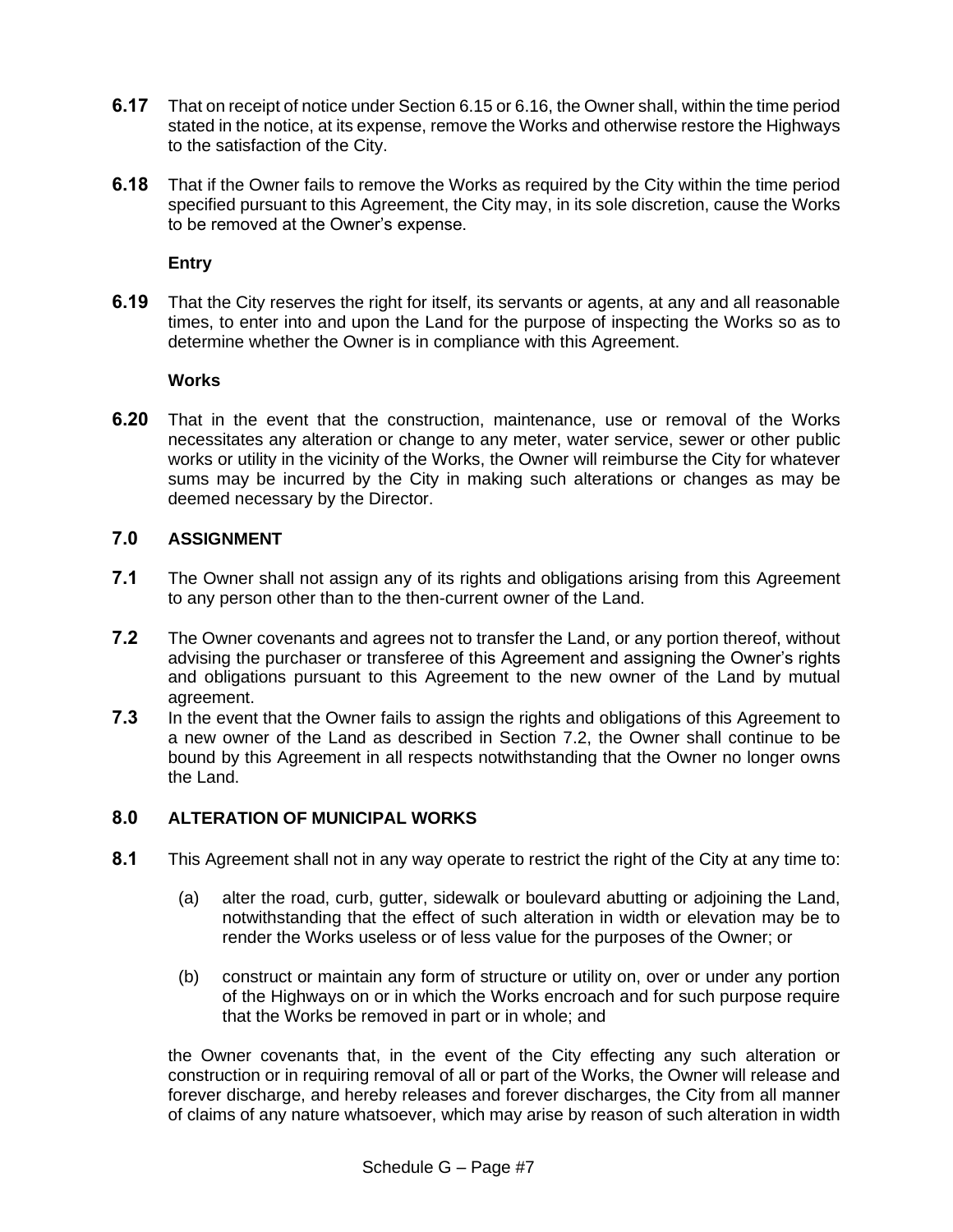**6.17** That on receipt of notice under Section 6.15 or 6.16, the Owner shall, within the time period stated in the notice, at its expense, remove the Works and otherwise restore the Highways to the satisfaction of the City.

**6.18** That if the Owner fails to remove the Works as required by the City within the time period specified pursuant to this Agreement, the City may, in its sole discretion, cause the Works to be removed at the Owner's expense.

**Entry**

**6.19** That the City reserves the right for itself, its servants or agents, at any and all reasonable times, to enter into and upon the Land for the purpose of inspecting the Works so as to determine whether the Owner is in compliance with this Agreement.

**Works**

**6.20** That in the event that the construction, maintenance, use or removal of the Works necessitates any alteration or change to any meter, water service, sewer or other public works or utility in the vicinity of the Works, the Owner will reimburse the City for whatever sums may be incurred by the City in making such alterations or changes as may be deemed necessary by the Director.

## 7.0 ASSIGNMENT

**7.1** The Owner shall not assign any of its rights and obligations arising from this Agreement to any person other than to the then-current owner of the Land.

**7.2** The Owner covenants and agrees not to transfer the Land, or any portion thereof, without advising the purchaser or transferee of this Agreement and assigning the Owner's rights and obligations pursuant to this Agreement to the new owner of the Land by mutual agreement.

**7.3** In the event that the Owner fails to assign the rights and obligations of this Agreement to a new owner of the Land as described in Section 7.2, the Owner shall continue to be bound by this Agreement in all respects notwithstanding that the Owner no longer owns the Land.

## 8.0 ALTERATION OF MUNICIPAL WORKS

**8.1** This Agreement shall not in any way operate to restrict the right of the City at any time to:

(a) alter the road, curb, gutter, sidewalk or boulevard abutting or adjoining the Land, notwithstanding that the effect of such alteration in width or elevation may be to render the Works useless or of less value for the purposes of the Owner; or

(b) construct or maintain any form of structure or utility on, over or under any portion of the Highways on or in which the Works encroach and for such purpose require that the Works be removed in part or in whole; and

the Owner covenants that, in the event of the City effecting any such alteration or construction or in requiring removal of all or part of the Works, the Owner will release and forever discharge, and hereby releases and forever discharges, the City from all manner of claims of any nature whatsoever, which may arise by reason of such alteration in width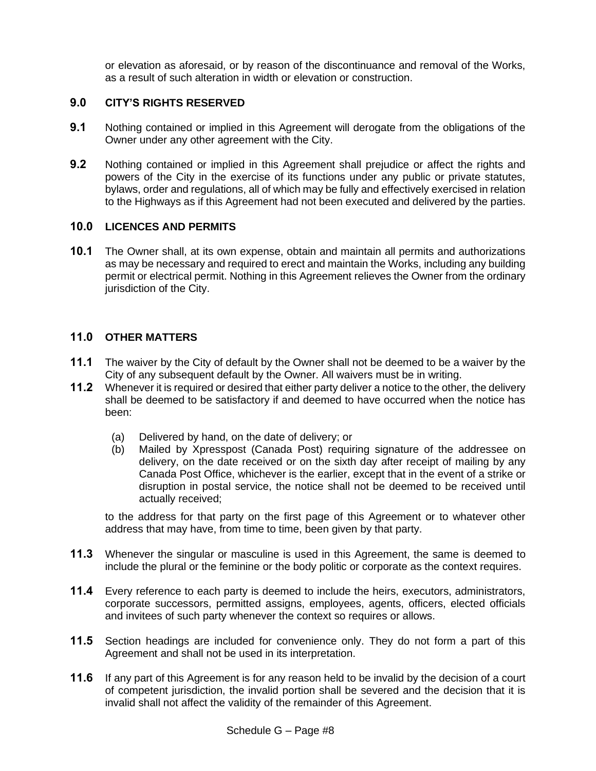or elevation as aforesaid, or by reason of the discontinuance and removal of the Works, as a result of such alteration in width or elevation or construction.

## 9.0 CITY'S RIGHTS RESERVED

**9.1** Nothing contained or implied in this Agreement will derogate from the obligations of the Owner under any other agreement with the City.

**9.2** Nothing contained or implied in this Agreement shall prejudice or affect the rights and powers of the City in the exercise of its functions under any public or private statutes, bylaws, order and regulations, all of which may be fully and effectively exercised in relation to the Highways as if this Agreement had not been executed and delivered by the parties.

## 10.0 LICENCES AND PERMITS

**10.1** The Owner shall, at its own expense, obtain and maintain all permits and authorizations as may be necessary and required to erect and maintain the Works, including any building permit or electrical permit. Nothing in this Agreement relieves the Owner from the ordinary jurisdiction of the City.

## 11.0 OTHER MATTERS

**11.1** The waiver by the City of default by the Owner shall not be deemed to be a waiver by the City of any subsequent default by the Owner. All waivers must be in writing.

**11.2** Whenever it is required or desired that either party deliver a notice to the other, the delivery shall be deemed to be satisfactory if and deemed to have occurred when the notice has been:

(a) Delivered by hand, on the date of delivery; or

(b) Mailed by Xpresspost (Canada Post) requiring signature of the addressee on delivery, on the date received or on the sixth day after receipt of mailing by any Canada Post Office, whichever is the earlier, except that in the event of a strike or disruption in postal service, the notice shall not be deemed to be received until actually received;

to the address for that party on the first page of this Agreement or to whatever other address that may have, from time to time, been given by that party.

**11.3** Whenever the singular or masculine is used in this Agreement, the same is deemed to include the plural or the feminine or the body politic or corporate as the context requires.

**11.4** Every reference to each party is deemed to include the heirs, executors, administrators, corporate successors, permitted assigns, employees, agents, officers, elected officials and invitees of such party whenever the context so requires or allows.

**11.5** Section headings are included for convenience only. They do not form a part of this Agreement and shall not be used in its interpretation.

**11.6** If any part of this Agreement is for any reason held to be invalid by the decision of a court of competent jurisdiction, the invalid portion shall be severed and the decision that it is invalid shall not affect the validity of the remainder of this Agreement.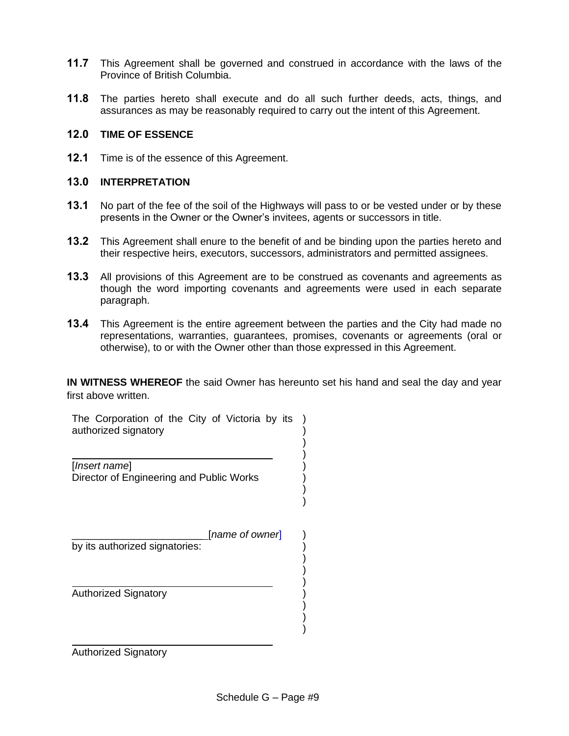**11.7** This Agreement shall be governed and construed in accordance with the laws of the Province of British Columbia.

**11.8** The parties hereto shall execute and do all such further deeds, acts, things, and assurances as may be reasonably required to carry out the intent of this Agreement.

## 12.0 TIME OF ESSENCE

**12.1** Time is of the essence of this Agreement.

## 13.0 INTERPRETATION

**13.1** No part of the fee of the soil of the Highways will pass to or be vested under or by these presents in the Owner or the Owner's invitees, agents or successors in title.

**13.2** This Agreement shall enure to the benefit of and be binding upon the parties hereto and their respective heirs, executors, successors, administrators and permitted assignees.

**13.3** All provisions of this Agreement are to be construed as covenants and agreements as though the word importing covenants and agreements were used in each separate paragraph.

**13.4** This Agreement is the entire agreement between the parties and the City had made no representations, warranties, guarantees, promises, covenants or agreements (oral or otherwise), to or with the Owner other than those expressed in this Agreement.

**IN WITNESS WHEREOF** the said Owner has hereunto set his hand and seal the day and year first above written.

The Corporation of the City of Victoria by its authorized signatory )

______________________________

[*Insert name*]
Director of Engineering and Public Works )

________________________ [*name of owner*] )
by its authorized signatories: )

______________________________
Authorized Signatory )

______________________________
Authorized Signatory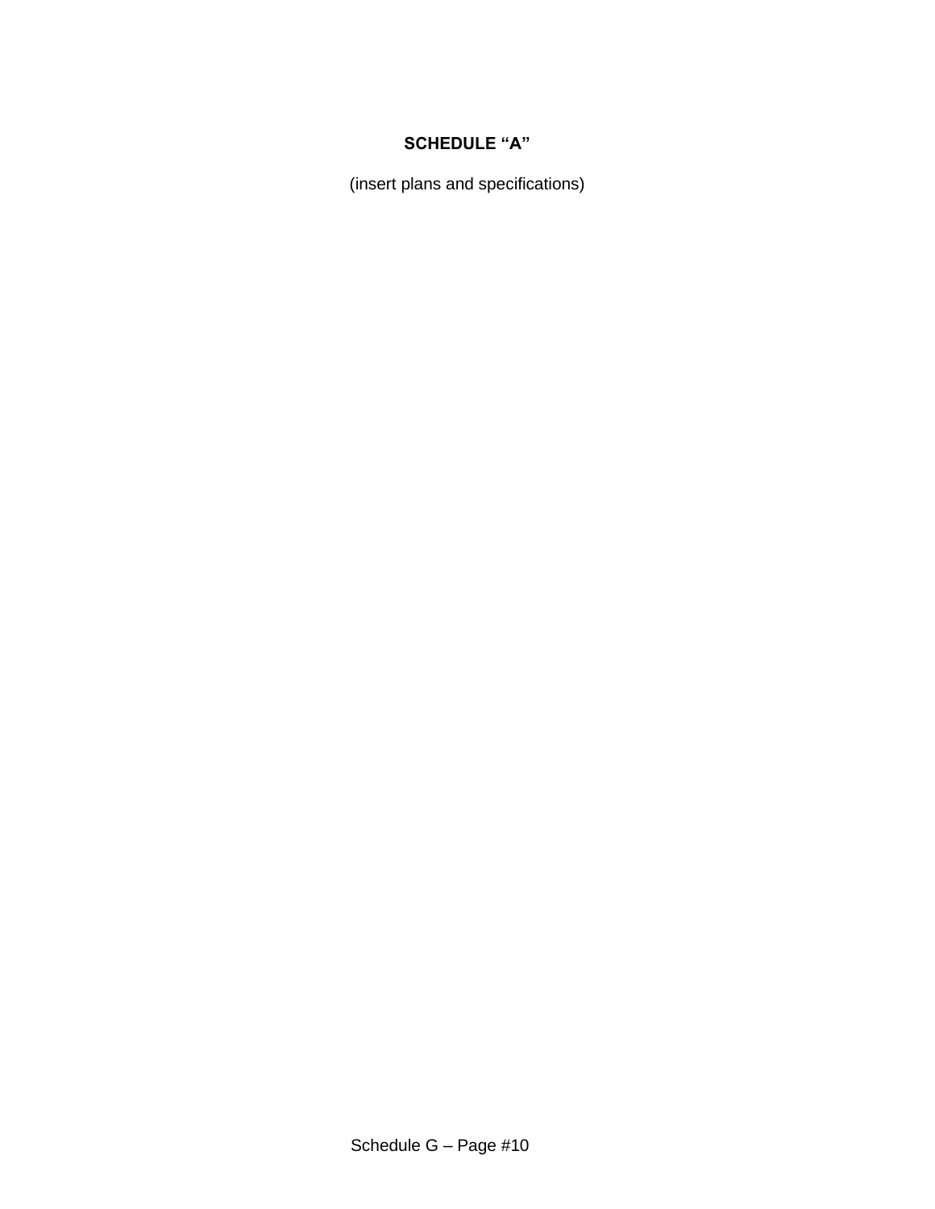## SCHEDULE "A"

(insert plans and specifications)